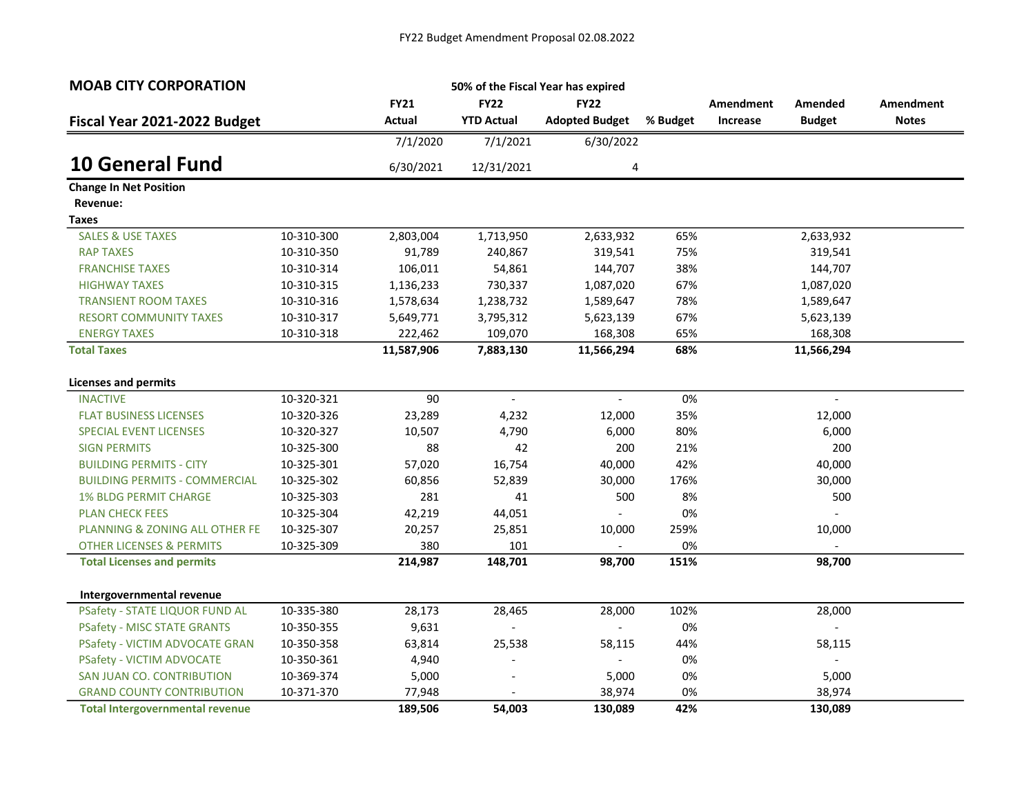FY22 Budget Amendment Proposal 02.08.2022

# MOAB CITY CORPORATION

## Fiscal Year 2021-2022 Budget

50% of the Fiscal Year has expired

## 10 General Fund

| | | FY21 Actual | FY22 YTD Actual | FY22 Adopted Budget | % Budget | Amendment Increase | Amended Budget | Amendment Notes |
|---|---|---|---|---|---|---|---|---|
| | | 7/1/2020 | 7/1/2021 | 6/30/2022 | | | | |
| | | 6/30/2021 | 12/31/2021 | 4 | | | | |
| **Change In Net Position** | | | | | | | | |
| **Revenue:** | | | | | | | | |
| **Taxes** | | | | | | | | |
| SALES & USE TAXES | 10-310-300 | 2,803,004 | 1,713,950 | 2,633,932 | 65% | | 2,633,932 | |
| RAP TAXES | 10-310-350 | 91,789 | 240,867 | 319,541 | 75% | | 319,541 | |
| FRANCHISE TAXES | 10-310-314 | 106,011 | 54,861 | 144,707 | 38% | | 144,707 | |
| HIGHWAY TAXES | 10-310-315 | 1,136,233 | 730,337 | 1,087,020 | 67% | | 1,087,020 | |
| TRANSIENT ROOM TAXES | 10-310-316 | 1,578,634 | 1,238,732 | 1,589,647 | 78% | | 1,589,647 | |
| RESORT COMMUNITY TAXES | 10-310-317 | 5,649,771 | 3,795,312 | 5,623,139 | 67% | | 5,623,139 | |
| ENERGY TAXES | 10-310-318 | 222,462 | 109,070 | 168,308 | 65% | | 168,308 | |
| **Total Taxes** | | **11,587,906** | **7,883,130** | **11,566,294** | **68%** | | **11,566,294** | |
| **Licenses and permits** | | | | | | | | |
| INACTIVE | 10-320-321 | 90 | - | - | 0% | | - | |
| FLAT BUSINESS LICENSES | 10-320-326 | 23,289 | 4,232 | 12,000 | 35% | | 12,000 | |
| SPECIAL EVENT LICENSES | 10-320-327 | 10,507 | 4,790 | 6,000 | 80% | | 6,000 | |
| SIGN PERMITS | 10-325-300 | 88 | 42 | 200 | 21% | | 200 | |
| BUILDING PERMITS - CITY | 10-325-301 | 57,020 | 16,754 | 40,000 | 42% | | 40,000 | |
| BUILDING PERMITS - COMMERCIAL | 10-325-302 | 60,856 | 52,839 | 30,000 | 176% | | 30,000 | |
| 1% BLDG PERMIT CHARGE | 10-325-303 | 281 | 41 | 500 | 8% | | 500 | |
| PLAN CHECK FEES | 10-325-304 | 42,219 | 44,051 | - | 0% | | - | |
| PLANNING & ZONING ALL OTHER FE | 10-325-307 | 20,257 | 25,851 | 10,000 | 259% | | 10,000 | |
| OTHER LICENSES & PERMITS | 10-325-309 | 380 | 101 | - | 0% | | - | |
| **Total Licenses and permits** | | **214,987** | **148,701** | **98,700** | **151%** | | **98,700** | |
| **Intergovernmental revenue** | | | | | | | | |
| PSafety - STATE LIQUOR FUND AL | 10-335-380 | 28,173 | 28,465 | 28,000 | 102% | | 28,000 | |
| PSafety - MISC STATE GRANTS | 10-350-355 | 9,631 | - | - | 0% | | - | |
| PSafety - VICTIM ADVOCATE GRAN | 10-350-358 | 63,814 | 25,538 | 58,115 | 44% | | 58,115 | |
| PSafety - VICTIM ADVOCATE | 10-350-361 | 4,940 | - | - | 0% | | - | |
| SAN JUAN CO. CONTRIBUTION | 10-369-374 | 5,000 | - | 5,000 | 0% | | 5,000 | |
| GRAND COUNTY CONTRIBUTION | 10-371-370 | 77,948 | - | 38,974 | 0% | | 38,974 | |
| **Total Intergovernmental revenue** | | **189,506** | **54,003** | **130,089** | **42%** | | **130,089** | |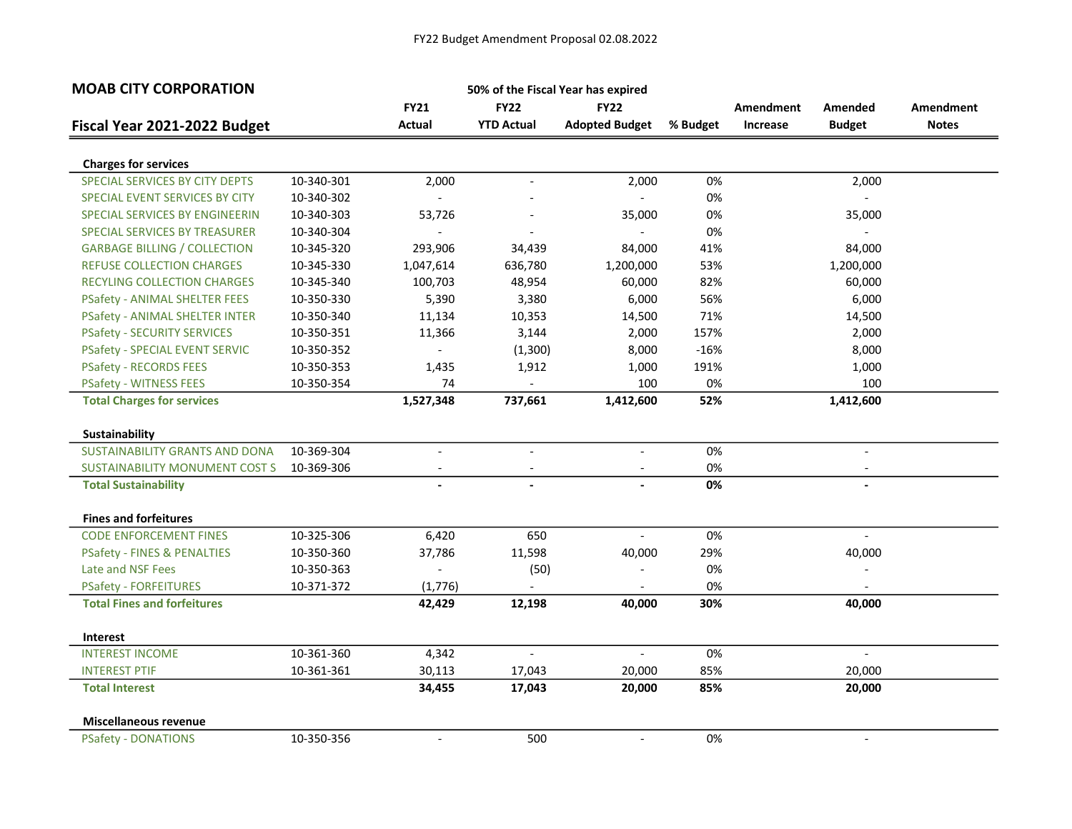FY22 Budget Amendment Proposal 02.08.2022

**MOAB CITY CORPORATION**

**50% of the Fiscal Year has expired**

| **Fiscal Year 2021-2022 Budget** | | **FY21 Actual** | **FY22 YTD Actual** | **FY22 Adopted Budget** | **% Budget** | **Amendment Increase** | **Amended Budget** | **Amendment Notes** |
|---|---|---|---|---|---|---|---|---|
| **Charges for services** | | | | | | | | |
| SPECIAL SERVICES BY CITY DEPTS | 10-340-301 | 2,000 | - | 2,000 | 0% | | 2,000 | |
| SPECIAL EVENT SERVICES BY CITY | 10-340-302 | - | - | - | 0% | | - | |
| SPECIAL SERVICES BY ENGINEERIN | 10-340-303 | 53,726 | - | 35,000 | 0% | | 35,000 | |
| SPECIAL SERVICES BY TREASURER | 10-340-304 | - | - | - | 0% | | - | |
| GARBAGE BILLING / COLLECTION | 10-345-320 | 293,906 | 34,439 | 84,000 | 41% | | 84,000 | |
| REFUSE COLLECTION CHARGES | 10-345-330 | 1,047,614 | 636,780 | 1,200,000 | 53% | | 1,200,000 | |
| RECYLING COLLECTION CHARGES | 10-345-340 | 100,703 | 48,954 | 60,000 | 82% | | 60,000 | |
| PSafety - ANIMAL SHELTER FEES | 10-350-330 | 5,390 | 3,380 | 6,000 | 56% | | 6,000 | |
| PSafety - ANIMAL SHELTER INTER | 10-350-340 | 11,134 | 10,353 | 14,500 | 71% | | 14,500 | |
| PSafety - SECURITY SERVICES | 10-350-351 | 11,366 | 3,144 | 2,000 | 157% | | 2,000 | |
| PSafety - SPECIAL EVENT SERVIC | 10-350-352 | - | (1,300) | 8,000 | -16% | | 8,000 | |
| PSafety - RECORDS FEES | 10-350-353 | 1,435 | 1,912 | 1,000 | 191% | | 1,000 | |
| PSafety - WITNESS FEES | 10-350-354 | 74 | - | 100 | 0% | | 100 | |
| **Total Charges for services** | | **1,527,348** | **737,661** | **1,412,600** | **52%** | | **1,412,600** | |
| **Sustainability** | | | | | | | | |
| SUSTAINABILITY GRANTS AND DONA | 10-369-304 | - | - | - | 0% | | - | |
| SUSTAINABILITY MONUMENT COST S | 10-369-306 | - | - | - | 0% | | - | |
| **Total Sustainability** | | **-** | **-** | **-** | **0%** | | **-** | |
| **Fines and forfeitures** | | | | | | | | |
| CODE ENFORCEMENT FINES | 10-325-306 | 6,420 | 650 | - | 0% | | - | |
| PSafety - FINES & PENALTIES | 10-350-360 | 37,786 | 11,598 | 40,000 | 29% | | 40,000 | |
| Late and NSF Fees | 10-350-363 | - | (50) | - | 0% | | - | |
| PSafety - FORFEITURES | 10-371-372 | (1,776) | - | - | 0% | | - | |
| **Total Fines and forfeitures** | | **42,429** | **12,198** | **40,000** | **30%** | | **40,000** | |
| **Interest** | | | | | | | | |
| INTEREST INCOME | 10-361-360 | 4,342 | - | - | 0% | | - | |
| INTEREST PTIF | 10-361-361 | 30,113 | 17,043 | 20,000 | 85% | | 20,000 | |
| **Total Interest** | | **34,455** | **17,043** | **20,000** | **85%** | | **20,000** | |
| **Miscellaneous revenue** | | | | | | | | |
| PSafety - DONATIONS | 10-350-356 | - | 500 | - | 0% | | - | |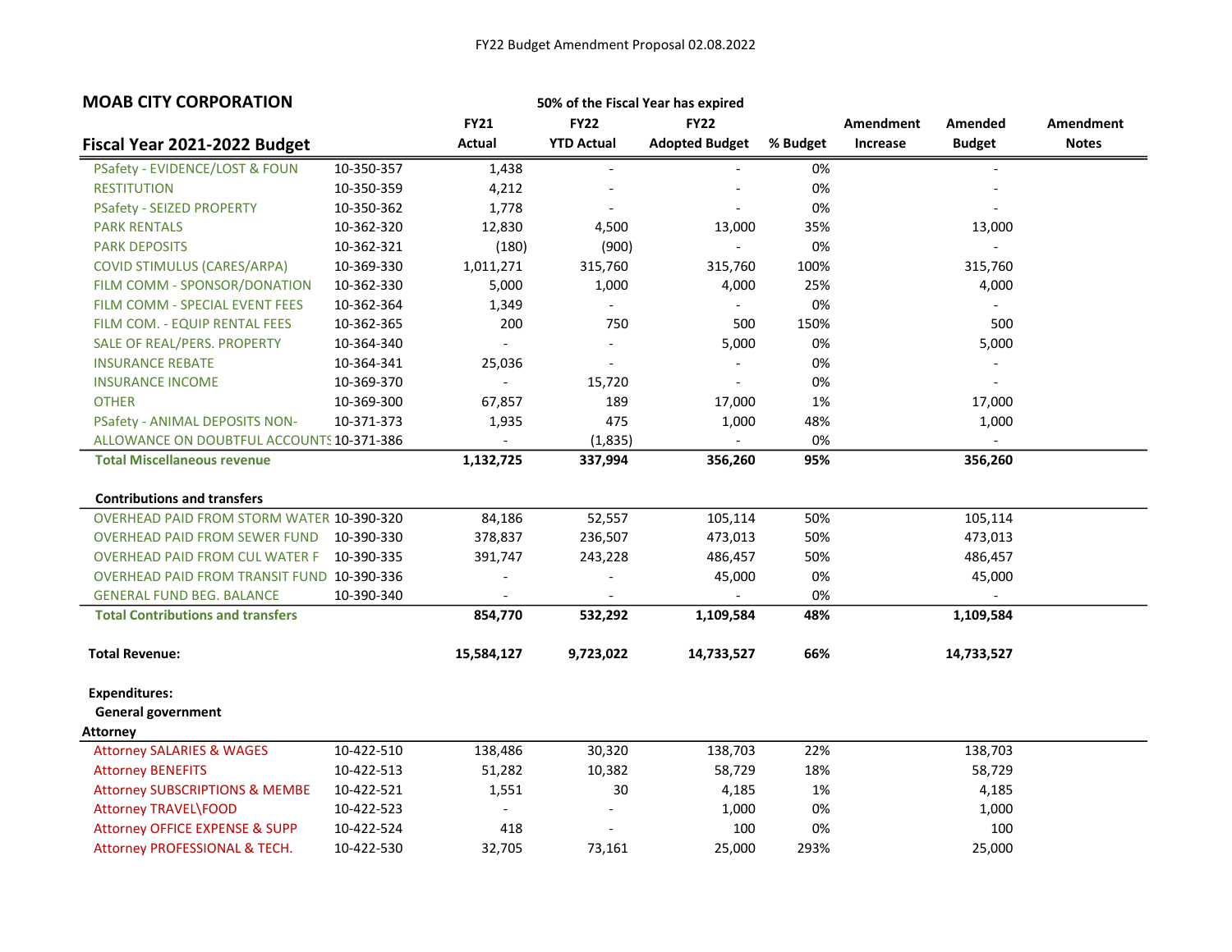FY22 Budget Amendment Proposal 02.08.2022

## MOAB CITY CORPORATION

**50% of the Fiscal Year has expired**

| **Fiscal Year 2021-2022 Budget** | | **FY21 Actual** | **FY22 YTD Actual** | **FY22 Adopted Budget** | **% Budget** | **Amendment Increase** | **Amended Budget** | **Amendment Notes** |
|---|---|---|---|---|---|---|---|---|
| PSafety - EVIDENCE/LOST & FOUN | 10-350-357 | 1,438 | - | - | 0% | | - | |
| RESTITUTION | 10-350-359 | 4,212 | - | - | 0% | | - | |
| PSafety - SEIZED PROPERTY | 10-350-362 | 1,778 | - | - | 0% | | - | |
| PARK RENTALS | 10-362-320 | 12,830 | 4,500 | 13,000 | 35% | | 13,000 | |
| PARK DEPOSITS | 10-362-321 | (180) | (900) | - | 0% | | - | |
| COVID STIMULUS (CARES/ARPA) | 10-369-330 | 1,011,271 | 315,760 | 315,760 | 100% | | 315,760 | |
| FILM COMM - SPONSOR/DONATION | 10-362-330 | 5,000 | 1,000 | 4,000 | 25% | | 4,000 | |
| FILM COMM - SPECIAL EVENT FEES | 10-362-364 | 1,349 | - | - | 0% | | - | |
| FILM COM. - EQUIP RENTAL FEES | 10-362-365 | 200 | 750 | 500 | 150% | | 500 | |
| SALE OF REAL/PERS. PROPERTY | 10-364-340 | - | - | 5,000 | 0% | | 5,000 | |
| INSURANCE REBATE | 10-364-341 | 25,036 | - | - | 0% | | - | |
| INSURANCE INCOME | 10-369-370 | - | 15,720 | - | 0% | | - | |
| OTHER | 10-369-300 | 67,857 | 189 | 17,000 | 1% | | 17,000 | |
| PSafety - ANIMAL DEPOSITS NON- | 10-371-373 | 1,935 | 475 | 1,000 | 48% | | 1,000 | |
| ALLOWANCE ON DOUBTFUL ACCOUNTS | 10-371-386 | - | (1,835) | - | 0% | | - | |
| **Total Miscellaneous revenue** | | **1,132,725** | **337,994** | **356,260** | **95%** | | **356,260** | |
| | | | | | | | | |
| **Contributions and transfers** | | | | | | | | |
| OVERHEAD PAID FROM STORM WATER | 10-390-320 | 84,186 | 52,557 | 105,114 | 50% | | 105,114 | |
| OVERHEAD PAID FROM SEWER FUND | 10-390-330 | 378,837 | 236,507 | 473,013 | 50% | | 473,013 | |
| OVERHEAD PAID FROM CUL WATER F | 10-390-335 | 391,747 | 243,228 | 486,457 | 50% | | 486,457 | |
| OVERHEAD PAID FROM TRANSIT FUND | 10-390-336 | - | - | 45,000 | 0% | | 45,000 | |
| GENERAL FUND BEG. BALANCE | 10-390-340 | - | - | - | 0% | | - | |
| **Total Contributions and transfers** | | **854,770** | **532,292** | **1,109,584** | **48%** | | **1,109,584** | |
| | | | | | | | | |
| **Total Revenue:** | | **15,584,127** | **9,723,022** | **14,733,527** | **66%** | | **14,733,527** | |
| | | | | | | | | |
| **Expenditures:** | | | | | | | | |
| **General government** | | | | | | | | |
| **Attorney** | | | | | | | | |
| Attorney SALARIES & WAGES | 10-422-510 | 138,486 | 30,320 | 138,703 | 22% | | 138,703 | |
| Attorney BENEFITS | 10-422-513 | 51,282 | 10,382 | 58,729 | 18% | | 58,729 | |
| Attorney SUBSCRIPTIONS & MEMBE | 10-422-521 | 1,551 | 30 | 4,185 | 1% | | 4,185 | |
| Attorney TRAVEL\FOOD | 10-422-523 | - | - | 1,000 | 0% | | 1,000 | |
| Attorney OFFICE EXPENSE & SUPP | 10-422-524 | 418 | - | 100 | 0% | | 100 | |
| Attorney PROFESSIONAL & TECH. | 10-422-530 | 32,705 | 73,161 | 25,000 | 293% | | 25,000 | |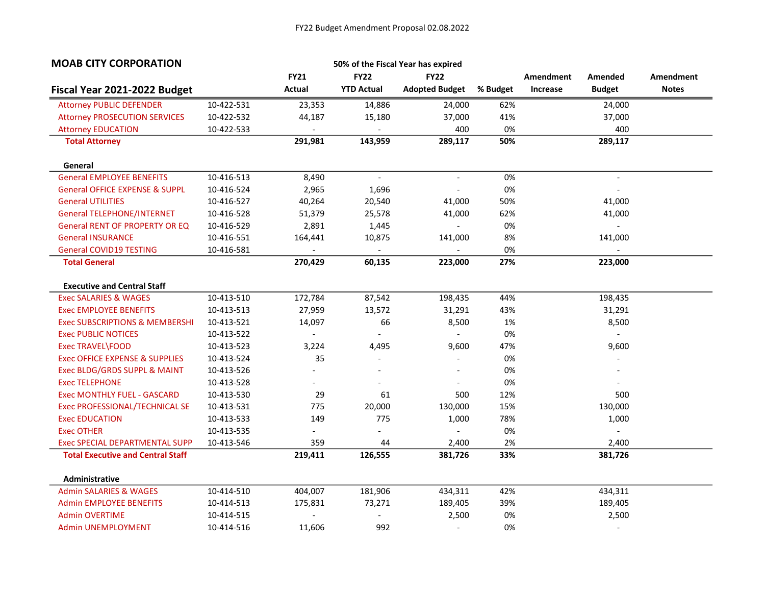FY22 Budget Amendment Proposal 02.08.2022

## MOAB CITY CORPORATION

| Fiscal Year 2021-2022 Budget | | FY21 Actual | FY22 YTD Actual | FY22 Adopted Budget | % Budget | Amendment Increase | Amended Budget | Amendment Notes |
|---|---|---|---|---|---|---|---|---|
| | | | 50% of the Fiscal Year has expired | | | | | |
| Attorney PUBLIC DEFENDER | 10-422-531 | 23,353 | 14,886 | 24,000 | 62% | | 24,000 | |
| Attorney PROSECUTION SERVICES | 10-422-532 | 44,187 | 15,180 | 37,000 | 41% | | 37,000 | |
| Attorney EDUCATION | 10-422-533 | - | - | 400 | 0% | | 400 | |
| **Total Attorney** | | **291,981** | **143,959** | **289,117** | **50%** | | **289,117** | |
| **General** | | | | | | | | |
| General EMPLOYEE BENEFITS | 10-416-513 | 8,490 | - | - | 0% | | - | |
| General OFFICE EXPENSE & SUPPL | 10-416-524 | 2,965 | 1,696 | - | 0% | | - | |
| General UTILITIES | 10-416-527 | 40,264 | 20,540 | 41,000 | 50% | | 41,000 | |
| General TELEPHONE/INTERNET | 10-416-528 | 51,379 | 25,578 | 41,000 | 62% | | 41,000 | |
| General RENT OF PROPERTY OR EQ | 10-416-529 | 2,891 | 1,445 | - | 0% | | - | |
| General INSURANCE | 10-416-551 | 164,441 | 10,875 | 141,000 | 8% | | 141,000 | |
| General COVID19 TESTING | 10-416-581 | - | - | - | 0% | | - | |
| **Total General** | | **270,429** | **60,135** | **223,000** | **27%** | | **223,000** | |
| **Executive and Central Staff** | | | | | | | | |
| Exec SALARIES & WAGES | 10-413-510 | 172,784 | 87,542 | 198,435 | 44% | | 198,435 | |
| Exec EMPLOYEE BENEFITS | 10-413-513 | 27,959 | 13,572 | 31,291 | 43% | | 31,291 | |
| Exec SUBSCRIPTIONS & MEMBERSHI | 10-413-521 | 14,097 | 66 | 8,500 | 1% | | 8,500 | |
| Exec PUBLIC NOTICES | 10-413-522 | - | - | - | 0% | | - | |
| Exec TRAVEL\FOOD | 10-413-523 | 3,224 | 4,495 | 9,600 | 47% | | 9,600 | |
| Exec OFFICE EXPENSE & SUPPLIES | 10-413-524 | 35 | - | - | 0% | | - | |
| Exec BLDG/GRDS SUPPL & MAINT | 10-413-526 | - | - | - | 0% | | - | |
| Exec TELEPHONE | 10-413-528 | - | - | - | 0% | | - | |
| Exec MONTHLY FUEL - GASCARD | 10-413-530 | 29 | 61 | 500 | 12% | | 500 | |
| Exec PROFESSIONAL/TECHNICAL SE | 10-413-531 | 775 | 20,000 | 130,000 | 15% | | 130,000 | |
| Exec EDUCATION | 10-413-533 | 149 | 775 | 1,000 | 78% | | 1,000 | |
| Exec OTHER | 10-413-535 | - | - | - | 0% | | - | |
| Exec SPECIAL DEPARTMENTAL SUPP | 10-413-546 | 359 | 44 | 2,400 | 2% | | 2,400 | |
| **Total Executive and Central Staff** | | **219,411** | **126,555** | **381,726** | **33%** | | **381,726** | |
| **Administrative** | | | | | | | | |
| Admin SALARIES & WAGES | 10-414-510 | 404,007 | 181,906 | 434,311 | 42% | | 434,311 | |
| Admin EMPLOYEE BENEFITS | 10-414-513 | 175,831 | 73,271 | 189,405 | 39% | | 189,405 | |
| Admin OVERTIME | 10-414-515 | - | - | 2,500 | 0% | | 2,500 | |
| Admin UNEMPLOYMENT | 10-414-516 | 11,606 | 992 | - | 0% | | - | |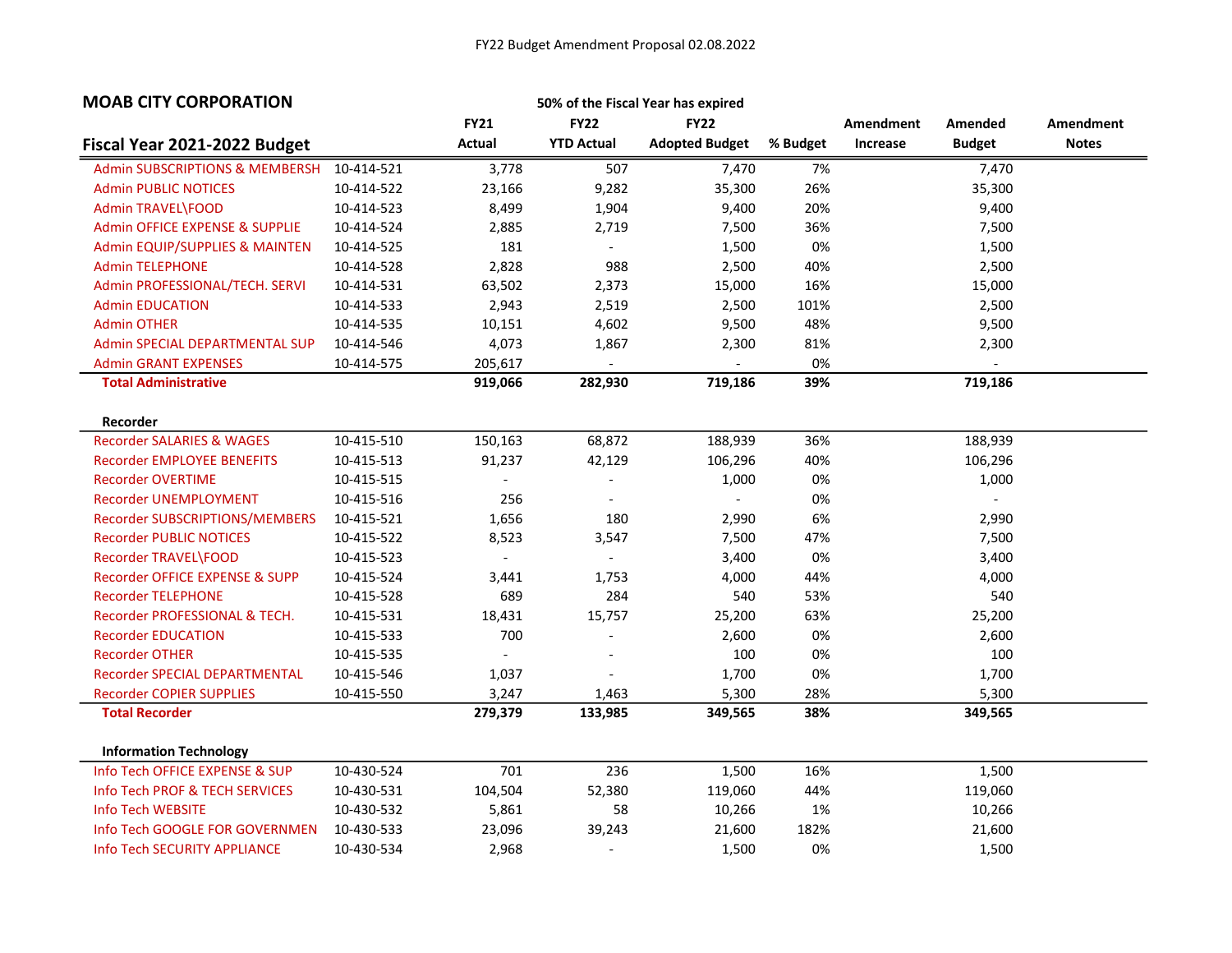FY22 Budget Amendment Proposal 02.08.2022

## MOAB CITY CORPORATION

**50% of the Fiscal Year has expired**

| Fiscal Year 2021-2022 Budget | | FY21 Actual | FY22 YTD Actual | FY22 Adopted Budget | % Budget | Amendment Increase | Amended Budget | Amendment Notes |
|---|---|---|---|---|---|---|---|---|
| Admin SUBSCRIPTIONS & MEMBERSH | 10-414-521 | 3,778 | 507 | 7,470 | 7% | | 7,470 | |
| Admin PUBLIC NOTICES | 10-414-522 | 23,166 | 9,282 | 35,300 | 26% | | 35,300 | |
| Admin TRAVEL\FOOD | 10-414-523 | 8,499 | 1,904 | 9,400 | 20% | | 9,400 | |
| Admin OFFICE EXPENSE & SUPPLIE | 10-414-524 | 2,885 | 2,719 | 7,500 | 36% | | 7,500 | |
| Admin EQUIP/SUPPLIES & MAINTEN | 10-414-525 | 181 | - | 1,500 | 0% | | 1,500 | |
| Admin TELEPHONE | 10-414-528 | 2,828 | 988 | 2,500 | 40% | | 2,500 | |
| Admin PROFESSIONAL/TECH. SERVI | 10-414-531 | 63,502 | 2,373 | 15,000 | 16% | | 15,000 | |
| Admin EDUCATION | 10-414-533 | 2,943 | 2,519 | 2,500 | 101% | | 2,500 | |
| Admin OTHER | 10-414-535 | 10,151 | 4,602 | 9,500 | 48% | | 9,500 | |
| Admin SPECIAL DEPARTMENTAL SUP | 10-414-546 | 4,073 | 1,867 | 2,300 | 81% | | 2,300 | |
| Admin GRANT EXPENSES | 10-414-575 | 205,617 | - | - | 0% | | - | |
| **Total Administrative** | | **919,066** | **282,930** | **719,186** | **39%** | | **719,186** | |
| **Recorder** | | | | | | | | |
| Recorder SALARIES & WAGES | 10-415-510 | 150,163 | 68,872 | 188,939 | 36% | | 188,939 | |
| Recorder EMPLOYEE BENEFITS | 10-415-513 | 91,237 | 42,129 | 106,296 | 40% | | 106,296 | |
| Recorder OVERTIME | 10-415-515 | - | - | 1,000 | 0% | | 1,000 | |
| Recorder UNEMPLOYMENT | 10-415-516 | 256 | - | - | 0% | | - | |
| Recorder SUBSCRIPTIONS/MEMBERS | 10-415-521 | 1,656 | 180 | 2,990 | 6% | | 2,990 | |
| Recorder PUBLIC NOTICES | 10-415-522 | 8,523 | 3,547 | 7,500 | 47% | | 7,500 | |
| Recorder TRAVEL\FOOD | 10-415-523 | - | - | 3,400 | 0% | | 3,400 | |
| Recorder OFFICE EXPENSE & SUPP | 10-415-524 | 3,441 | 1,753 | 4,000 | 44% | | 4,000 | |
| Recorder TELEPHONE | 10-415-528 | 689 | 284 | 540 | 53% | | 540 | |
| Recorder PROFESSIONAL & TECH. | 10-415-531 | 18,431 | 15,757 | 25,200 | 63% | | 25,200 | |
| Recorder EDUCATION | 10-415-533 | 700 | - | 2,600 | 0% | | 2,600 | |
| Recorder OTHER | 10-415-535 | - | - | 100 | 0% | | 100 | |
| Recorder SPECIAL DEPARTMENTAL | 10-415-546 | 1,037 | - | 1,700 | 0% | | 1,700 | |
| Recorder COPIER SUPPLIES | 10-415-550 | 3,247 | 1,463 | 5,300 | 28% | | 5,300 | |
| **Total Recorder** | | **279,379** | **133,985** | **349,565** | **38%** | | **349,565** | |
| **Information Technology** | | | | | | | | |
| Info Tech OFFICE EXPENSE & SUP | 10-430-524 | 701 | 236 | 1,500 | 16% | | 1,500 | |
| Info Tech PROF & TECH SERVICES | 10-430-531 | 104,504 | 52,380 | 119,060 | 44% | | 119,060 | |
| Info Tech WEBSITE | 10-430-532 | 5,861 | 58 | 10,266 | 1% | | 10,266 | |
| Info Tech GOOGLE FOR GOVERNMEN | 10-430-533 | 23,096 | 39,243 | 21,600 | 182% | | 21,600 | |
| Info Tech SECURITY APPLIANCE | 10-430-534 | 2,968 | - | 1,500 | 0% | | 1,500 | |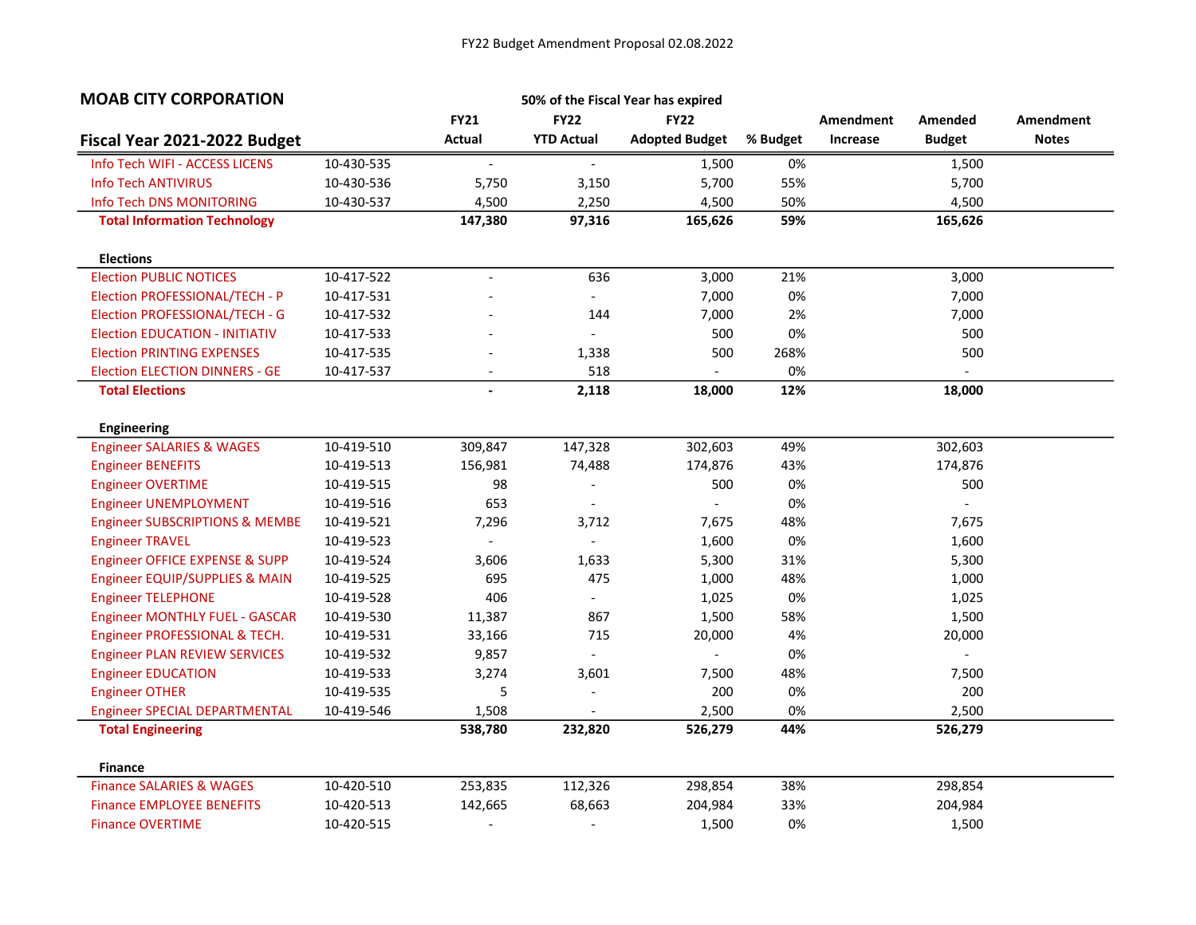# MOAB CITY CORPORATION

**50% of the Fiscal Year has expired**

| Fiscal Year 2021-2022 Budget | | FY21 Actual | FY22 YTD Actual | FY22 Adopted Budget | % Budget | Amendment Increase | Amended Budget | Amendment Notes |
|---|---|---|---|---|---|---|---|---|
| Info Tech WIFI - ACCESS LICENS | 10-430-535 | - | - | 1,500 | 0% | | 1,500 | |
| Info Tech ANTIVIRUS | 10-430-536 | 5,750 | 3,150 | 5,700 | 55% | | 5,700 | |
| Info Tech DNS MONITORING | 10-430-537 | 4,500 | 2,250 | 4,500 | 50% | | 4,500 | |
| **Total Information Technology** | | **147,380** | **97,316** | **165,626** | **59%** | | **165,626** | |
| | | | | | | | | |
| **Elections** | | | | | | | | |
| Election PUBLIC NOTICES | 10-417-522 | - | 636 | 3,000 | 21% | | 3,000 | |
| Election PROFESSIONAL/TECH - P | 10-417-531 | - | - | 7,000 | 0% | | 7,000 | |
| Election PROFESSIONAL/TECH - G | 10-417-532 | - | 144 | 7,000 | 2% | | 7,000 | |
| Election EDUCATION - INITIATIV | 10-417-533 | - | - | 500 | 0% | | 500 | |
| Election PRINTING EXPENSES | 10-417-535 | - | 1,338 | 500 | 268% | | 500 | |
| Election ELECTION DINNERS - GE | 10-417-537 | - | 518 | - | 0% | | - | |
| **Total Elections** | | **-** | **2,118** | **18,000** | **12%** | | **18,000** | |
| | | | | | | | | |
| **Engineering** | | | | | | | | |
| Engineer SALARIES & WAGES | 10-419-510 | 309,847 | 147,328 | 302,603 | 49% | | 302,603 | |
| Engineer BENEFITS | 10-419-513 | 156,981 | 74,488 | 174,876 | 43% | | 174,876 | |
| Engineer OVERTIME | 10-419-515 | 98 | - | 500 | 0% | | 500 | |
| Engineer UNEMPLOYMENT | 10-419-516 | 653 | - | - | 0% | | - | |
| Engineer SUBSCRIPTIONS & MEMBE | 10-419-521 | 7,296 | 3,712 | 7,675 | 48% | | 7,675 | |
| Engineer TRAVEL | 10-419-523 | - | - | 1,600 | 0% | | 1,600 | |
| Engineer OFFICE EXPENSE & SUPP | 10-419-524 | 3,606 | 1,633 | 5,300 | 31% | | 5,300 | |
| Engineer EQUIP/SUPPLIES & MAIN | 10-419-525 | 695 | 475 | 1,000 | 48% | | 1,000 | |
| Engineer TELEPHONE | 10-419-528 | 406 | - | 1,025 | 0% | | 1,025 | |
| Engineer MONTHLY FUEL - GASCAR | 10-419-530 | 11,387 | 867 | 1,500 | 58% | | 1,500 | |
| Engineer PROFESSIONAL & TECH. | 10-419-531 | 33,166 | 715 | 20,000 | 4% | | 20,000 | |
| Engineer PLAN REVIEW SERVICES | 10-419-532 | 9,857 | - | - | 0% | | - | |
| Engineer EDUCATION | 10-419-533 | 3,274 | 3,601 | 7,500 | 48% | | 7,500 | |
| Engineer OTHER | 10-419-535 | 5 | - | 200 | 0% | | 200 | |
| Engineer SPECIAL DEPARTMENTAL | 10-419-546 | 1,508 | - | 2,500 | 0% | | 2,500 | |
| **Total Engineering** | | **538,780** | **232,820** | **526,279** | **44%** | | **526,279** | |
| | | | | | | | | |
| **Finance** | | | | | | | | |
| Finance SALARIES & WAGES | 10-420-510 | 253,835 | 112,326 | 298,854 | 38% | | 298,854 | |
| Finance EMPLOYEE BENEFITS | 10-420-513 | 142,665 | 68,663 | 204,984 | 33% | | 204,984 | |
| Finance OVERTIME | 10-420-515 | - | - | 1,500 | 0% | | 1,500 | |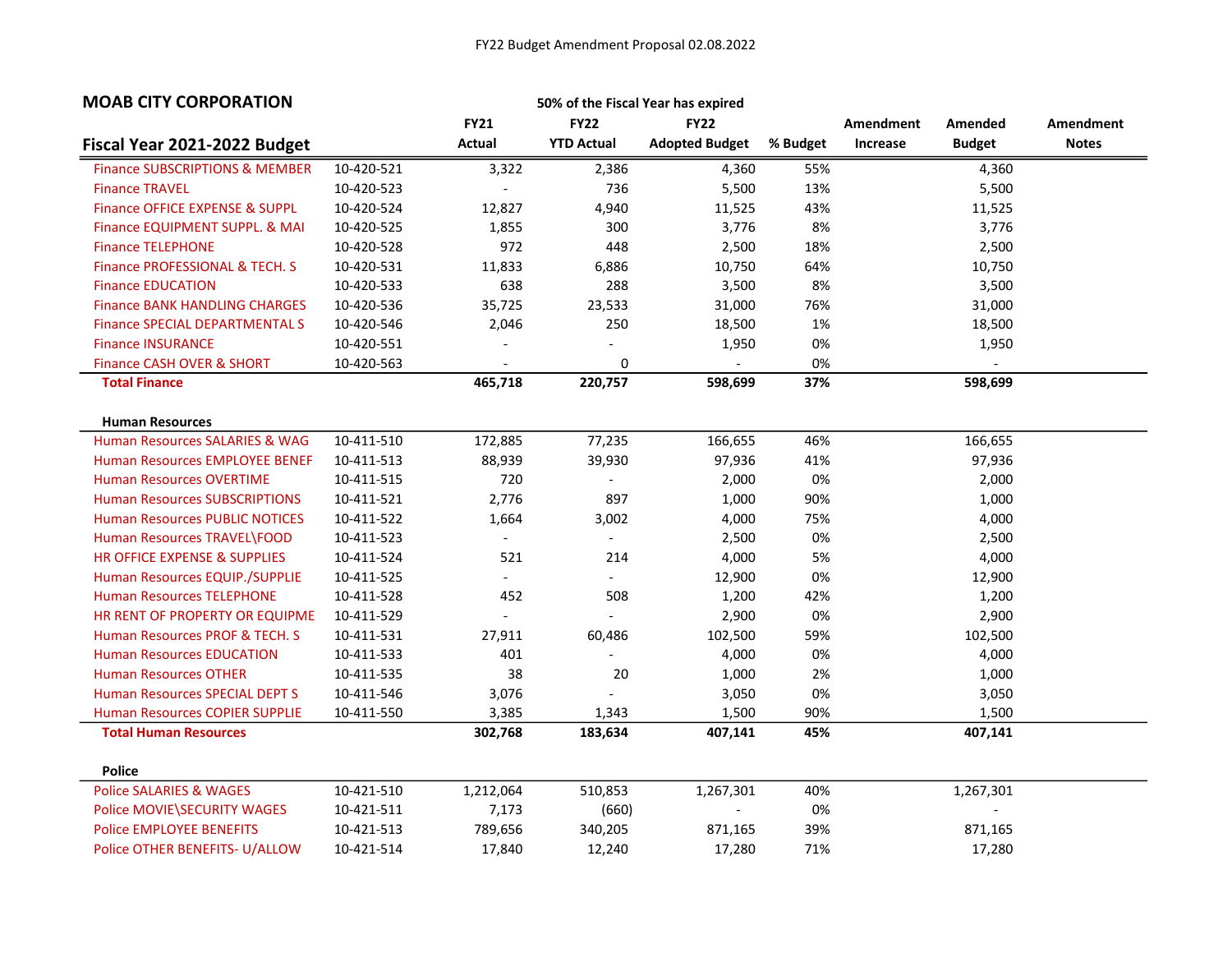FY22 Budget Amendment Proposal 02.08.2022

## MOAB CITY CORPORATION

50% of the Fiscal Year has expired

| Fiscal Year 2021-2022 Budget | | FY21 Actual | FY22 YTD Actual | FY22 Adopted Budget | % Budget | Amendment Increase | Amended Budget | Amendment Notes |
|---|---|---|---|---|---|---|---|---|
| Finance SUBSCRIPTIONS & MEMBER | 10-420-521 | 3,322 | 2,386 | 4,360 | 55% | | 4,360 | |
| Finance TRAVEL | 10-420-523 | - | 736 | 5,500 | 13% | | 5,500 | |
| Finance OFFICE EXPENSE & SUPPL | 10-420-524 | 12,827 | 4,940 | 11,525 | 43% | | 11,525 | |
| Finance EQUIPMENT SUPPL. & MAI | 10-420-525 | 1,855 | 300 | 3,776 | 8% | | 3,776 | |
| Finance TELEPHONE | 10-420-528 | 972 | 448 | 2,500 | 18% | | 2,500 | |
| Finance PROFESSIONAL & TECH. S | 10-420-531 | 11,833 | 6,886 | 10,750 | 64% | | 10,750 | |
| Finance EDUCATION | 10-420-533 | 638 | 288 | 3,500 | 8% | | 3,500 | |
| Finance BANK HANDLING CHARGES | 10-420-536 | 35,725 | 23,533 | 31,000 | 76% | | 31,000 | |
| Finance SPECIAL DEPARTMENTAL S | 10-420-546 | 2,046 | 250 | 18,500 | 1% | | 18,500 | |
| Finance INSURANCE | 10-420-551 | - | - | 1,950 | 0% | | 1,950 | |
| Finance CASH OVER & SHORT | 10-420-563 | - | 0 | - | 0% | | - | |
| **Total Finance** | | **465,718** | **220,757** | **598,699** | **37%** | | **598,699** | |
| | | | | | | | | |
| **Human Resources** | | | | | | | | |
| Human Resources SALARIES & WAG | 10-411-510 | 172,885 | 77,235 | 166,655 | 46% | | 166,655 | |
| Human Resources EMPLOYEE BENEF | 10-411-513 | 88,939 | 39,930 | 97,936 | 41% | | 97,936 | |
| Human Resources OVERTIME | 10-411-515 | 720 | - | 2,000 | 0% | | 2,000 | |
| Human Resources SUBSCRIPTIONS | 10-411-521 | 2,776 | 897 | 1,000 | 90% | | 1,000 | |
| Human Resources PUBLIC NOTICES | 10-411-522 | 1,664 | 3,002 | 4,000 | 75% | | 4,000 | |
| Human Resources TRAVEL\FOOD | 10-411-523 | - | - | 2,500 | 0% | | 2,500 | |
| HR OFFICE EXPENSE & SUPPLIES | 10-411-524 | 521 | 214 | 4,000 | 5% | | 4,000 | |
| Human Resources EQUIP./SUPPLIE | 10-411-525 | - | - | 12,900 | 0% | | 12,900 | |
| Human Resources TELEPHONE | 10-411-528 | 452 | 508 | 1,200 | 42% | | 1,200 | |
| HR RENT OF PROPERTY OR EQUIPME | 10-411-529 | - | - | 2,900 | 0% | | 2,900 | |
| Human Resources PROF & TECH. S | 10-411-531 | 27,911 | 60,486 | 102,500 | 59% | | 102,500 | |
| Human Resources EDUCATION | 10-411-533 | 401 | - | 4,000 | 0% | | 4,000 | |
| Human Resources OTHER | 10-411-535 | 38 | 20 | 1,000 | 2% | | 1,000 | |
| Human Resources SPECIAL DEPT S | 10-411-546 | 3,076 | - | 3,050 | 0% | | 3,050 | |
| Human Resources COPIER SUPPLIE | 10-411-550 | 3,385 | 1,343 | 1,500 | 90% | | 1,500 | |
| **Total Human Resources** | | **302,768** | **183,634** | **407,141** | **45%** | | **407,141** | |
| | | | | | | | | |
| **Police** | | | | | | | | |
| Police SALARIES & WAGES | 10-421-510 | 1,212,064 | 510,853 | 1,267,301 | 40% | | 1,267,301 | |
| Police MOVIE\SECURITY WAGES | 10-421-511 | 7,173 | (660) | - | 0% | | - | |
| Police EMPLOYEE BENEFITS | 10-421-513 | 789,656 | 340,205 | 871,165 | 39% | | 871,165 | |
| Police OTHER BENEFITS- U/ALLOW | 10-421-514 | 17,840 | 12,240 | 17,280 | 71% | | 17,280 | |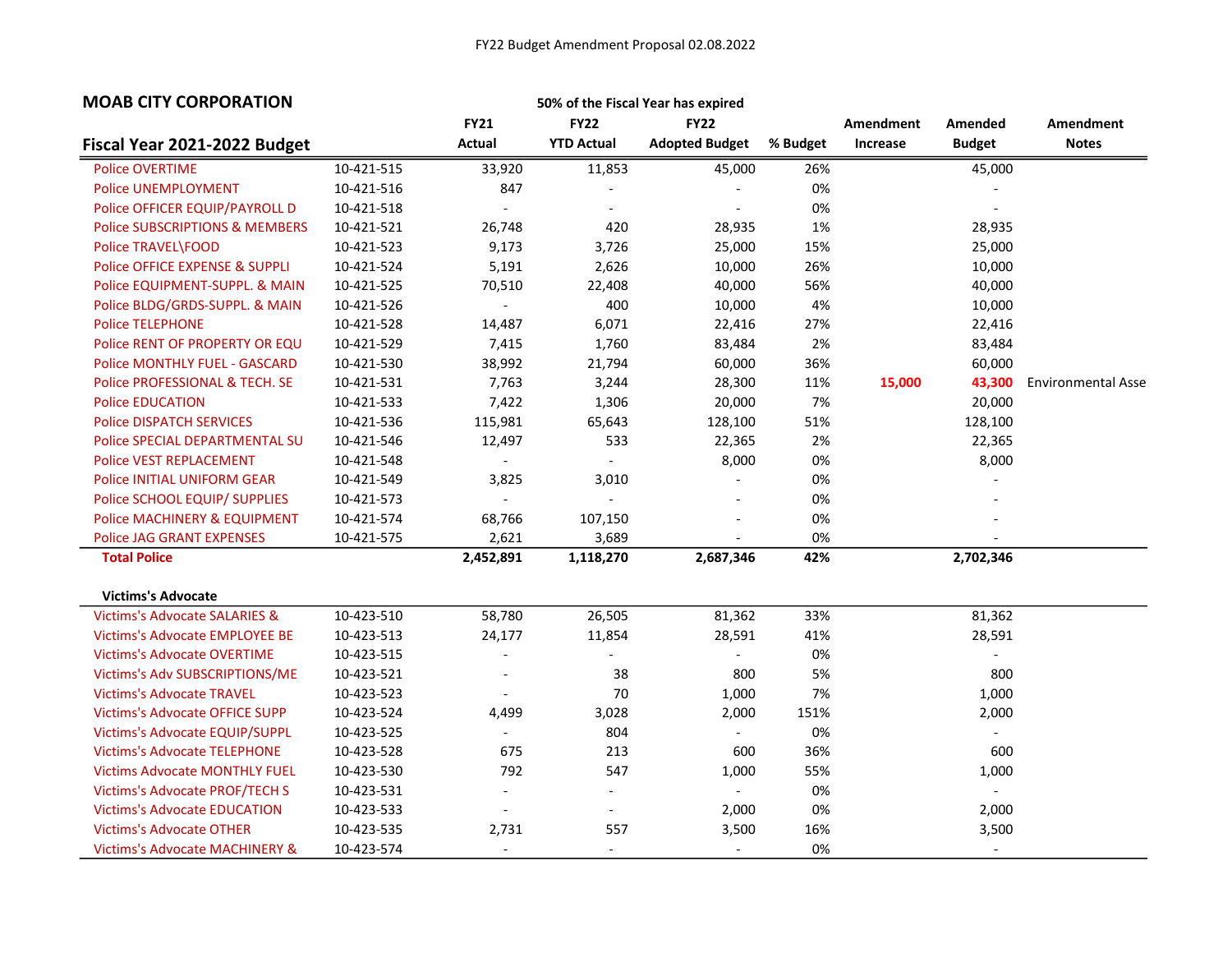FY22 Budget Amendment Proposal 02.08.2022

## MOAB CITY CORPORATION

50% of the Fiscal Year has expired

| Fiscal Year 2021-2022 Budget | | FY21 Actual | FY22 YTD Actual | FY22 Adopted Budget | % Budget | Amendment Increase | Amended Budget | Amendment Notes |
|---|---|---|---|---|---|---|---|---|
| Police OVERTIME | 10-421-515 | 33,920 | 11,853 | 45,000 | 26% | | 45,000 | |
| Police UNEMPLOYMENT | 10-421-516 | 847 | - | - | 0% | | - | |
| Police OFFICER EQUIP/PAYROLL D | 10-421-518 | - | - | - | 0% | | - | |
| Police SUBSCRIPTIONS & MEMBERS | 10-421-521 | 26,748 | 420 | 28,935 | 1% | | 28,935 | |
| Police TRAVEL\FOOD | 10-421-523 | 9,173 | 3,726 | 25,000 | 15% | | 25,000 | |
| Police OFFICE EXPENSE & SUPPLI | 10-421-524 | 5,191 | 2,626 | 10,000 | 26% | | 10,000 | |
| Police EQUIPMENT-SUPPL. & MAIN | 10-421-525 | 70,510 | 22,408 | 40,000 | 56% | | 40,000 | |
| Police BLDG/GRDS-SUPPL. & MAIN | 10-421-526 | - | 400 | 10,000 | 4% | | 10,000 | |
| Police TELEPHONE | 10-421-528 | 14,487 | 6,071 | 22,416 | 27% | | 22,416 | |
| Police RENT OF PROPERTY OR EQU | 10-421-529 | 7,415 | 1,760 | 83,484 | 2% | | 83,484 | |
| Police MONTHLY FUEL - GASCARD | 10-421-530 | 38,992 | 21,794 | 60,000 | 36% | | 60,000 | |
| Police PROFESSIONAL & TECH. SE | 10-421-531 | 7,763 | 3,244 | 28,300 | 11% | **15,000** | **43,300** | Environmental Asse |
| Police EDUCATION | 10-421-533 | 7,422 | 1,306 | 20,000 | 7% | | 20,000 | |
| Police DISPATCH SERVICES | 10-421-536 | 115,981 | 65,643 | 128,100 | 51% | | 128,100 | |
| Police SPECIAL DEPARTMENTAL SU | 10-421-546 | 12,497 | 533 | 22,365 | 2% | | 22,365 | |
| Police VEST REPLACEMENT | 10-421-548 | - | - | 8,000 | 0% | | 8,000 | |
| Police INITIAL UNIFORM GEAR | 10-421-549 | 3,825 | 3,010 | - | 0% | | - | |
| Police SCHOOL EQUIP/ SUPPLIES | 10-421-573 | - | - | - | 0% | | - | |
| Police MACHINERY & EQUIPMENT | 10-421-574 | 68,766 | 107,150 | - | 0% | | - | |
| Police JAG GRANT EXPENSES | 10-421-575 | 2,621 | 3,689 | - | 0% | | - | |
| **Total Police** | | **2,452,891** | **1,118,270** | **2,687,346** | **42%** | | **2,702,346** | |
| **Victims's Advocate** | | | | | | | | |
| Victims's Advocate SALARIES & | 10-423-510 | 58,780 | 26,505 | 81,362 | 33% | | 81,362 | |
| Victims's Advocate EMPLOYEE BE | 10-423-513 | 24,177 | 11,854 | 28,591 | 41% | | 28,591 | |
| Victims's Advocate OVERTIME | 10-423-515 | - | - | - | 0% | | - | |
| Victims's Adv SUBSCRIPTIONS/ME | 10-423-521 | - | 38 | 800 | 5% | | 800 | |
| Victims's Advocate TRAVEL | 10-423-523 | - | 70 | 1,000 | 7% | | 1,000 | |
| Victims's Advocate OFFICE SUPP | 10-423-524 | 4,499 | 3,028 | 2,000 | 151% | | 2,000 | |
| Victims's Advocate EQUIP/SUPPL | 10-423-525 | - | 804 | - | 0% | | - | |
| Victims's Advocate TELEPHONE | 10-423-528 | 675 | 213 | 600 | 36% | | 600 | |
| Victims Advocate MONTHLY FUEL | 10-423-530 | 792 | 547 | 1,000 | 55% | | 1,000 | |
| Victims's Advocate PROF/TECH S | 10-423-531 | - | - | - | 0% | | - | |
| Victims's Advocate EDUCATION | 10-423-533 | - | - | 2,000 | 0% | | 2,000 | |
| Victims's Advocate OTHER | 10-423-535 | 2,731 | 557 | 3,500 | 16% | | 3,500 | |
| Victims's Advocate MACHINERY & | 10-423-574 | - | - | - | 0% | | - | |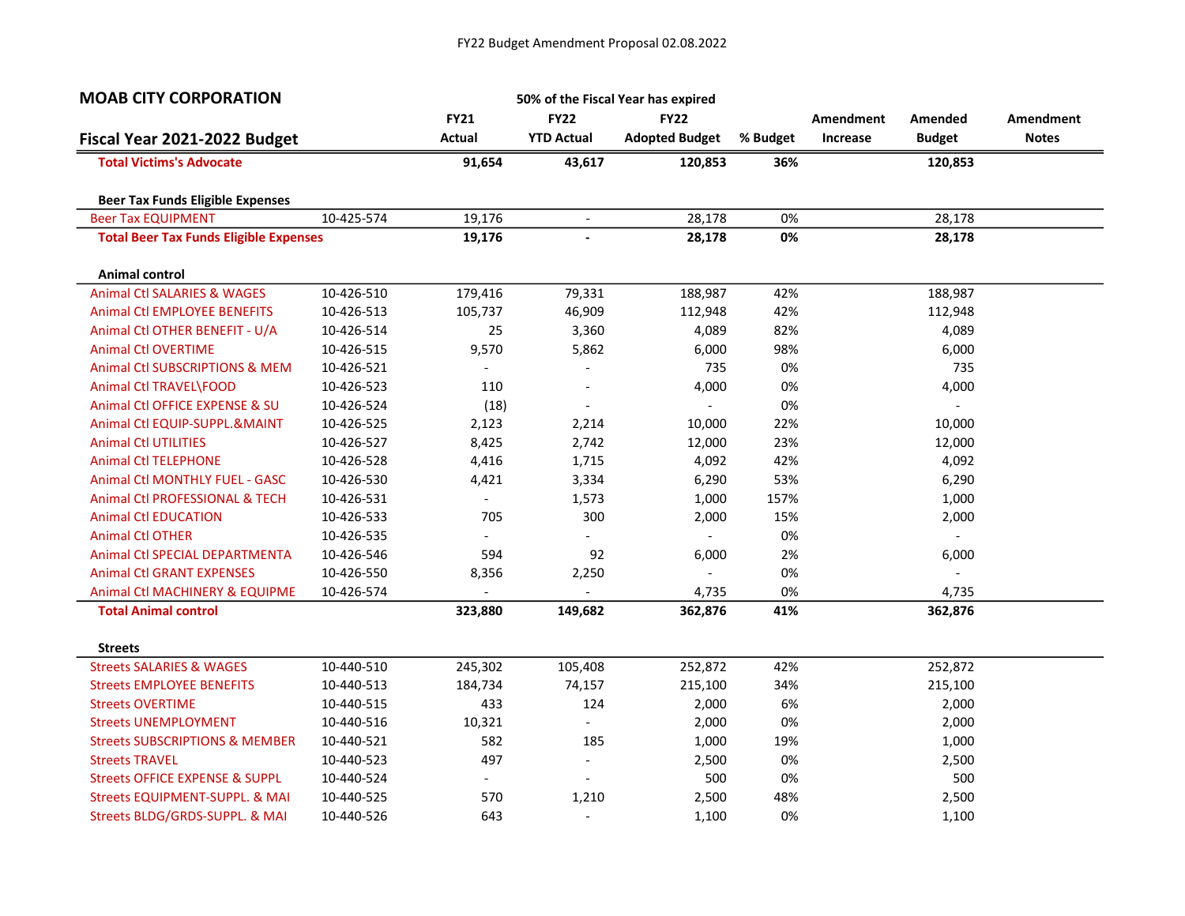## MOAB CITY CORPORATION

## Fiscal Year 2021-2022 Budget

50% of the Fiscal Year has expired

| | | FY21 Actual | FY22 YTD Actual | FY22 Adopted Budget | % Budget | Amendment Increase | Amended Budget | Amendment Notes |
|---|---|---|---|---|---|---|---|---|
| **Total Victims's Advocate** | | **91,654** | **43,617** | **120,853** | **36%** | | **120,853** | |
| **Beer Tax Funds Eligible Expenses** | | | | | | | | |
| Beer Tax EQUIPMENT | 10-425-574 | 19,176 | - | 28,178 | 0% | | 28,178 | |
| **Total Beer Tax Funds Eligible Expenses** | | **19,176** | **-** | **28,178** | **0%** | | **28,178** | |
| **Animal control** | | | | | | | | |
| Animal Ctl SALARIES & WAGES | 10-426-510 | 179,416 | 79,331 | 188,987 | 42% | | 188,987 | |
| Animal Ctl EMPLOYEE BENEFITS | 10-426-513 | 105,737 | 46,909 | 112,948 | 42% | | 112,948 | |
| Animal Ctl OTHER BENEFIT - U/A | 10-426-514 | 25 | 3,360 | 4,089 | 82% | | 4,089 | |
| Animal Ctl OVERTIME | 10-426-515 | 9,570 | 5,862 | 6,000 | 98% | | 6,000 | |
| Animal Ctl SUBSCRIPTIONS & MEM | 10-426-521 | - | - | 735 | 0% | | 735 | |
| Animal Ctl TRAVEL\FOOD | 10-426-523 | 110 | - | 4,000 | 0% | | 4,000 | |
| Animal Ctl OFFICE EXPENSE & SU | 10-426-524 | (18) | - | - | 0% | | - | |
| Animal Ctl EQUIP-SUPPL.&MAINT | 10-426-525 | 2,123 | 2,214 | 10,000 | 22% | | 10,000 | |
| Animal Ctl UTILITIES | 10-426-527 | 8,425 | 2,742 | 12,000 | 23% | | 12,000 | |
| Animal Ctl TELEPHONE | 10-426-528 | 4,416 | 1,715 | 4,092 | 42% | | 4,092 | |
| Animal Ctl MONTHLY FUEL - GASC | 10-426-530 | 4,421 | 3,334 | 6,290 | 53% | | 6,290 | |
| Animal Ctl PROFESSIONAL & TECH | 10-426-531 | - | 1,573 | 1,000 | 157% | | 1,000 | |
| Animal Ctl EDUCATION | 10-426-533 | 705 | 300 | 2,000 | 15% | | 2,000 | |
| Animal Ctl OTHER | 10-426-535 | - | - | - | 0% | | - | |
| Animal Ctl SPECIAL DEPARTMENTA | 10-426-546 | 594 | 92 | 6,000 | 2% | | 6,000 | |
| Animal Ctl GRANT EXPENSES | 10-426-550 | 8,356 | 2,250 | - | 0% | | - | |
| Animal Ctl MACHINERY & EQUIPME | 10-426-574 | - | - | 4,735 | 0% | | 4,735 | |
| **Total Animal control** | | **323,880** | **149,682** | **362,876** | **41%** | | **362,876** | |
| **Streets** | | | | | | | | |
| Streets SALARIES & WAGES | 10-440-510 | 245,302 | 105,408 | 252,872 | 42% | | 252,872 | |
| Streets EMPLOYEE BENEFITS | 10-440-513 | 184,734 | 74,157 | 215,100 | 34% | | 215,100 | |
| Streets OVERTIME | 10-440-515 | 433 | 124 | 2,000 | 6% | | 2,000 | |
| Streets UNEMPLOYMENT | 10-440-516 | 10,321 | - | 2,000 | 0% | | 2,000 | |
| Streets SUBSCRIPTIONS & MEMBER | 10-440-521 | 582 | 185 | 1,000 | 19% | | 1,000 | |
| Streets TRAVEL | 10-440-523 | 497 | - | 2,500 | 0% | | 2,500 | |
| Streets OFFICE EXPENSE & SUPPL | 10-440-524 | - | - | 500 | 0% | | 500 | |
| Streets EQUIPMENT-SUPPL. & MAI | 10-440-525 | 570 | 1,210 | 2,500 | 48% | | 2,500 | |
| Streets BLDG/GRDS-SUPPL. & MAI | 10-440-526 | 643 | - | 1,100 | 0% | | 1,100 | |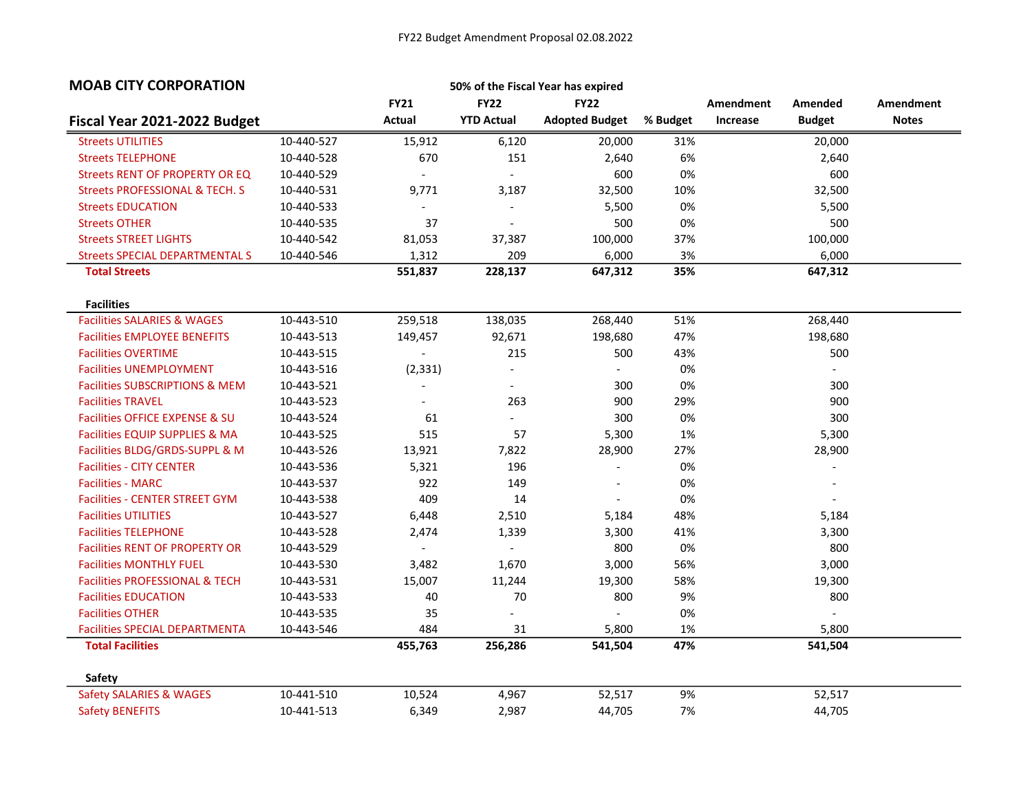FY22 Budget Amendment Proposal 02.08.2022

**MOAB CITY CORPORATION**

**50% of the Fiscal Year has expired**

| Fiscal Year 2021-2022 Budget | | FY21 Actual | FY22 YTD Actual | FY22 Adopted Budget | % Budget | Amendment Increase | Amended Budget | Amendment Notes |
|---|---|---|---|---|---|---|---|---|
| Streets UTILITIES | 10-440-527 | 15,912 | 6,120 | 20,000 | 31% | | 20,000 | |
| Streets TELEPHONE | 10-440-528 | 670 | 151 | 2,640 | 6% | | 2,640 | |
| Streets RENT OF PROPERTY OR EQ | 10-440-529 | - | - | 600 | 0% | | 600 | |
| Streets PROFESSIONAL & TECH. S | 10-440-531 | 9,771 | 3,187 | 32,500 | 10% | | 32,500 | |
| Streets EDUCATION | 10-440-533 | - | - | 5,500 | 0% | | 5,500 | |
| Streets OTHER | 10-440-535 | 37 | - | 500 | 0% | | 500 | |
| Streets STREET LIGHTS | 10-440-542 | 81,053 | 37,387 | 100,000 | 37% | | 100,000 | |
| Streets SPECIAL DEPARTMENTAL S | 10-440-546 | 1,312 | 209 | 6,000 | 3% | | 6,000 | |
| **Total Streets** | | **551,837** | **228,137** | **647,312** | **35%** | | **647,312** | |
| | | | | | | | | |
| **Facilities** | | | | | | | | |
| Facilities SALARIES & WAGES | 10-443-510 | 259,518 | 138,035 | 268,440 | 51% | | 268,440 | |
| Facilities EMPLOYEE BENEFITS | 10-443-513 | 149,457 | 92,671 | 198,680 | 47% | | 198,680 | |
| Facilities OVERTIME | 10-443-515 | - | 215 | 500 | 43% | | 500 | |
| Facilities UNEMPLOYMENT | 10-443-516 | (2,331) | - | - | 0% | | - | |
| Facilities SUBSCRIPTIONS & MEM | 10-443-521 | - | - | 300 | 0% | | 300 | |
| Facilities TRAVEL | 10-443-523 | - | 263 | 900 | 29% | | 900 | |
| Facilities OFFICE EXPENSE & SU | 10-443-524 | 61 | - | 300 | 0% | | 300 | |
| Facilities EQUIP SUPPLIES & MA | 10-443-525 | 515 | 57 | 5,300 | 1% | | 5,300 | |
| Facilities BLDG/GRDS-SUPPL & M | 10-443-526 | 13,921 | 7,822 | 28,900 | 27% | | 28,900 | |
| Facilities - CITY CENTER | 10-443-536 | 5,321 | 196 | - | 0% | | - | |
| Facilities - MARC | 10-443-537 | 922 | 149 | - | 0% | | - | |
| Facilities - CENTER STREET GYM | 10-443-538 | 409 | 14 | - | 0% | | - | |
| Facilities UTILITIES | 10-443-527 | 6,448 | 2,510 | 5,184 | 48% | | 5,184 | |
| Facilities TELEPHONE | 10-443-528 | 2,474 | 1,339 | 3,300 | 41% | | 3,300 | |
| Facilities RENT OF PROPERTY OR | 10-443-529 | - | - | 800 | 0% | | 800 | |
| Facilities MONTHLY FUEL | 10-443-530 | 3,482 | 1,670 | 3,000 | 56% | | 3,000 | |
| Facilities PROFESSIONAL & TECH | 10-443-531 | 15,007 | 11,244 | 19,300 | 58% | | 19,300 | |
| Facilities EDUCATION | 10-443-533 | 40 | 70 | 800 | 9% | | 800 | |
| Facilities OTHER | 10-443-535 | 35 | - | - | 0% | | - | |
| Facilities SPECIAL DEPARTMENTA | 10-443-546 | 484 | 31 | 5,800 | 1% | | 5,800 | |
| **Total Facilities** | | **455,763** | **256,286** | **541,504** | **47%** | | **541,504** | |
| | | | | | | | | |
| **Safety** | | | | | | | | |
| Safety SALARIES & WAGES | 10-441-510 | 10,524 | 4,967 | 52,517 | 9% | | 52,517 | |
| Safety BENEFITS | 10-441-513 | 6,349 | 2,987 | 44,705 | 7% | | 44,705 | |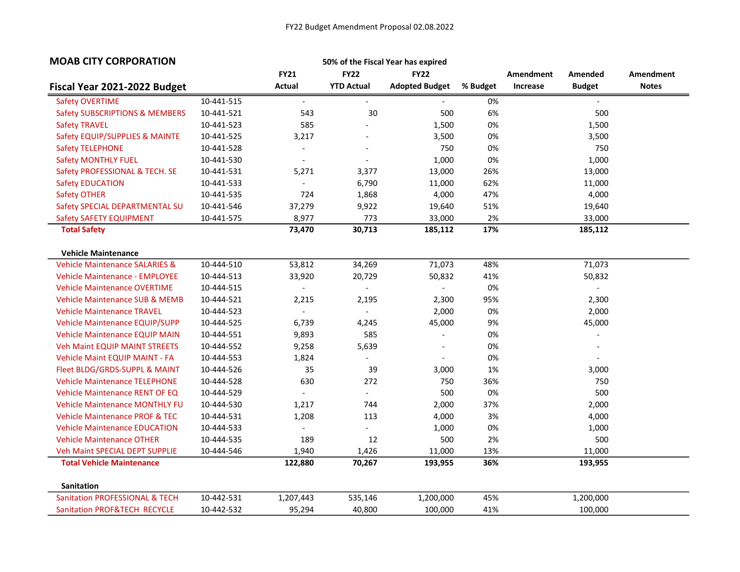FY22 Budget Amendment Proposal 02.08.2022

## MOAB CITY CORPORATION

50% of the Fiscal Year has expired

| Fiscal Year 2021-2022 Budget | | FY21 Actual | FY22 YTD Actual | FY22 Adopted Budget | % Budget | Amendment Increase | Amended Budget | Amendment Notes |
|---|---|---|---|---|---|---|---|---|
| Safety OVERTIME | 10-441-515 | - | - | - | 0% | | - | |
| Safety SUBSCRIPTIONS & MEMBERS | 10-441-521 | 543 | 30 | 500 | 6% | | 500 | |
| Safety TRAVEL | 10-441-523 | 585 | - | 1,500 | 0% | | 1,500 | |
| Safety EQUIP/SUPPLIES & MAINTE | 10-441-525 | 3,217 | - | 3,500 | 0% | | 3,500 | |
| Safety TELEPHONE | 10-441-528 | - | - | 750 | 0% | | 750 | |
| Safety MONTHLY FUEL | 10-441-530 | - | - | 1,000 | 0% | | 1,000 | |
| Safety PROFESSIONAL & TECH. SE | 10-441-531 | 5,271 | 3,377 | 13,000 | 26% | | 13,000 | |
| Safety EDUCATION | 10-441-533 | - | 6,790 | 11,000 | 62% | | 11,000 | |
| Safety OTHER | 10-441-535 | 724 | 1,868 | 4,000 | 47% | | 4,000 | |
| Safety SPECIAL DEPARTMENTAL SU | 10-441-546 | 37,279 | 9,922 | 19,640 | 51% | | 19,640 | |
| Safety SAFETY EQUIPMENT | 10-441-575 | 8,977 | 773 | 33,000 | 2% | | 33,000 | |
| **Total Safety** | | **73,470** | **30,713** | **185,112** | **17%** | | **185,112** | |
| | | | | | | | | |
| **Vehicle Maintenance** | | | | | | | | |
| Vehicle Maintenance SALARIES & | 10-444-510 | 53,812 | 34,269 | 71,073 | 48% | | 71,073 | |
| Vehicle Maintenance - EMPLOYEE | 10-444-513 | 33,920 | 20,729 | 50,832 | 41% | | 50,832 | |
| Vehicle Maintenance OVERTIME | 10-444-515 | - | - | - | 0% | | - | |
| Vehicle Maintenance SUB & MEMB | 10-444-521 | 2,215 | 2,195 | 2,300 | 95% | | 2,300 | |
| Vehicle Maintenance TRAVEL | 10-444-523 | - | - | 2,000 | 0% | | 2,000 | |
| Vehicle Maintenance EQUIP/SUPP | 10-444-525 | 6,739 | 4,245 | 45,000 | 9% | | 45,000 | |
| Vehicle Maintenance EQUIP MAIN | 10-444-551 | 9,893 | 585 | - | 0% | | - | |
| Veh Maint EQUIP MAINT STREETS | 10-444-552 | 9,258 | 5,639 | - | 0% | | - | |
| Vehicle Maint EQUIP MAINT - FA | 10-444-553 | 1,824 | - | - | 0% | | - | |
| Fleet BLDG/GRDS-SUPPL & MAINT | 10-444-526 | 35 | 39 | 3,000 | 1% | | 3,000 | |
| Vehicle Maintenance TELEPHONE | 10-444-528 | 630 | 272 | 750 | 36% | | 750 | |
| Vehicle Maintenance RENT OF EQ | 10-444-529 | - | - | 500 | 0% | | 500 | |
| Vehicle Maintenance MONTHLY FU | 10-444-530 | 1,217 | 744 | 2,000 | 37% | | 2,000 | |
| Vehicle Maintenance PROF & TEC | 10-444-531 | 1,208 | 113 | 4,000 | 3% | | 4,000 | |
| Vehicle Maintenance EDUCATION | 10-444-533 | - | - | 1,000 | 0% | | 1,000 | |
| Vehicle Maintenance OTHER | 10-444-535 | 189 | 12 | 500 | 2% | | 500 | |
| Veh Maint SPECIAL DEPT SUPPLIE | 10-444-546 | 1,940 | 1,426 | 11,000 | 13% | | 11,000 | |
| **Total Vehicle Maintenance** | | **122,880** | **70,267** | **193,955** | **36%** | | **193,955** | |
| | | | | | | | | |
| **Sanitation** | | | | | | | | |
| Sanitation PROFESSIONAL & TECH | 10-442-531 | 1,207,443 | 535,146 | 1,200,000 | 45% | | 1,200,000 | |
| Sanitation PROF&TECH RECYCLE | 10-442-532 | 95,294 | 40,800 | 100,000 | 41% | | 100,000 | |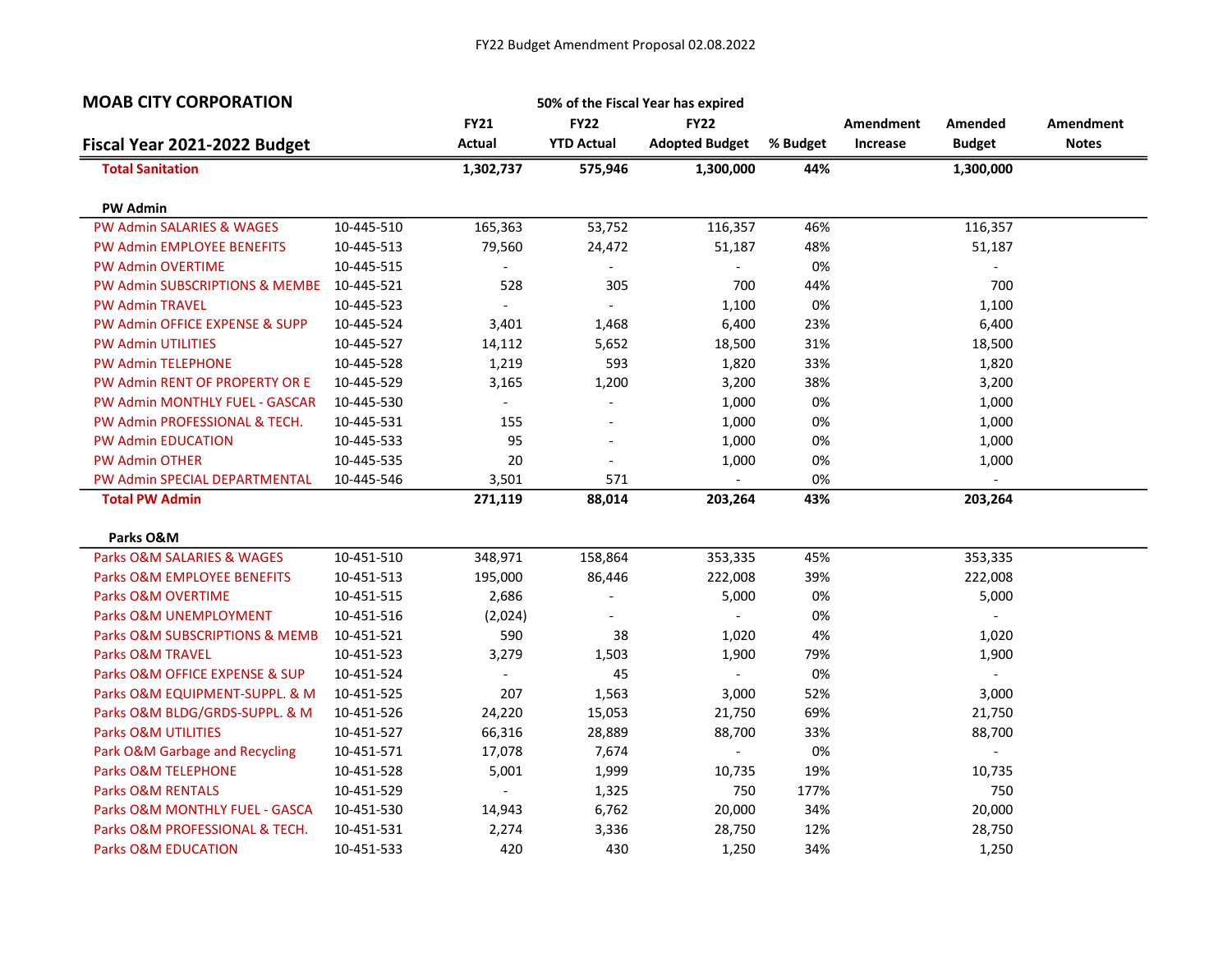FY22 Budget Amendment Proposal 02.08.2022

**MOAB CITY CORPORATION**

**Fiscal Year 2021-2022 Budget**

50% of the Fiscal Year has expired

| | | FY21 Actual | FY22 YTD Actual | FY22 Adopted Budget | % Budget | Amendment Increase | Amended Budget | Amendment Notes |
|---|---|---|---|---|---|---|---|---|
| **Total Sanitation** | | **1,302,737** | **575,946** | **1,300,000** | **44%** | | **1,300,000** | |
| | | | | | | | | |
| **PW Admin** | | | | | | | | |
| PW Admin SALARIES & WAGES | 10-445-510 | 165,363 | 53,752 | 116,357 | 46% | | 116,357 | |
| PW Admin EMPLOYEE BENEFITS | 10-445-513 | 79,560 | 24,472 | 51,187 | 48% | | 51,187 | |
| PW Admin OVERTIME | 10-445-515 | - | - | - | 0% | | - | |
| PW Admin SUBSCRIPTIONS & MEMBE | 10-445-521 | 528 | 305 | 700 | 44% | | 700 | |
| PW Admin TRAVEL | 10-445-523 | - | - | 1,100 | 0% | | 1,100 | |
| PW Admin OFFICE EXPENSE & SUPP | 10-445-524 | 3,401 | 1,468 | 6,400 | 23% | | 6,400 | |
| PW Admin UTILITIES | 10-445-527 | 14,112 | 5,652 | 18,500 | 31% | | 18,500 | |
| PW Admin TELEPHONE | 10-445-528 | 1,219 | 593 | 1,820 | 33% | | 1,820 | |
| PW Admin RENT OF PROPERTY OR E | 10-445-529 | 3,165 | 1,200 | 3,200 | 38% | | 3,200 | |
| PW Admin MONTHLY FUEL - GASCAR | 10-445-530 | - | - | 1,000 | 0% | | 1,000 | |
| PW Admin PROFESSIONAL & TECH. | 10-445-531 | 155 | - | 1,000 | 0% | | 1,000 | |
| PW Admin EDUCATION | 10-445-533 | 95 | - | 1,000 | 0% | | 1,000 | |
| PW Admin OTHER | 10-445-535 | 20 | - | 1,000 | 0% | | 1,000 | |
| PW Admin SPECIAL DEPARTMENTAL | 10-445-546 | 3,501 | 571 | - | 0% | | - | |
| **Total PW Admin** | | **271,119** | **88,014** | **203,264** | **43%** | | **203,264** | |
| | | | | | | | | |
| **Parks O&M** | | | | | | | | |
| Parks O&M SALARIES & WAGES | 10-451-510 | 348,971 | 158,864 | 353,335 | 45% | | 353,335 | |
| Parks O&M EMPLOYEE BENEFITS | 10-451-513 | 195,000 | 86,446 | 222,008 | 39% | | 222,008 | |
| Parks O&M OVERTIME | 10-451-515 | 2,686 | - | 5,000 | 0% | | 5,000 | |
| Parks O&M UNEMPLOYMENT | 10-451-516 | (2,024) | - | - | 0% | | - | |
| Parks O&M SUBSCRIPTIONS & MEMB | 10-451-521 | 590 | 38 | 1,020 | 4% | | 1,020 | |
| Parks O&M TRAVEL | 10-451-523 | 3,279 | 1,503 | 1,900 | 79% | | 1,900 | |
| Parks O&M OFFICE EXPENSE & SUP | 10-451-524 | - | 45 | - | 0% | | - | |
| Parks O&M EQUIPMENT-SUPPL. & M | 10-451-525 | 207 | 1,563 | 3,000 | 52% | | 3,000 | |
| Parks O&M BLDG/GRDS-SUPPL. & M | 10-451-526 | 24,220 | 15,053 | 21,750 | 69% | | 21,750 | |
| Parks O&M UTILITIES | 10-451-527 | 66,316 | 28,889 | 88,700 | 33% | | 88,700 | |
| Park O&M Garbage and Recycling | 10-451-571 | 17,078 | 7,674 | - | 0% | | - | |
| Parks O&M TELEPHONE | 10-451-528 | 5,001 | 1,999 | 10,735 | 19% | | 10,735 | |
| Parks O&M RENTALS | 10-451-529 | - | 1,325 | 750 | 177% | | 750 | |
| Parks O&M MONTHLY FUEL - GASCA | 10-451-530 | 14,943 | 6,762 | 20,000 | 34% | | 20,000 | |
| Parks O&M PROFESSIONAL & TECH. | 10-451-531 | 2,274 | 3,336 | 28,750 | 12% | | 28,750 | |
| Parks O&M EDUCATION | 10-451-533 | 420 | 430 | 1,250 | 34% | | 1,250 | |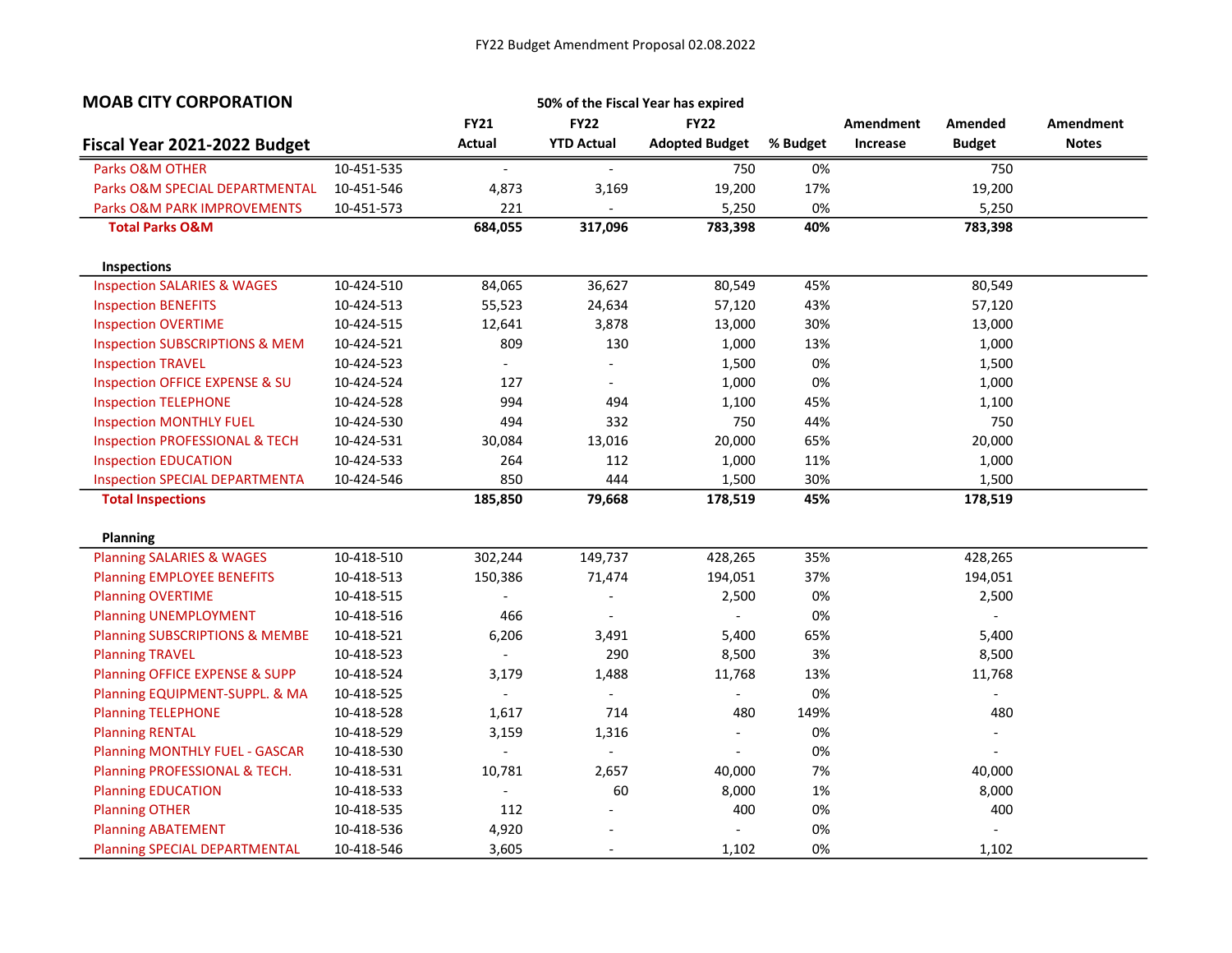FY22 Budget Amendment Proposal 02.08.2022

## MOAB CITY CORPORATION

**50% of the Fiscal Year has expired**

| Fiscal Year 2021-2022 Budget | | FY21 Actual | FY22 YTD Actual | FY22 Adopted Budget | % Budget | Amendment Increase | Amended Budget | Amendment Notes |
|---|---|---|---|---|---|---|---|---|
| Parks O&M OTHER | 10-451-535 | - | - | 750 | 0% | | 750 | |
| Parks O&M SPECIAL DEPARTMENTAL | 10-451-546 | 4,873 | 3,169 | 19,200 | 17% | | 19,200 | |
| Parks O&M PARK IMPROVEMENTS | 10-451-573 | 221 | - | 5,250 | 0% | | 5,250 | |
| **Total Parks O&M** | | **684,055** | **317,096** | **783,398** | **40%** | | **783,398** | |
| | | | | | | | | |
| **Inspections** | | | | | | | | |
| Inspection SALARIES & WAGES | 10-424-510 | 84,065 | 36,627 | 80,549 | 45% | | 80,549 | |
| Inspection BENEFITS | 10-424-513 | 55,523 | 24,634 | 57,120 | 43% | | 57,120 | |
| Inspection OVERTIME | 10-424-515 | 12,641 | 3,878 | 13,000 | 30% | | 13,000 | |
| Inspection SUBSCRIPTIONS & MEM | 10-424-521 | 809 | 130 | 1,000 | 13% | | 1,000 | |
| Inspection TRAVEL | 10-424-523 | - | - | 1,500 | 0% | | 1,500 | |
| Inspection OFFICE EXPENSE & SU | 10-424-524 | 127 | - | 1,000 | 0% | | 1,000 | |
| Inspection TELEPHONE | 10-424-528 | 994 | 494 | 1,100 | 45% | | 1,100 | |
| Inspection MONTHLY FUEL | 10-424-530 | 494 | 332 | 750 | 44% | | 750 | |
| Inspection PROFESSIONAL & TECH | 10-424-531 | 30,084 | 13,016 | 20,000 | 65% | | 20,000 | |
| Inspection EDUCATION | 10-424-533 | 264 | 112 | 1,000 | 11% | | 1,000 | |
| Inspection SPECIAL DEPARTMENTA | 10-424-546 | 850 | 444 | 1,500 | 30% | | 1,500 | |
| **Total Inspections** | | **185,850** | **79,668** | **178,519** | **45%** | | **178,519** | |
| | | | | | | | | |
| **Planning** | | | | | | | | |
| Planning SALARIES & WAGES | 10-418-510 | 302,244 | 149,737 | 428,265 | 35% | | 428,265 | |
| Planning EMPLOYEE BENEFITS | 10-418-513 | 150,386 | 71,474 | 194,051 | 37% | | 194,051 | |
| Planning OVERTIME | 10-418-515 | - | - | 2,500 | 0% | | 2,500 | |
| Planning UNEMPLOYMENT | 10-418-516 | 466 | - | - | 0% | | - | |
| Planning SUBSCRIPTIONS & MEMBE | 10-418-521 | 6,206 | 3,491 | 5,400 | 65% | | 5,400 | |
| Planning TRAVEL | 10-418-523 | - | 290 | 8,500 | 3% | | 8,500 | |
| Planning OFFICE EXPENSE & SUPP | 10-418-524 | 3,179 | 1,488 | 11,768 | 13% | | 11,768 | |
| Planning EQUIPMENT-SUPPL. & MA | 10-418-525 | - | - | - | 0% | | - | |
| Planning TELEPHONE | 10-418-528 | 1,617 | 714 | 480 | 149% | | 480 | |
| Planning RENTAL | 10-418-529 | 3,159 | 1,316 | - | 0% | | - | |
| Planning MONTHLY FUEL - GASCAR | 10-418-530 | - | - | - | 0% | | - | |
| Planning PROFESSIONAL & TECH. | 10-418-531 | 10,781 | 2,657 | 40,000 | 7% | | 40,000 | |
| Planning EDUCATION | 10-418-533 | - | 60 | 8,000 | 1% | | 8,000 | |
| Planning OTHER | 10-418-535 | 112 | - | 400 | 0% | | 400 | |
| Planning ABATEMENT | 10-418-536 | 4,920 | - | - | 0% | | - | |
| Planning SPECIAL DEPARTMENTAL | 10-418-546 | 3,605 | - | 1,102 | 0% | | 1,102 | |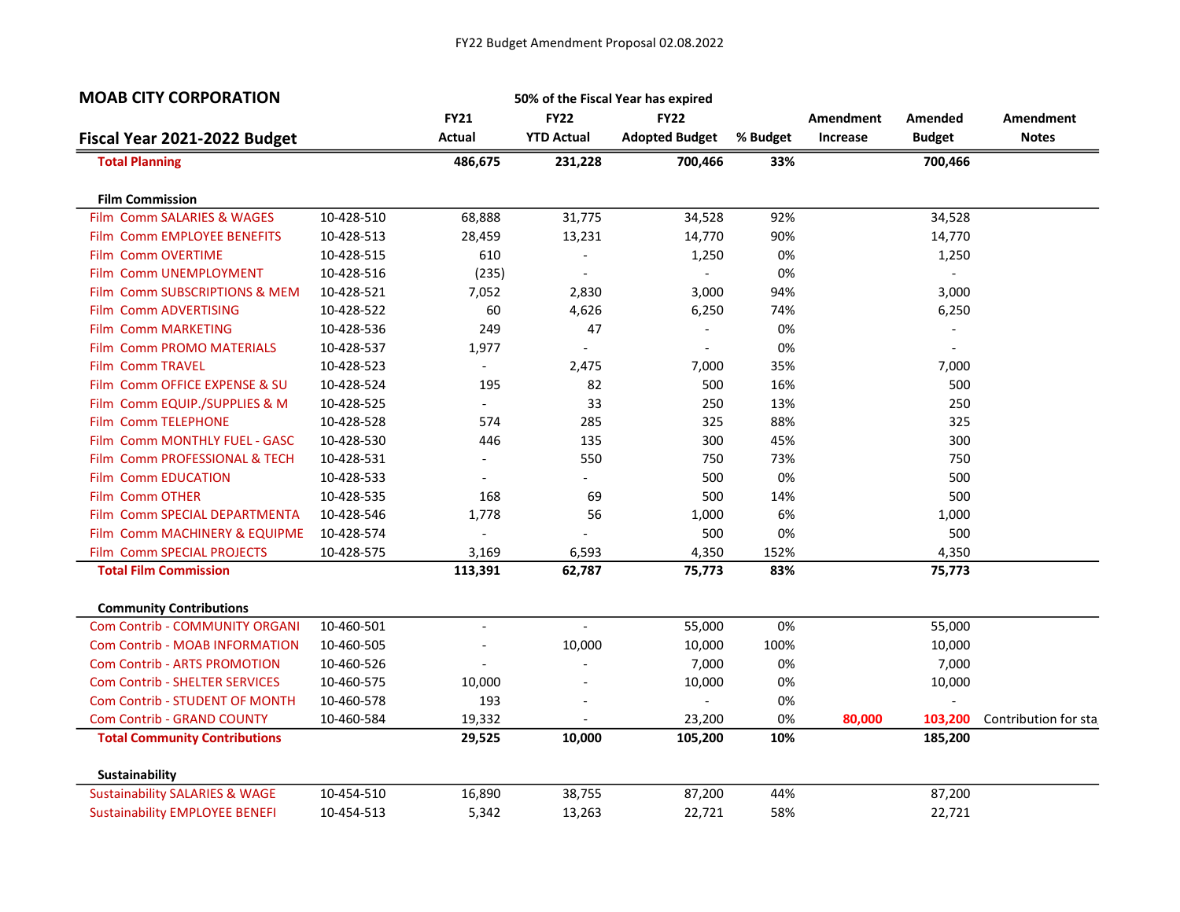FY22 Budget Amendment Proposal 02.08.2022

## MOAB CITY CORPORATION

**50% of the Fiscal Year has expired**

| Fiscal Year 2021-2022 Budget | | FY21 Actual | FY22 YTD Actual | FY22 Adopted Budget | % Budget | Amendment Increase | Amended Budget | Amendment Notes |
|---|---|---|---|---|---|---|---|---|
| **Total Planning** | | **486,675** | **231,228** | **700,466** | **33%** | | **700,466** | |
| | | | | | | | | |
| **Film Commission** | | | | | | | | |
| Film Comm SALARIES & WAGES | 10-428-510 | 68,888 | 31,775 | 34,528 | 92% | | 34,528 | |
| Film Comm EMPLOYEE BENEFITS | 10-428-513 | 28,459 | 13,231 | 14,770 | 90% | | 14,770 | |
| Film Comm OVERTIME | 10-428-515 | 610 | - | 1,250 | 0% | | 1,250 | |
| Film Comm UNEMPLOYMENT | 10-428-516 | (235) | - | - | 0% | | - | |
| Film Comm SUBSCRIPTIONS & MEM | 10-428-521 | 7,052 | 2,830 | 3,000 | 94% | | 3,000 | |
| Film Comm ADVERTISING | 10-428-522 | 60 | 4,626 | 6,250 | 74% | | 6,250 | |
| Film Comm MARKETING | 10-428-536 | 249 | 47 | - | 0% | | - | |
| Film Comm PROMO MATERIALS | 10-428-537 | 1,977 | - | - | 0% | | - | |
| Film Comm TRAVEL | 10-428-523 | - | 2,475 | 7,000 | 35% | | 7,000 | |
| Film Comm OFFICE EXPENSE & SU | 10-428-524 | 195 | 82 | 500 | 16% | | 500 | |
| Film Comm EQUIP./SUPPLIES & M | 10-428-525 | - | 33 | 250 | 13% | | 250 | |
| Film Comm TELEPHONE | 10-428-528 | 574 | 285 | 325 | 88% | | 325 | |
| Film Comm MONTHLY FUEL - GASC | 10-428-530 | 446 | 135 | 300 | 45% | | 300 | |
| Film Comm PROFESSIONAL & TECH | 10-428-531 | - | 550 | 750 | 73% | | 750 | |
| Film Comm EDUCATION | 10-428-533 | - | - | 500 | 0% | | 500 | |
| Film Comm OTHER | 10-428-535 | 168 | 69 | 500 | 14% | | 500 | |
| Film Comm SPECIAL DEPARTMENTA | 10-428-546 | 1,778 | 56 | 1,000 | 6% | | 1,000 | |
| Film Comm MACHINERY & EQUIPME | 10-428-574 | - | - | 500 | 0% | | 500 | |
| Film Comm SPECIAL PROJECTS | 10-428-575 | 3,169 | 6,593 | 4,350 | 152% | | 4,350 | |
| **Total Film Commission** | | **113,391** | **62,787** | **75,773** | **83%** | | **75,773** | |
| | | | | | | | | |
| **Community Contributions** | | | | | | | | |
| Com Contrib - COMMUNITY ORGANI | 10-460-501 | - | - | 55,000 | 0% | | 55,000 | |
| Com Contrib - MOAB INFORMATION | 10-460-505 | - | 10,000 | 10,000 | 100% | | 10,000 | |
| Com Contrib - ARTS PROMOTION | 10-460-526 | - | - | 7,000 | 0% | | 7,000 | |
| Com Contrib - SHELTER SERVICES | 10-460-575 | 10,000 | - | 10,000 | 0% | | 10,000 | |
| Com Contrib - STUDENT OF MONTH | 10-460-578 | 193 | - | - | 0% | | - | |
| Com Contrib - GRAND COUNTY | 10-460-584 | 19,332 | - | 23,200 | 0% | **80,000** | **103,200** | Contribution for sta |
| **Total Community Contributions** | | **29,525** | **10,000** | **105,200** | **10%** | | **185,200** | |
| | | | | | | | | |
| **Sustainability** | | | | | | | | |
| Sustainability SALARIES & WAGE | 10-454-510 | 16,890 | 38,755 | 87,200 | 44% | | 87,200 | |
| Sustainability EMPLOYEE BENEFI | 10-454-513 | 5,342 | 13,263 | 22,721 | 58% | | 22,721 | |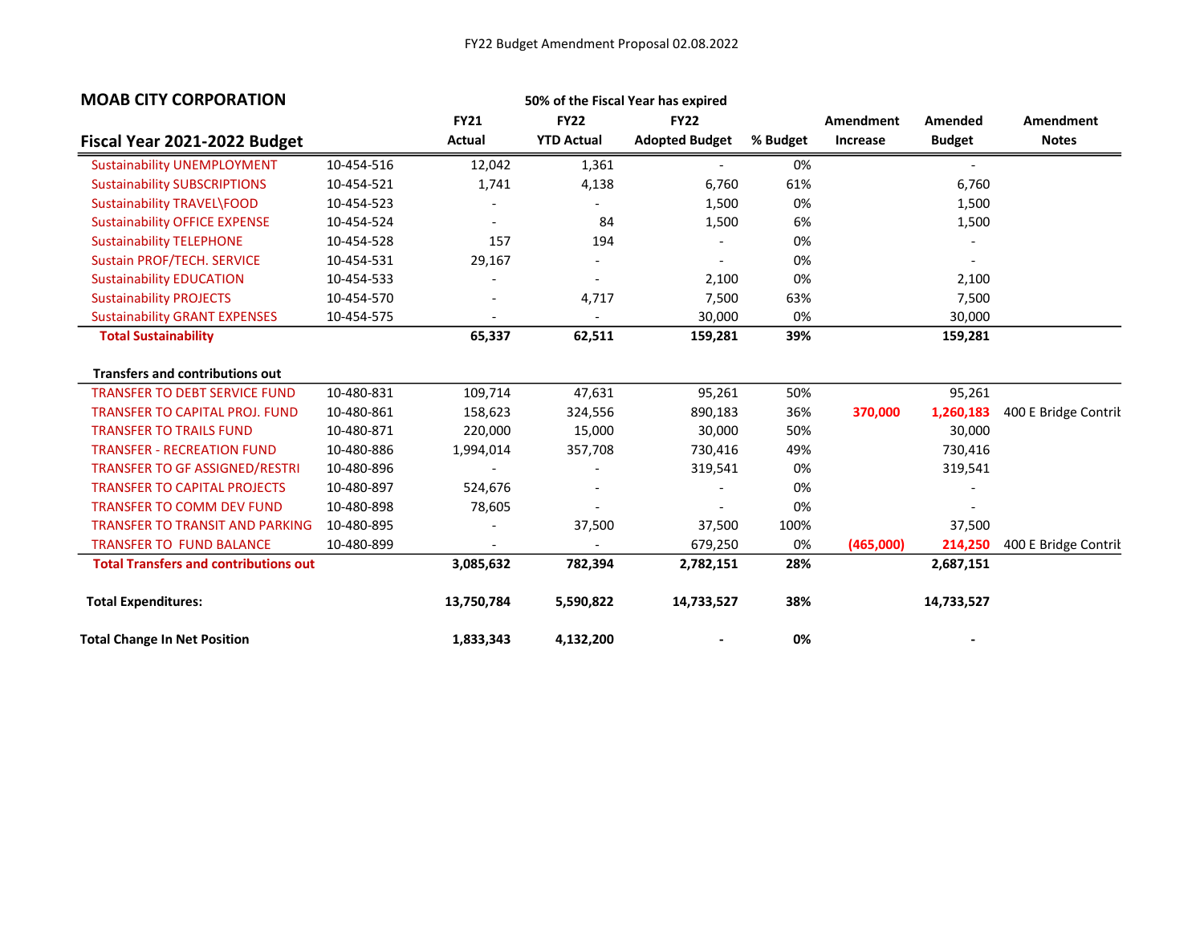FY22 Budget Amendment Proposal 02.08.2022

## MOAB CITY CORPORATION

**50% of the Fiscal Year has expired**

| **Fiscal Year 2021-2022 Budget** | | **FY21 Actual** | **FY22 YTD Actual** | **FY22 Adopted Budget** | **% Budget** | **Amendment Increase** | **Amended Budget** | **Amendment Notes** |
|---|---|---|---|---|---|---|---|---|
| Sustainability UNEMPLOYMENT | 10-454-516 | 12,042 | 1,361 | - | 0% | | - | |
| Sustainability SUBSCRIPTIONS | 10-454-521 | 1,741 | 4,138 | 6,760 | 61% | | 6,760 | |
| Sustainability TRAVEL\FOOD | 10-454-523 | - | - | 1,500 | 0% | | 1,500 | |
| Sustainability OFFICE EXPENSE | 10-454-524 | - | 84 | 1,500 | 6% | | 1,500 | |
| Sustainability TELEPHONE | 10-454-528 | 157 | 194 | - | 0% | | - | |
| Sustain PROF/TECH. SERVICE | 10-454-531 | 29,167 | - | - | 0% | | - | |
| Sustainability EDUCATION | 10-454-533 | - | - | 2,100 | 0% | | 2,100 | |
| Sustainability PROJECTS | 10-454-570 | - | 4,717 | 7,500 | 63% | | 7,500 | |
| Sustainability GRANT EXPENSES | 10-454-575 | - | - | 30,000 | 0% | | 30,000 | |
| **Total Sustainability** | | **65,337** | **62,511** | **159,281** | **39%** | | **159,281** | |
| **Transfers and contributions out** | | | | | | | | |
| TRANSFER TO DEBT SERVICE FUND | 10-480-831 | 109,714 | 47,631 | 95,261 | 50% | | 95,261 | |
| TRANSFER TO CAPITAL PROJ. FUND | 10-480-861 | 158,623 | 324,556 | 890,183 | 36% | **370,000** | **1,260,183** | 400 E Bridge Contrib |
| TRANSFER TO TRAILS FUND | 10-480-871 | 220,000 | 15,000 | 30,000 | 50% | | 30,000 | |
| TRANSFER - RECREATION FUND | 10-480-886 | 1,994,014 | 357,708 | 730,416 | 49% | | 730,416 | |
| TRANSFER TO GF ASSIGNED/RESTRI | 10-480-896 | - | - | 319,541 | 0% | | 319,541 | |
| TRANSFER TO CAPITAL PROJECTS | 10-480-897 | 524,676 | - | - | 0% | | - | |
| TRANSFER TO COMM DEV FUND | 10-480-898 | 78,605 | - | - | 0% | | - | |
| TRANSFER TO TRANSIT AND PARKING | 10-480-895 | - | 37,500 | 37,500 | 100% | | 37,500 | |
| TRANSFER TO FUND BALANCE | 10-480-899 | - | - | 679,250 | 0% | **(465,000)** | **214,250** | 400 E Bridge Contrib |
| **Total Transfers and contributions out** | | **3,085,632** | **782,394** | **2,782,151** | **28%** | | **2,687,151** | |
| **Total Expenditures:** | | **13,750,784** | **5,590,822** | **14,733,527** | **38%** | | **14,733,527** | |
| **Total Change In Net Position** | | **1,833,343** | **4,132,200** | **-** | **0%** | | **-** | |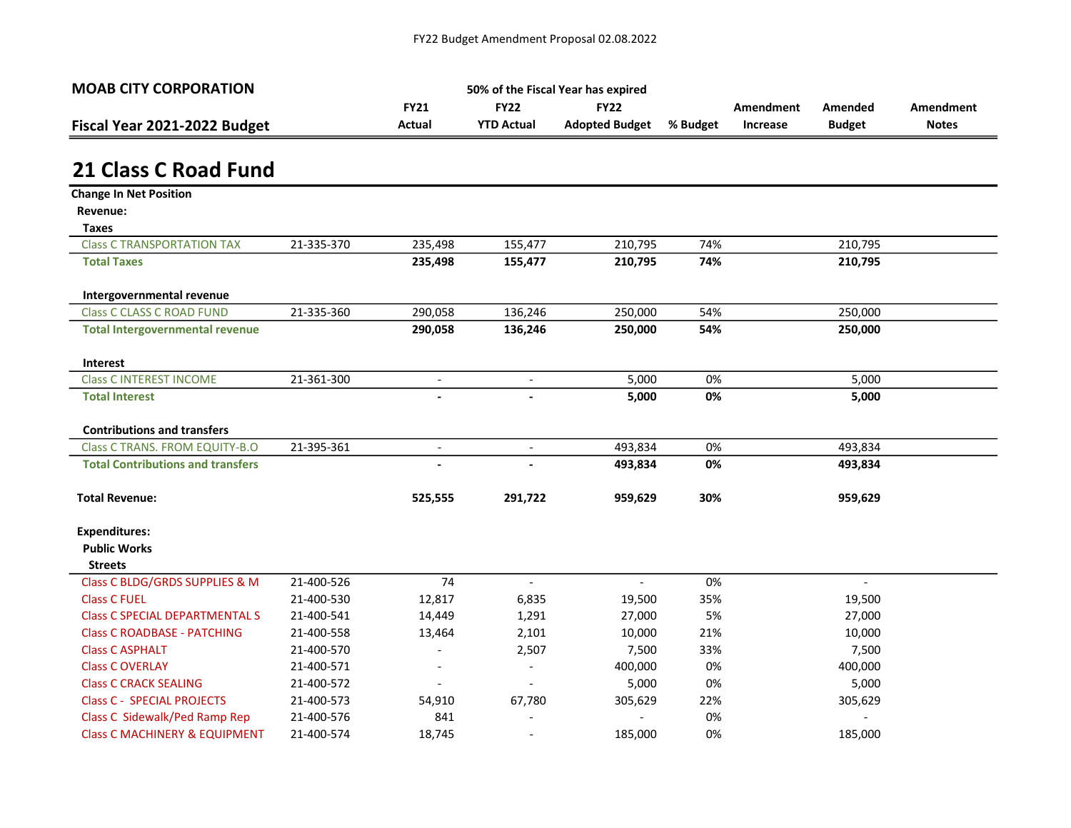FY22 Budget Amendment Proposal 02.08.2022

**MOAB CITY CORPORATION**

**Fiscal Year 2021-2022 Budget**

50% of the Fiscal Year has expired

# 21 Class C Road Fund

| | | FY21 Actual | FY22 YTD Actual | FY22 Adopted Budget | % Budget | Amendment Increase | Amended Budget | Amendment Notes |
|---|---|---|---|---|---|---|---|---|
| **Change In Net Position** | | | | | | | | |
| **Revenue:** | | | | | | | | |
| **Taxes** | | | | | | | | |
| Class C TRANSPORTATION TAX | 21-335-370 | 235,498 | 155,477 | 210,795 | 74% | | 210,795 | |
| **Total Taxes** | | **235,498** | **155,477** | **210,795** | **74%** | | **210,795** | |
| **Intergovernmental revenue** | | | | | | | | |
| Class C CLASS C ROAD FUND | 21-335-360 | 290,058 | 136,246 | 250,000 | 54% | | 250,000 | |
| **Total Intergovernmental revenue** | | **290,058** | **136,246** | **250,000** | **54%** | | **250,000** | |
| **Interest** | | | | | | | | |
| Class C INTEREST INCOME | 21-361-300 | - | - | 5,000 | 0% | | 5,000 | |
| **Total Interest** | | **-** | **-** | **5,000** | **0%** | | **5,000** | |
| **Contributions and transfers** | | | | | | | | |
| Class C TRANS. FROM EQUITY-B.O | 21-395-361 | - | - | 493,834 | 0% | | 493,834 | |
| **Total Contributions and transfers** | | **-** | **-** | **493,834** | **0%** | | **493,834** | |
| **Total Revenue:** | | **525,555** | **291,722** | **959,629** | **30%** | | **959,629** | |
| **Expenditures:** | | | | | | | | |
| **Public Works** | | | | | | | | |
| **Streets** | | | | | | | | |
| Class C BLDG/GRDS SUPPLIES & M | 21-400-526 | 74 | - | - | 0% | | - | |
| Class C FUEL | 21-400-530 | 12,817 | 6,835 | 19,500 | 35% | | 19,500 | |
| Class C SPECIAL DEPARTMENTAL S | 21-400-541 | 14,449 | 1,291 | 27,000 | 5% | | 27,000 | |
| Class C ROADBASE - PATCHING | 21-400-558 | 13,464 | 2,101 | 10,000 | 21% | | 10,000 | |
| Class C ASPHALT | 21-400-570 | - | 2,507 | 7,500 | 33% | | 7,500 | |
| Class C OVERLAY | 21-400-571 | - | - | 400,000 | 0% | | 400,000 | |
| Class C CRACK SEALING | 21-400-572 | - | - | 5,000 | 0% | | 5,000 | |
| Class C - SPECIAL PROJECTS | 21-400-573 | 54,910 | 67,780 | 305,629 | 22% | | 305,629 | |
| Class C Sidewalk/Ped Ramp Rep | 21-400-576 | 841 | - | - | 0% | | - | |
| Class C MACHINERY & EQUIPMENT | 21-400-574 | 18,745 | - | 185,000 | 0% | | 185,000 | |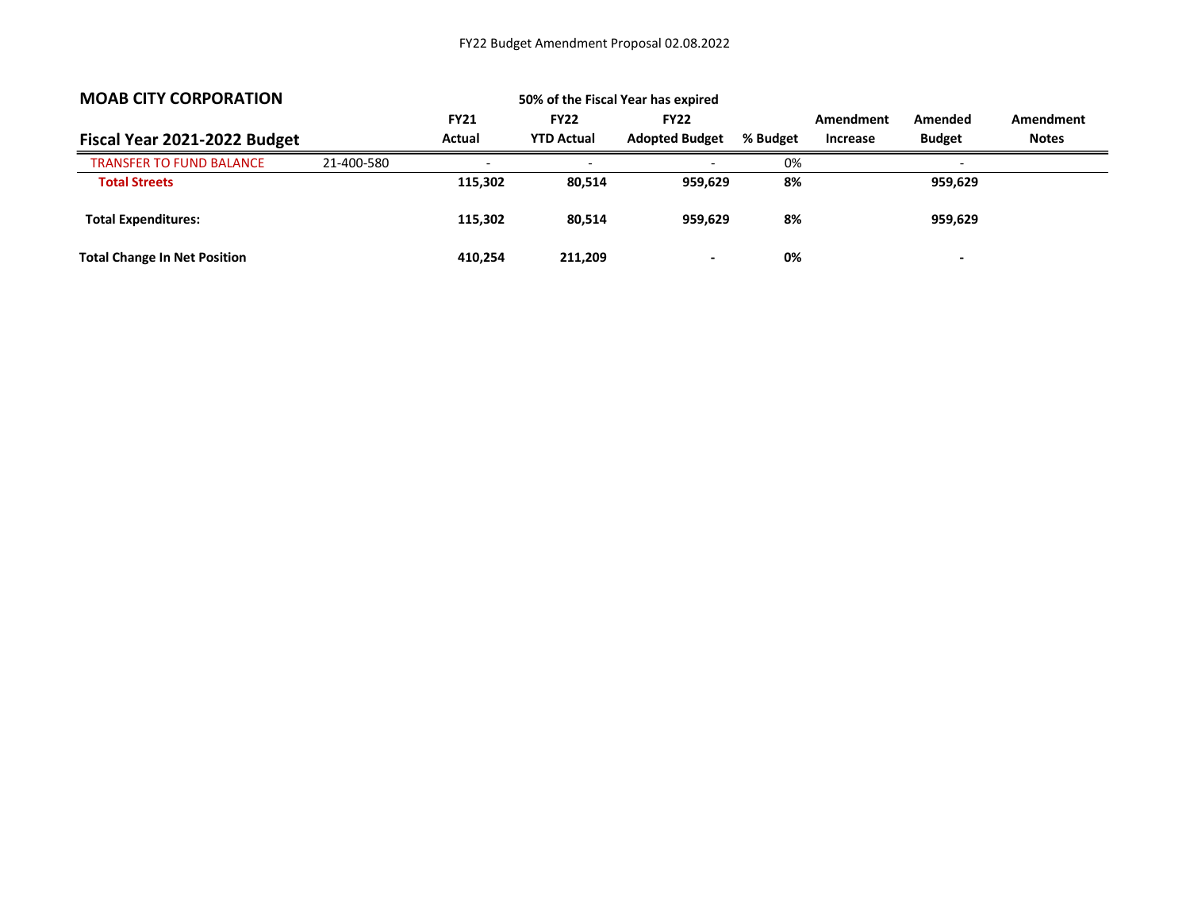FY22 Budget Amendment Proposal 02.08.2022

| MOAB CITY CORPORATION | | | | 50% of the Fiscal Year has expired | | | | |
|---|---|---|---|---|---|---|---|---|
| **Fiscal Year 2021-2022 Budget** | | **FY21 Actual** | **FY22 YTD Actual** | **FY22 Adopted Budget** | **% Budget** | **Amendment Increase** | **Amended Budget** | **Amendment Notes** |
| TRANSFER TO FUND BALANCE | 21-400-580 | - | - | - | 0% | | - | |
| **Total Streets** | | **115,302** | **80,514** | **959,629** | **8%** | | **959,629** | |
| **Total Expenditures:** | | **115,302** | **80,514** | **959,629** | **8%** | | **959,629** | |
| **Total Change In Net Position** | | **410,254** | **211,209** | **-** | **0%** | | **-** | |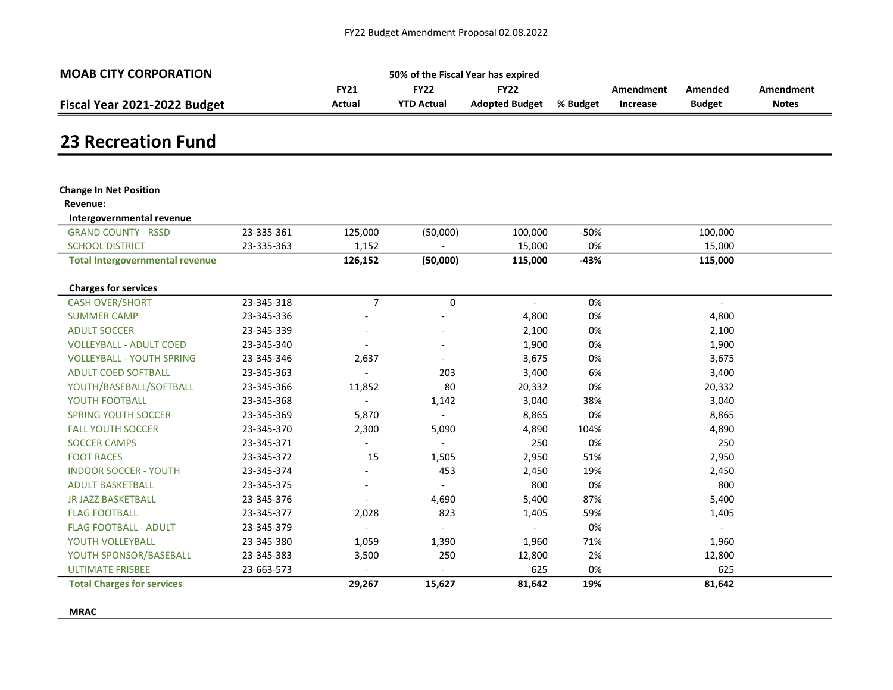FY22 Budget Amendment Proposal 02.08.2022

**MOAB CITY CORPORATION**

**Fiscal Year 2021-2022 Budget**

50% of the Fiscal Year has expired

# 23 Recreation Fund

| | | FY21 Actual | FY22 YTD Actual | FY22 Adopted Budget | % Budget | Amendment Increase | Amended Budget | Amendment Notes |
|---|---|---|---|---|---|---|---|---|
| **Change In Net Position** | | | | | | | | |
| **Revenue:** | | | | | | | | |
| **Intergovernmental revenue** | | | | | | | | |
| GRAND COUNTY - RSSD | 23-335-361 | 125,000 | (50,000) | 100,000 | -50% | | 100,000 | |
| SCHOOL DISTRICT | 23-335-363 | 1,152 | - | 15,000 | 0% | | 15,000 | |
| **Total Intergovernmental revenue** | | **126,152** | **(50,000)** | **115,000** | **-43%** | | **115,000** | |
| **Charges for services** | | | | | | | | |
| CASH OVER/SHORT | 23-345-318 | 7 | 0 | - | 0% | | - | |
| SUMMER CAMP | 23-345-336 | - | - | 4,800 | 0% | | 4,800 | |
| ADULT SOCCER | 23-345-339 | - | - | 2,100 | 0% | | 2,100 | |
| VOLLEYBALL - ADULT COED | 23-345-340 | - | - | 1,900 | 0% | | 1,900 | |
| VOLLEYBALL - YOUTH SPRING | 23-345-346 | 2,637 | - | 3,675 | 0% | | 3,675 | |
| ADULT COED SOFTBALL | 23-345-363 | - | 203 | 3,400 | 6% | | 3,400 | |
| YOUTH/BASEBALL/SOFTBALL | 23-345-366 | 11,852 | 80 | 20,332 | 0% | | 20,332 | |
| YOUTH FOOTBALL | 23-345-368 | - | 1,142 | 3,040 | 38% | | 3,040 | |
| SPRING YOUTH SOCCER | 23-345-369 | 5,870 | - | 8,865 | 0% | | 8,865 | |
| FALL YOUTH SOCCER | 23-345-370 | 2,300 | 5,090 | 4,890 | 104% | | 4,890 | |
| SOCCER CAMPS | 23-345-371 | - | - | 250 | 0% | | 250 | |
| FOOT RACES | 23-345-372 | 15 | 1,505 | 2,950 | 51% | | 2,950 | |
| INDOOR SOCCER - YOUTH | 23-345-374 | - | 453 | 2,450 | 19% | | 2,450 | |
| ADULT BASKETBALL | 23-345-375 | - | - | 800 | 0% | | 800 | |
| JR JAZZ BASKETBALL | 23-345-376 | - | 4,690 | 5,400 | 87% | | 5,400 | |
| FLAG FOOTBALL | 23-345-377 | 2,028 | 823 | 1,405 | 59% | | 1,405 | |
| FLAG FOOTBALL - ADULT | 23-345-379 | - | - | - | 0% | | - | |
| YOUTH VOLLEYBALL | 23-345-380 | 1,059 | 1,390 | 1,960 | 71% | | 1,960 | |
| YOUTH SPONSOR/BASEBALL | 23-345-383 | 3,500 | 250 | 12,800 | 2% | | 12,800 | |
| ULTIMATE FRISBEE | 23-663-573 | - | - | 625 | 0% | | 625 | |
| **Total Charges for services** | | **29,267** | **15,627** | **81,642** | **19%** | | **81,642** | |
| **MRAC** | | | | | | | | |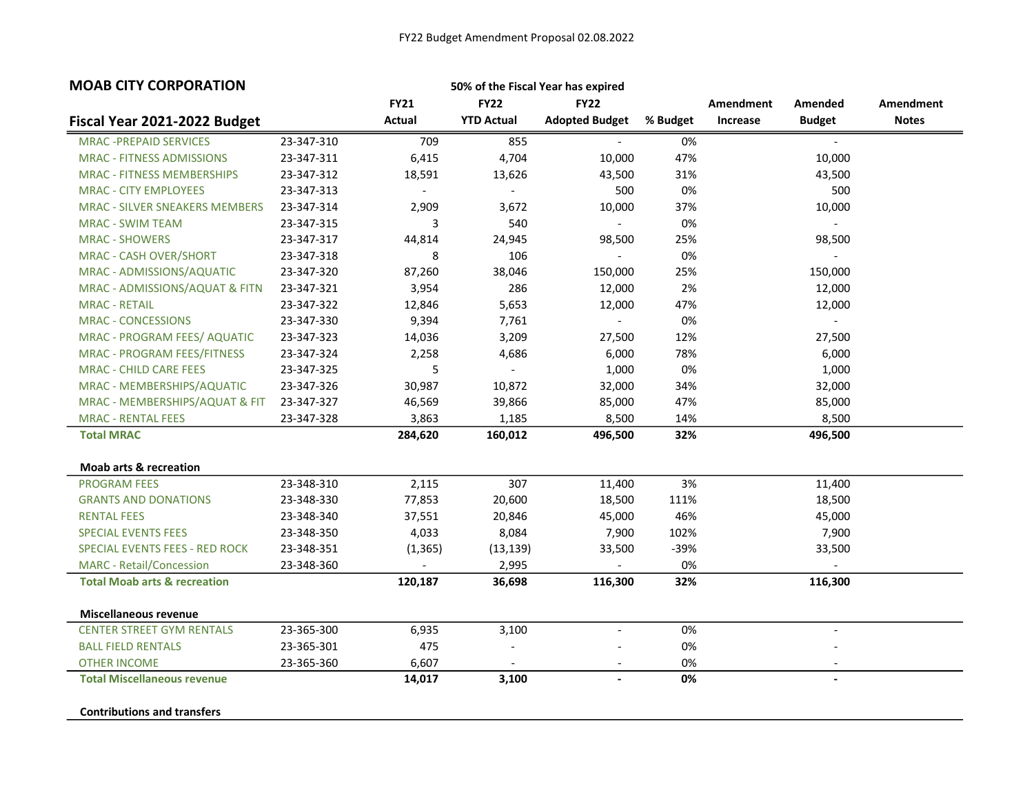FY22 Budget Amendment Proposal 02.08.2022

## MOAB CITY CORPORATION

50% of the Fiscal Year has expired

| Fiscal Year 2021-2022 Budget | | FY21 Actual | FY22 YTD Actual | FY22 Adopted Budget | % Budget | Amendment Increase | Amended Budget | Amendment Notes |
|---|---|---|---|---|---|---|---|---|
| MRAC -PREPAID SERVICES | 23-347-310 | 709 | 855 | - | 0% | | - | |
| MRAC - FITNESS ADMISSIONS | 23-347-311 | 6,415 | 4,704 | 10,000 | 47% | | 10,000 | |
| MRAC - FITNESS MEMBERSHIPS | 23-347-312 | 18,591 | 13,626 | 43,500 | 31% | | 43,500 | |
| MRAC - CITY EMPLOYEES | 23-347-313 | - | - | 500 | 0% | | 500 | |
| MRAC - SILVER SNEAKERS MEMBERS | 23-347-314 | 2,909 | 3,672 | 10,000 | 37% | | 10,000 | |
| MRAC - SWIM TEAM | 23-347-315 | 3 | 540 | - | 0% | | - | |
| MRAC - SHOWERS | 23-347-317 | 44,814 | 24,945 | 98,500 | 25% | | 98,500 | |
| MRAC - CASH OVER/SHORT | 23-347-318 | 8 | 106 | - | 0% | | - | |
| MRAC - ADMISSIONS/AQUATIC | 23-347-320 | 87,260 | 38,046 | 150,000 | 25% | | 150,000 | |
| MRAC - ADMISSIONS/AQUAT & FITN | 23-347-321 | 3,954 | 286 | 12,000 | 2% | | 12,000 | |
| MRAC - RETAIL | 23-347-322 | 12,846 | 5,653 | 12,000 | 47% | | 12,000 | |
| MRAC - CONCESSIONS | 23-347-330 | 9,394 | 7,761 | - | 0% | | - | |
| MRAC - PROGRAM FEES/ AQUATIC | 23-347-323 | 14,036 | 3,209 | 27,500 | 12% | | 27,500 | |
| MRAC - PROGRAM FEES/FITNESS | 23-347-324 | 2,258 | 4,686 | 6,000 | 78% | | 6,000 | |
| MRAC - CHILD CARE FEES | 23-347-325 | 5 | - | 1,000 | 0% | | 1,000 | |
| MRAC - MEMBERSHIPS/AQUATIC | 23-347-326 | 30,987 | 10,872 | 32,000 | 34% | | 32,000 | |
| MRAC - MEMBERSHIPS/AQUAT & FIT | 23-347-327 | 46,569 | 39,866 | 85,000 | 47% | | 85,000 | |
| MRAC - RENTAL FEES | 23-347-328 | 3,863 | 1,185 | 8,500 | 14% | | 8,500 | |
| **Total MRAC** | | **284,620** | **160,012** | **496,500** | **32%** | | **496,500** | |
| | | | | | | | | |
| **Moab arts & recreation** | | | | | | | | |
| PROGRAM FEES | 23-348-310 | 2,115 | 307 | 11,400 | 3% | | 11,400 | |
| GRANTS AND DONATIONS | 23-348-330 | 77,853 | 20,600 | 18,500 | 111% | | 18,500 | |
| RENTAL FEES | 23-348-340 | 37,551 | 20,846 | 45,000 | 46% | | 45,000 | |
| SPECIAL EVENTS FEES | 23-348-350 | 4,033 | 8,084 | 7,900 | 102% | | 7,900 | |
| SPECIAL EVENTS FEES - RED ROCK | 23-348-351 | (1,365) | (13,139) | 33,500 | -39% | | 33,500 | |
| MARC - Retail/Concession | 23-348-360 | - | 2,995 | - | 0% | | - | |
| **Total Moab arts & recreation** | | **120,187** | **36,698** | **116,300** | **32%** | | **116,300** | |
| | | | | | | | | |
| **Miscellaneous revenue** | | | | | | | | |
| CENTER STREET GYM RENTALS | 23-365-300 | 6,935 | 3,100 | - | 0% | | - | |
| BALL FIELD RENTALS | 23-365-301 | 475 | - | - | 0% | | - | |
| OTHER INCOME | 23-365-360 | 6,607 | - | - | 0% | | - | |
| **Total Miscellaneous revenue** | | **14,017** | **3,100** | **-** | **0%** | | **-** | |
| | | | | | | | | |
| **Contributions and transfers** | | | | | | | | |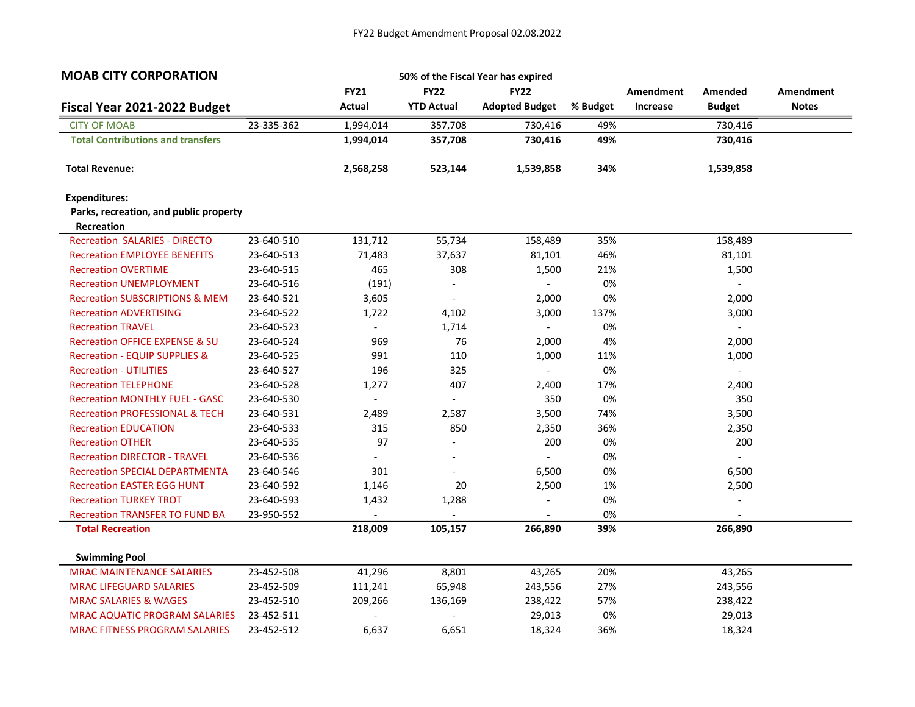FY22 Budget Amendment Proposal 02.08.2022

## MOAB CITY CORPORATION

50% of the Fiscal Year has expired

| Fiscal Year 2021-2022 Budget | | FY21 Actual | FY22 YTD Actual | FY22 Adopted Budget | % Budget | Amendment Increase | Amended Budget | Amendment Notes |
|---|---|---|---|---|---|---|---|---|
| CITY OF MOAB | 23-335-362 | 1,994,014 | 357,708 | 730,416 | 49% | | 730,416 | |
| **Total Contributions and transfers** | | **1,994,014** | **357,708** | **730,416** | **49%** | | **730,416** | |
| | | | | | | | | |
| **Total Revenue:** | | **2,568,258** | **523,144** | **1,539,858** | **34%** | | **1,539,858** | |
| | | | | | | | | |
| **Expenditures:** | | | | | | | | |
| **Parks, recreation, and public property** | | | | | | | | |
| **Recreation** | | | | | | | | |
| Recreation SALARIES - DIRECTO | 23-640-510 | 131,712 | 55,734 | 158,489 | 35% | | 158,489 | |
| Recreation EMPLOYEE BENEFITS | 23-640-513 | 71,483 | 37,637 | 81,101 | 46% | | 81,101 | |
| Recreation OVERTIME | 23-640-515 | 465 | 308 | 1,500 | 21% | | 1,500 | |
| Recreation UNEMPLOYMENT | 23-640-516 | (191) | - | - | 0% | | - | |
| Recreation SUBSCRIPTIONS & MEM | 23-640-521 | 3,605 | - | 2,000 | 0% | | 2,000 | |
| Recreation ADVERTISING | 23-640-522 | 1,722 | 4,102 | 3,000 | 137% | | 3,000 | |
| Recreation TRAVEL | 23-640-523 | - | 1,714 | - | 0% | | - | |
| Recreation OFFICE EXPENSE & SU | 23-640-524 | 969 | 76 | 2,000 | 4% | | 2,000 | |
| Recreation - EQUIP SUPPLIES & | 23-640-525 | 991 | 110 | 1,000 | 11% | | 1,000 | |
| Recreation - UTILITIES | 23-640-527 | 196 | 325 | - | 0% | | - | |
| Recreation TELEPHONE | 23-640-528 | 1,277 | 407 | 2,400 | 17% | | 2,400 | |
| Recreation MONTHLY FUEL - GASC | 23-640-530 | - | - | 350 | 0% | | 350 | |
| Recreation PROFESSIONAL & TECH | 23-640-531 | 2,489 | 2,587 | 3,500 | 74% | | 3,500 | |
| Recreation EDUCATION | 23-640-533 | 315 | 850 | 2,350 | 36% | | 2,350 | |
| Recreation OTHER | 23-640-535 | 97 | - | 200 | 0% | | 200 | |
| Recreation DIRECTOR - TRAVEL | 23-640-536 | - | - | - | 0% | | - | |
| Recreation SPECIAL DEPARTMENTA | 23-640-546 | 301 | - | 6,500 | 0% | | 6,500 | |
| Recreation EASTER EGG HUNT | 23-640-592 | 1,146 | 20 | 2,500 | 1% | | 2,500 | |
| Recreation TURKEY TROT | 23-640-593 | 1,432 | 1,288 | - | 0% | | - | |
| Recreation TRANSFER TO FUND BA | 23-950-552 | - | - | - | 0% | | - | |
| **Total Recreation** | | **218,009** | **105,157** | **266,890** | **39%** | | **266,890** | |
| | | | | | | | | |
| **Swimming Pool** | | | | | | | | |
| MRAC MAINTENANCE SALARIES | 23-452-508 | 41,296 | 8,801 | 43,265 | 20% | | 43,265 | |
| MRAC LIFEGUARD SALARIES | 23-452-509 | 111,241 | 65,948 | 243,556 | 27% | | 243,556 | |
| MRAC SALARIES & WAGES | 23-452-510 | 209,266 | 136,169 | 238,422 | 57% | | 238,422 | |
| MRAC AQUATIC PROGRAM SALARIES | 23-452-511 | - | - | 29,013 | 0% | | 29,013 | |
| MRAC FITNESS PROGRAM SALARIES | 23-452-512 | 6,637 | 6,651 | 18,324 | 36% | | 18,324 | |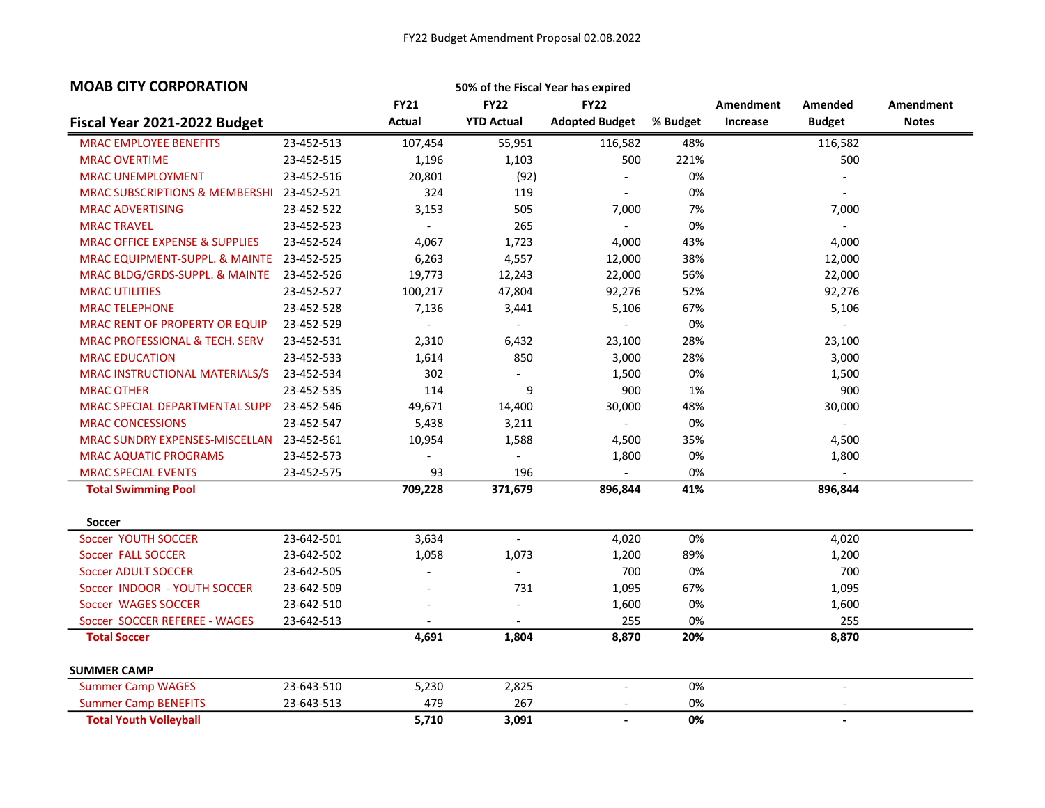## MOAB CITY CORPORATION

50% of the Fiscal Year has expired

| Fiscal Year 2021-2022 Budget | | FY21 Actual | FY22 YTD Actual | FY22 Adopted Budget | % Budget | Amendment Increase | Amended Budget | Amendment Notes |
|---|---|---|---|---|---|---|---|---|
| MRAC EMPLOYEE BENEFITS | 23-452-513 | 107,454 | 55,951 | 116,582 | 48% | | 116,582 | |
| MRAC OVERTIME | 23-452-515 | 1,196 | 1,103 | 500 | 221% | | 500 | |
| MRAC UNEMPLOYMENT | 23-452-516 | 20,801 | (92) | - | 0% | | - | |
| MRAC SUBSCRIPTIONS & MEMBERSHI | 23-452-521 | 324 | 119 | - | 0% | | - | |
| MRAC ADVERTISING | 23-452-522 | 3,153 | 505 | 7,000 | 7% | | 7,000 | |
| MRAC TRAVEL | 23-452-523 | - | 265 | - | 0% | | - | |
| MRAC OFFICE EXPENSE & SUPPLIES | 23-452-524 | 4,067 | 1,723 | 4,000 | 43% | | 4,000 | |
| MRAC EQUIPMENT-SUPPL. & MAINTE | 23-452-525 | 6,263 | 4,557 | 12,000 | 38% | | 12,000 | |
| MRAC BLDG/GRDS-SUPPL. & MAINTE | 23-452-526 | 19,773 | 12,243 | 22,000 | 56% | | 22,000 | |
| MRAC UTILITIES | 23-452-527 | 100,217 | 47,804 | 92,276 | 52% | | 92,276 | |
| MRAC TELEPHONE | 23-452-528 | 7,136 | 3,441 | 5,106 | 67% | | 5,106 | |
| MRAC RENT OF PROPERTY OR EQUIP | 23-452-529 | - | - | - | 0% | | - | |
| MRAC PROFESSIONAL & TECH. SERV | 23-452-531 | 2,310 | 6,432 | 23,100 | 28% | | 23,100 | |
| MRAC EDUCATION | 23-452-533 | 1,614 | 850 | 3,000 | 28% | | 3,000 | |
| MRAC INSTRUCTIONAL MATERIALS/S | 23-452-534 | 302 | - | 1,500 | 0% | | 1,500 | |
| MRAC OTHER | 23-452-535 | 114 | 9 | 900 | 1% | | 900 | |
| MRAC SPECIAL DEPARTMENTAL SUPP | 23-452-546 | 49,671 | 14,400 | 30,000 | 48% | | 30,000 | |
| MRAC CONCESSIONS | 23-452-547 | 5,438 | 3,211 | - | 0% | | - | |
| MRAC SUNDRY EXPENSES-MISCELLAN | 23-452-561 | 10,954 | 1,588 | 4,500 | 35% | | 4,500 | |
| MRAC AQUATIC PROGRAMS | 23-452-573 | - | - | 1,800 | 0% | | 1,800 | |
| MRAC SPECIAL EVENTS | 23-452-575 | 93 | 196 | - | 0% | | - | |
| **Total Swimming Pool** | | **709,228** | **371,679** | **896,844** | **41%** | | **896,844** | |
| **Soccer** | | | | | | | | |
| Soccer YOUTH SOCCER | 23-642-501 | 3,634 | - | 4,020 | 0% | | 4,020 | |
| Soccer FALL SOCCER | 23-642-502 | 1,058 | 1,073 | 1,200 | 89% | | 1,200 | |
| Soccer ADULT SOCCER | 23-642-505 | - | - | 700 | 0% | | 700 | |
| Soccer INDOOR - YOUTH SOCCER | 23-642-509 | - | 731 | 1,095 | 67% | | 1,095 | |
| Soccer WAGES SOCCER | 23-642-510 | - | - | 1,600 | 0% | | 1,600 | |
| Soccer SOCCER REFEREE - WAGES | 23-642-513 | - | - | 255 | 0% | | 255 | |
| **Total Soccer** | | **4,691** | **1,804** | **8,870** | **20%** | | **8,870** | |
| **SUMMER CAMP** | | | | | | | | |
| Summer Camp WAGES | 23-643-510 | 5,230 | 2,825 | - | 0% | | - | |
| Summer Camp BENEFITS | 23-643-513 | 479 | 267 | - | 0% | | - | |
| **Total Youth Volleyball** | | **5,710** | **3,091** | **-** | **0%** | | **-** | |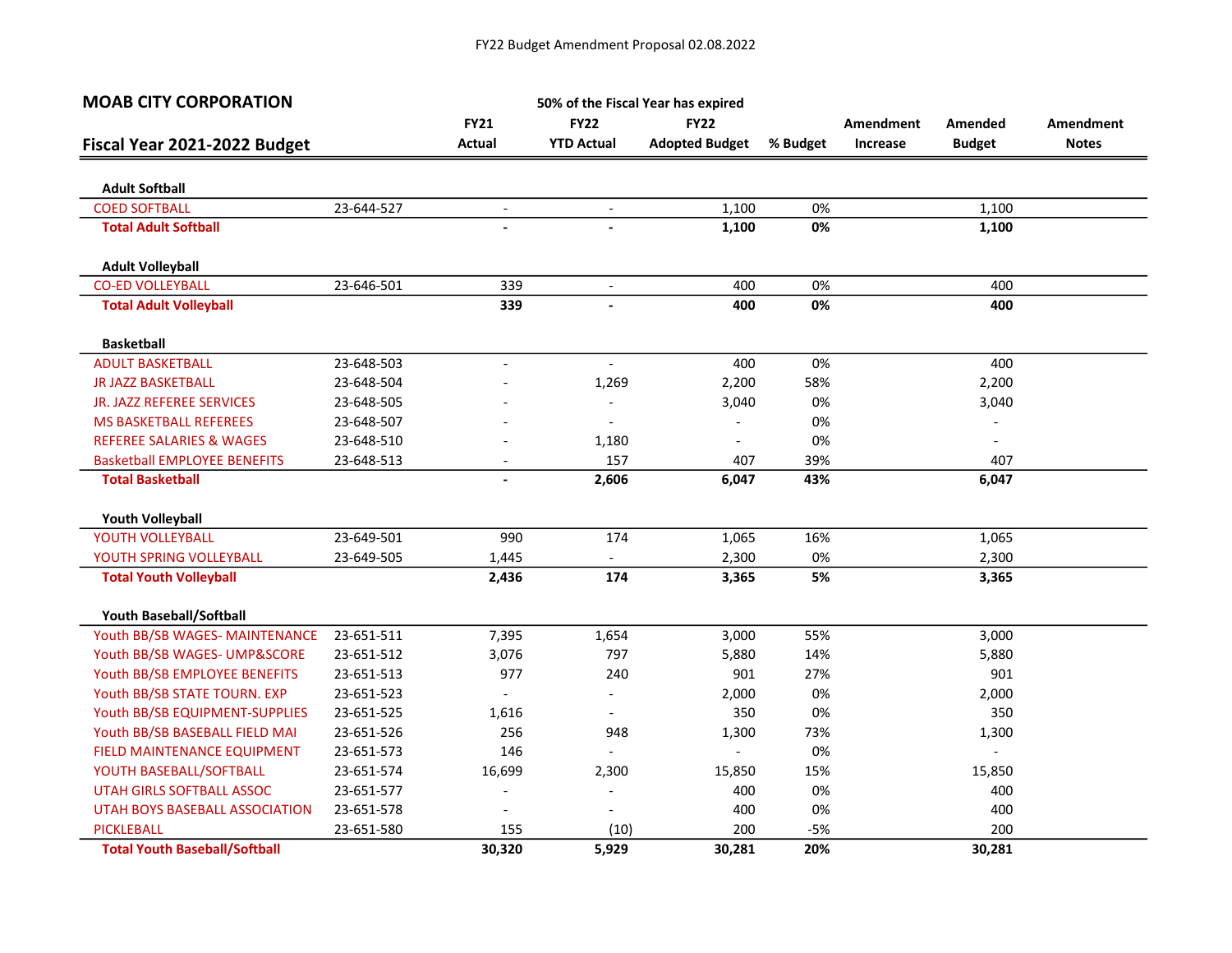FY22 Budget Amendment Proposal 02.08.2022

## MOAB CITY CORPORATION

## Fiscal Year 2021-2022 Budget

50% of the Fiscal Year has expired

| | | FY21 Actual | FY22 YTD Actual | FY22 Adopted Budget | % Budget | Amendment Increase | Amended Budget | Amendment Notes |
|---|---|---|---|---|---|---|---|---|
| **Adult Softball** | | | | | | | | |
| COED SOFTBALL | 23-644-527 | - | - | 1,100 | 0% | | 1,100 | |
| **Total Adult Softball** | | **-** | **-** | **1,100** | **0%** | | **1,100** | |
| **Adult Volleyball** | | | | | | | | |
| CO-ED VOLLEYBALL | 23-646-501 | 339 | - | 400 | 0% | | 400 | |
| **Total Adult Volleyball** | | **339** | **-** | **400** | **0%** | | **400** | |
| **Basketball** | | | | | | | | |
| ADULT BASKETBALL | 23-648-503 | - | - | 400 | 0% | | 400 | |
| JR JAZZ BASKETBALL | 23-648-504 | - | 1,269 | 2,200 | 58% | | 2,200 | |
| JR. JAZZ REFEREE SERVICES | 23-648-505 | - | - | 3,040 | 0% | | 3,040 | |
| MS BASKETBALL REFEREES | 23-648-507 | - | - | - | 0% | | - | |
| REFEREE SALARIES & WAGES | 23-648-510 | - | 1,180 | - | 0% | | - | |
| Basketball EMPLOYEE BENEFITS | 23-648-513 | - | 157 | 407 | 39% | | 407 | |
| **Total Basketball** | | **-** | **2,606** | **6,047** | **43%** | | **6,047** | |
| **Youth Volleyball** | | | | | | | | |
| YOUTH VOLLEYBALL | 23-649-501 | 990 | 174 | 1,065 | 16% | | 1,065 | |
| YOUTH SPRING VOLLEYBALL | 23-649-505 | 1,445 | - | 2,300 | 0% | | 2,300 | |
| **Total Youth Volleyball** | | **2,436** | **174** | **3,365** | **5%** | | **3,365** | |
| **Youth Baseball/Softball** | | | | | | | | |
| Youth BB/SB WAGES- MAINTENANCE | 23-651-511 | 7,395 | 1,654 | 3,000 | 55% | | 3,000 | |
| Youth BB/SB WAGES- UMP&SCORE | 23-651-512 | 3,076 | 797 | 5,880 | 14% | | 5,880 | |
| Youth BB/SB EMPLOYEE BENEFITS | 23-651-513 | 977 | 240 | 901 | 27% | | 901 | |
| Youth BB/SB STATE TOURN. EXP | 23-651-523 | - | - | 2,000 | 0% | | 2,000 | |
| Youth BB/SB EQUIPMENT-SUPPLIES | 23-651-525 | 1,616 | - | 350 | 0% | | 350 | |
| Youth BB/SB BASEBALL FIELD MAI | 23-651-526 | 256 | 948 | 1,300 | 73% | | 1,300 | |
| FIELD MAINTENANCE EQUIPMENT | 23-651-573 | 146 | - | - | 0% | | - | |
| YOUTH BASEBALL/SOFTBALL | 23-651-574 | 16,699 | 2,300 | 15,850 | 15% | | 15,850 | |
| UTAH GIRLS SOFTBALL ASSOC | 23-651-577 | - | - | 400 | 0% | | 400 | |
| UTAH BOYS BASEBALL ASSOCIATION | 23-651-578 | - | - | 400 | 0% | | 400 | |
| PICKLEBALL | 23-651-580 | 155 | (10) | 200 | -5% | | 200 | |
| **Total Youth Baseball/Softball** | | **30,320** | **5,929** | **30,281** | **20%** | | **30,281** | |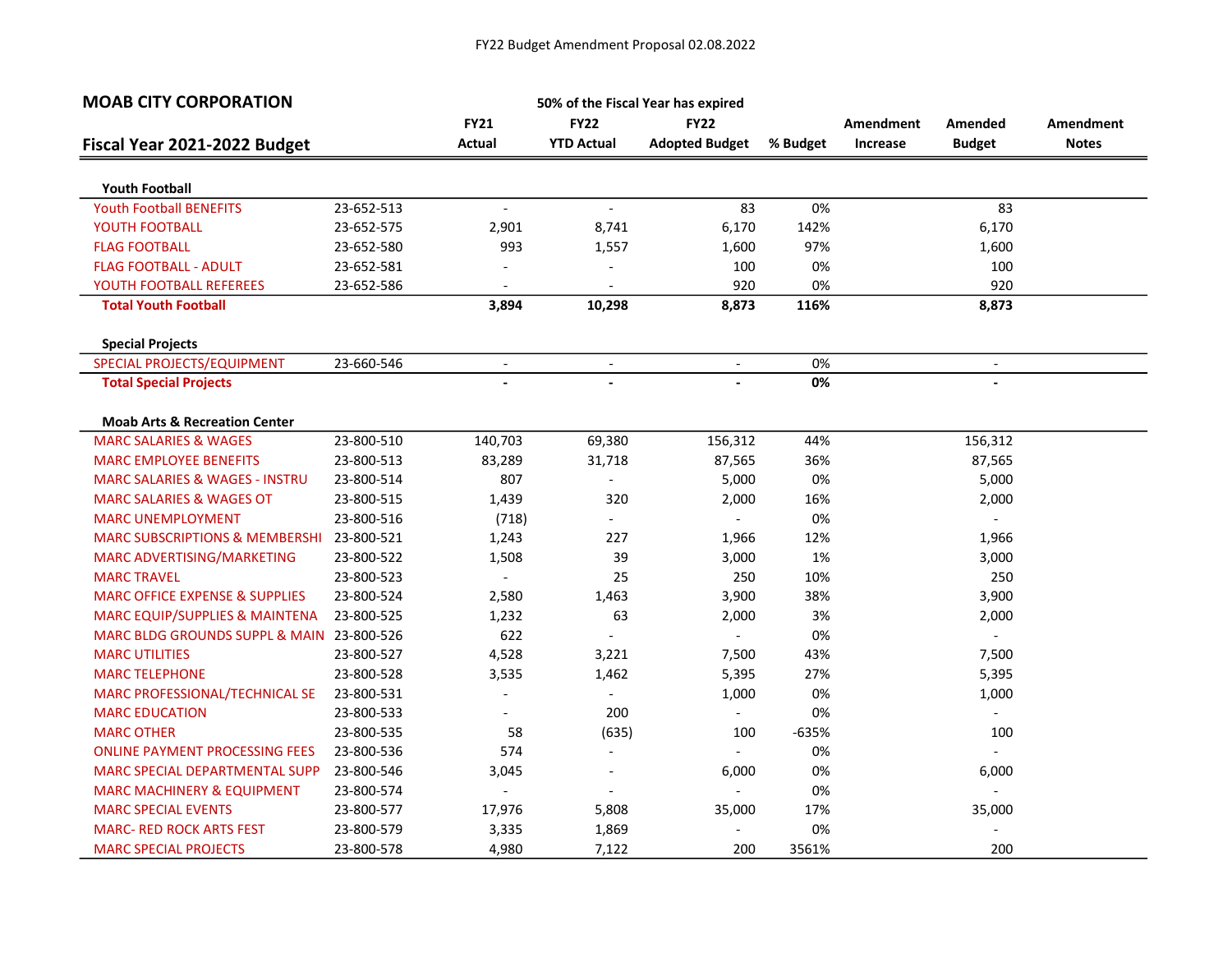FY22 Budget Amendment Proposal 02.08.2022

**MOAB CITY CORPORATION**

**Fiscal Year 2021-2022 Budget**

50% of the Fiscal Year has expired

| | | FY21 Actual | FY22 YTD Actual | FY22 Adopted Budget | % Budget | Amendment Increase | Amended Budget | Amendment Notes |
|---|---|---|---|---|---|---|---|---|
| **Youth Football** | | | | | | | | |
| Youth Football BENEFITS | 23-652-513 | - | - | 83 | 0% | | 83 | |
| YOUTH FOOTBALL | 23-652-575 | 2,901 | 8,741 | 6,170 | 142% | | 6,170 | |
| FLAG FOOTBALL | 23-652-580 | 993 | 1,557 | 1,600 | 97% | | 1,600 | |
| FLAG FOOTBALL - ADULT | 23-652-581 | - | - | 100 | 0% | | 100 | |
| YOUTH FOOTBALL REFEREES | 23-652-586 | - | - | 920 | 0% | | 920 | |
| **Total Youth Football** | | **3,894** | **10,298** | **8,873** | **116%** | | **8,873** | |
| **Special Projects** | | | | | | | | |
| SPECIAL PROJECTS/EQUIPMENT | 23-660-546 | - | - | - | 0% | | - | |
| **Total Special Projects** | | **-** | **-** | **-** | **0%** | | **-** | |
| **Moab Arts & Recreation Center** | | | | | | | | |
| MARC SALARIES & WAGES | 23-800-510 | 140,703 | 69,380 | 156,312 | 44% | | 156,312 | |
| MARC EMPLOYEE BENEFITS | 23-800-513 | 83,289 | 31,718 | 87,565 | 36% | | 87,565 | |
| MARC SALARIES & WAGES - INSTRU | 23-800-514 | 807 | - | 5,000 | 0% | | 5,000 | |
| MARC SALARIES & WAGES OT | 23-800-515 | 1,439 | 320 | 2,000 | 16% | | 2,000 | |
| MARC UNEMPLOYMENT | 23-800-516 | (718) | - | - | 0% | | - | |
| MARC SUBSCRIPTIONS & MEMBERSHI | 23-800-521 | 1,243 | 227 | 1,966 | 12% | | 1,966 | |
| MARC ADVERTISING/MARKETING | 23-800-522 | 1,508 | 39 | 3,000 | 1% | | 3,000 | |
| MARC TRAVEL | 23-800-523 | - | 25 | 250 | 10% | | 250 | |
| MARC OFFICE EXPENSE & SUPPLIES | 23-800-524 | 2,580 | 1,463 | 3,900 | 38% | | 3,900 | |
| MARC EQUIP/SUPPLIES & MAINTENA | 23-800-525 | 1,232 | 63 | 2,000 | 3% | | 2,000 | |
| MARC BLDG GROUNDS SUPPL & MAIN | 23-800-526 | 622 | - | - | 0% | | - | |
| MARC UTILITIES | 23-800-527 | 4,528 | 3,221 | 7,500 | 43% | | 7,500 | |
| MARC TELEPHONE | 23-800-528 | 3,535 | 1,462 | 5,395 | 27% | | 5,395 | |
| MARC PROFESSIONAL/TECHNICAL SE | 23-800-531 | - | - | 1,000 | 0% | | 1,000 | |
| MARC EDUCATION | 23-800-533 | - | 200 | - | 0% | | - | |
| MARC OTHER | 23-800-535 | 58 | (635) | 100 | -635% | | 100 | |
| ONLINE PAYMENT PROCESSING FEES | 23-800-536 | 574 | - | - | 0% | | - | |
| MARC SPECIAL DEPARTMENTAL SUPP | 23-800-546 | 3,045 | - | 6,000 | 0% | | 6,000 | |
| MARC MACHINERY & EQUIPMENT | 23-800-574 | - | - | - | 0% | | - | |
| MARC SPECIAL EVENTS | 23-800-577 | 17,976 | 5,808 | 35,000 | 17% | | 35,000 | |
| MARC- RED ROCK ARTS FEST | 23-800-579 | 3,335 | 1,869 | - | 0% | | - | |
| MARC SPECIAL PROJECTS | 23-800-578 | 4,980 | 7,122 | 200 | 3561% | | 200 | |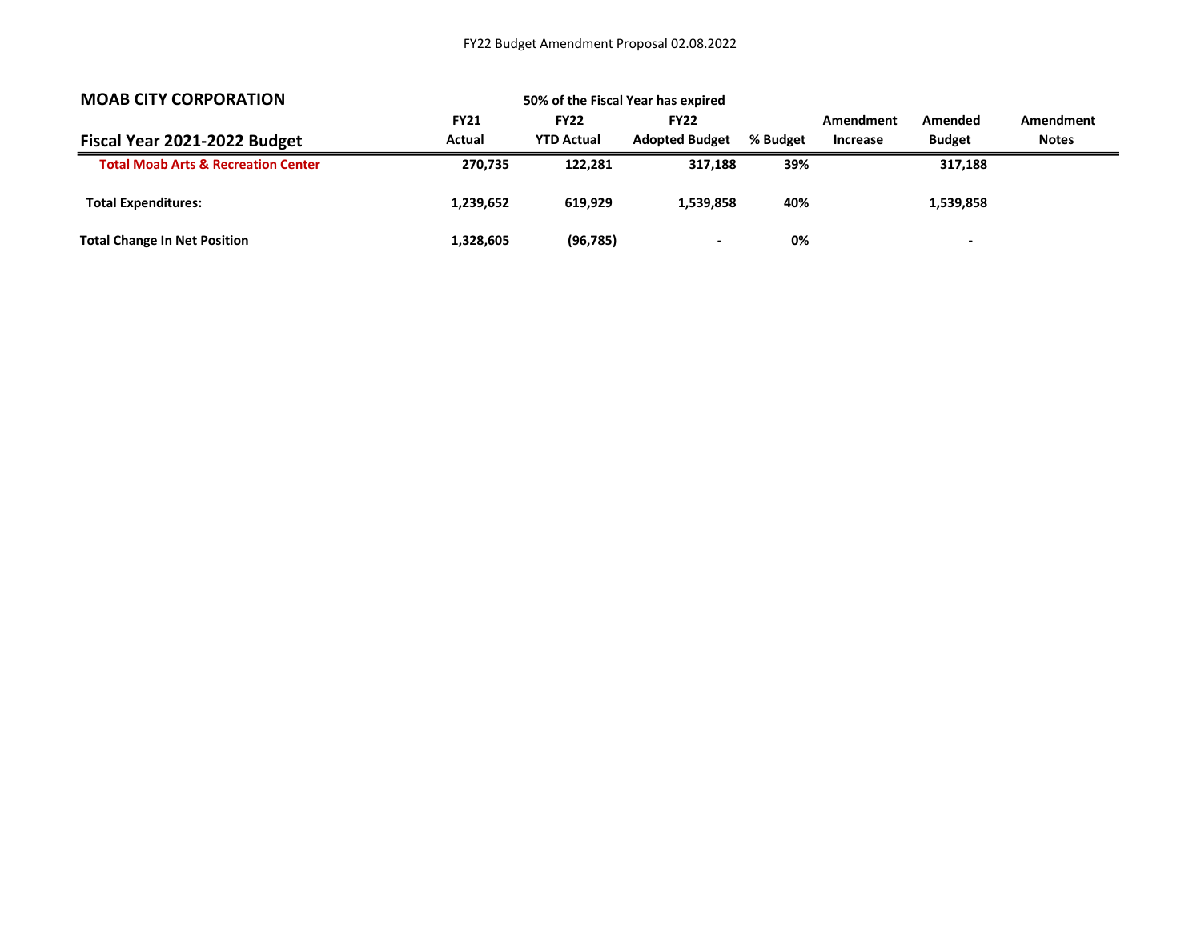| **MOAB CITY CORPORATION** | | 50% of the Fiscal Year has expired | | | | | |
|---|---|---|---|---|---|---|---|
| | **FY21** | **FY22** | **FY22** | | **Amendment** | **Amended** | **Amendment** |
| **Fiscal Year 2021-2022 Budget** | **Actual** | **YTD Actual** | **Adopted Budget** | **% Budget** | **Increase** | **Budget** | **Notes** |
| **Total Moab Arts & Recreation Center** | **270,735** | **122,281** | **317,188** | **39%** | | **317,188** | |
| **Total Expenditures:** | **1,239,652** | **619,929** | **1,539,858** | **40%** | | **1,539,858** | |
| **Total Change In Net Position** | **1,328,605** | **(96,785)** | **-** | **0%** | | **-** | |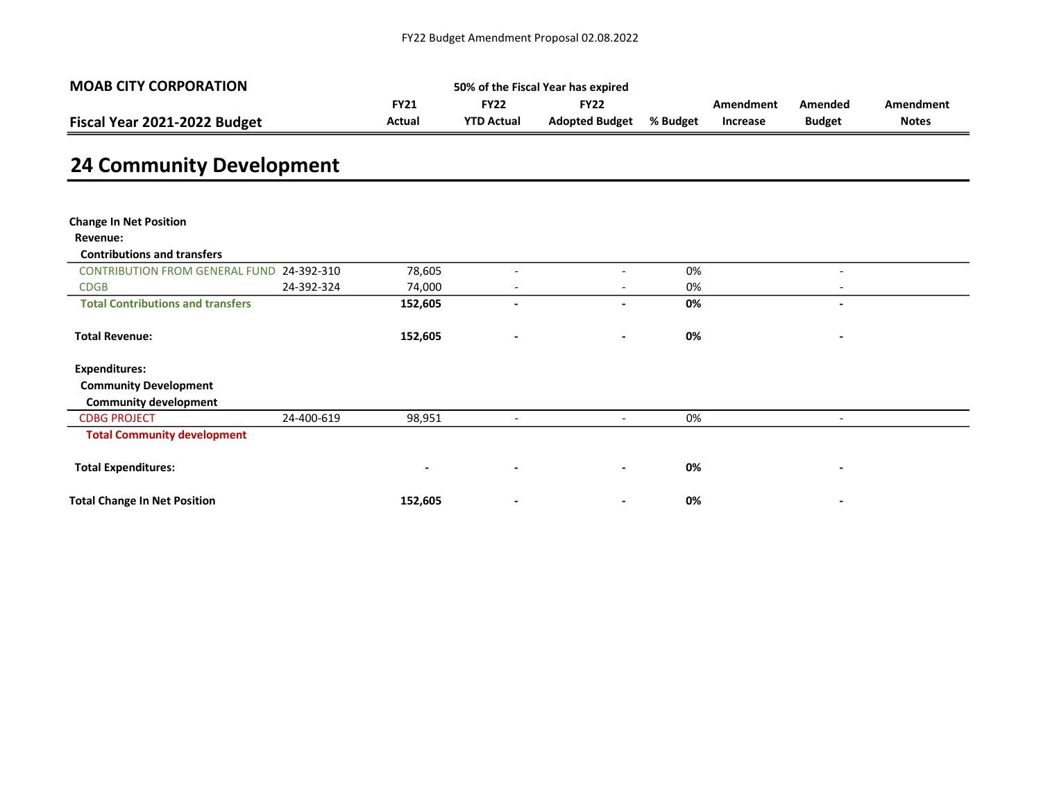FY22 Budget Amendment Proposal 02.08.2022

**MOAB CITY CORPORATION**

**Fiscal Year 2021-2022 Budget**

**50% of the Fiscal Year has expired**

# 24 Community Development

| | | FY21 Actual | FY22 YTD Actual | FY22 Adopted Budget | % Budget | Amendment Increase | Amended Budget | Amendment Notes |
|---|---|---|---|---|---|---|---|---|
| **Change In Net Position** | | | | | | | | |
| **Revenue:** | | | | | | | | |
| **Contributions and transfers** | | | | | | | | |
| CONTRIBUTION FROM GENERAL FUND | 24-392-310 | 78,605 | - | - | 0% | | - | |
| CDGB | 24-392-324 | 74,000 | - | - | 0% | | - | |
| **Total Contributions and transfers** | | **152,605** | **-** | **-** | **0%** | | **-** | |
| **Total Revenue:** | | **152,605** | **-** | **-** | **0%** | | **-** | |
| **Expenditures:** | | | | | | | | |
| **Community Development** | | | | | | | | |
| **Community development** | | | | | | | | |
| CDBG PROJECT | 24-400-619 | 98,951 | - | - | 0% | | - | |
| **Total Community development** | | | | | | | | |
| **Total Expenditures:** | | **-** | **-** | **-** | **0%** | | **-** | |
| **Total Change In Net Position** | | **152,605** | **-** | **-** | **0%** | | **-** | |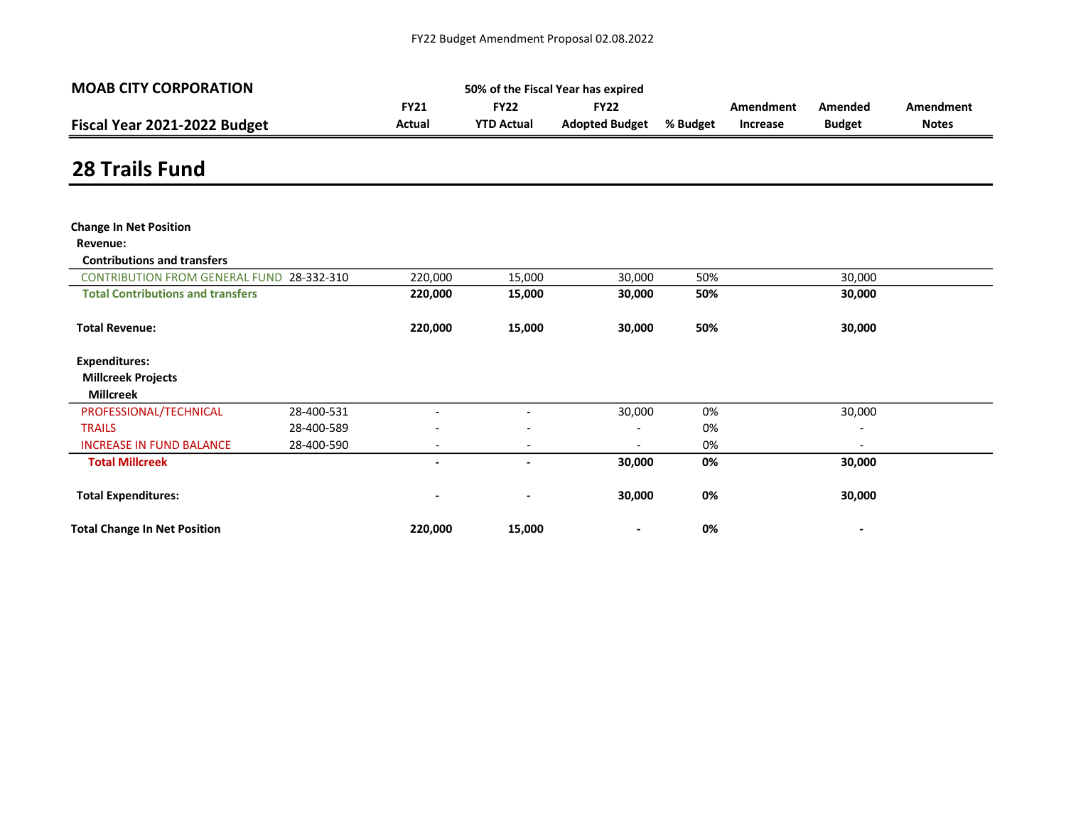FY22 Budget Amendment Proposal 02.08.2022

**MOAB CITY CORPORATION**

**Fiscal Year 2021-2022 Budget**

50% of the Fiscal Year has expired

# 28 Trails Fund

| | | FY21 Actual | FY22 YTD Actual | FY22 Adopted Budget | % Budget | Amendment Increase | Amended Budget | Amendment Notes |
|---|---|---|---|---|---|---|---|---|
| **Change In Net Position** | | | | | | | | |
| **Revenue:** | | | | | | | | |
| **Contributions and transfers** | | | | | | | | |
| CONTRIBUTION FROM GENERAL FUND | 28-332-310 | 220,000 | 15,000 | 30,000 | 50% | | 30,000 | |
| **Total Contributions and transfers** | | **220,000** | **15,000** | **30,000** | **50%** | | **30,000** | |
| **Total Revenue:** | | **220,000** | **15,000** | **30,000** | **50%** | | **30,000** | |
| **Expenditures:** | | | | | | | | |
| **Millcreek Projects** | | | | | | | | |
| **Millcreek** | | | | | | | | |
| PROFESSIONAL/TECHNICAL | 28-400-531 | - | - | 30,000 | 0% | | 30,000 | |
| TRAILS | 28-400-589 | - | - | - | 0% | | - | |
| INCREASE IN FUND BALANCE | 28-400-590 | - | - | - | 0% | | - | |
| **Total Millcreek** | | **-** | **-** | **30,000** | **0%** | | **30,000** | |
| **Total Expenditures:** | | **-** | **-** | **30,000** | **0%** | | **30,000** | |
| **Total Change In Net Position** | | **220,000** | **15,000** | **-** | **0%** | | **-** | |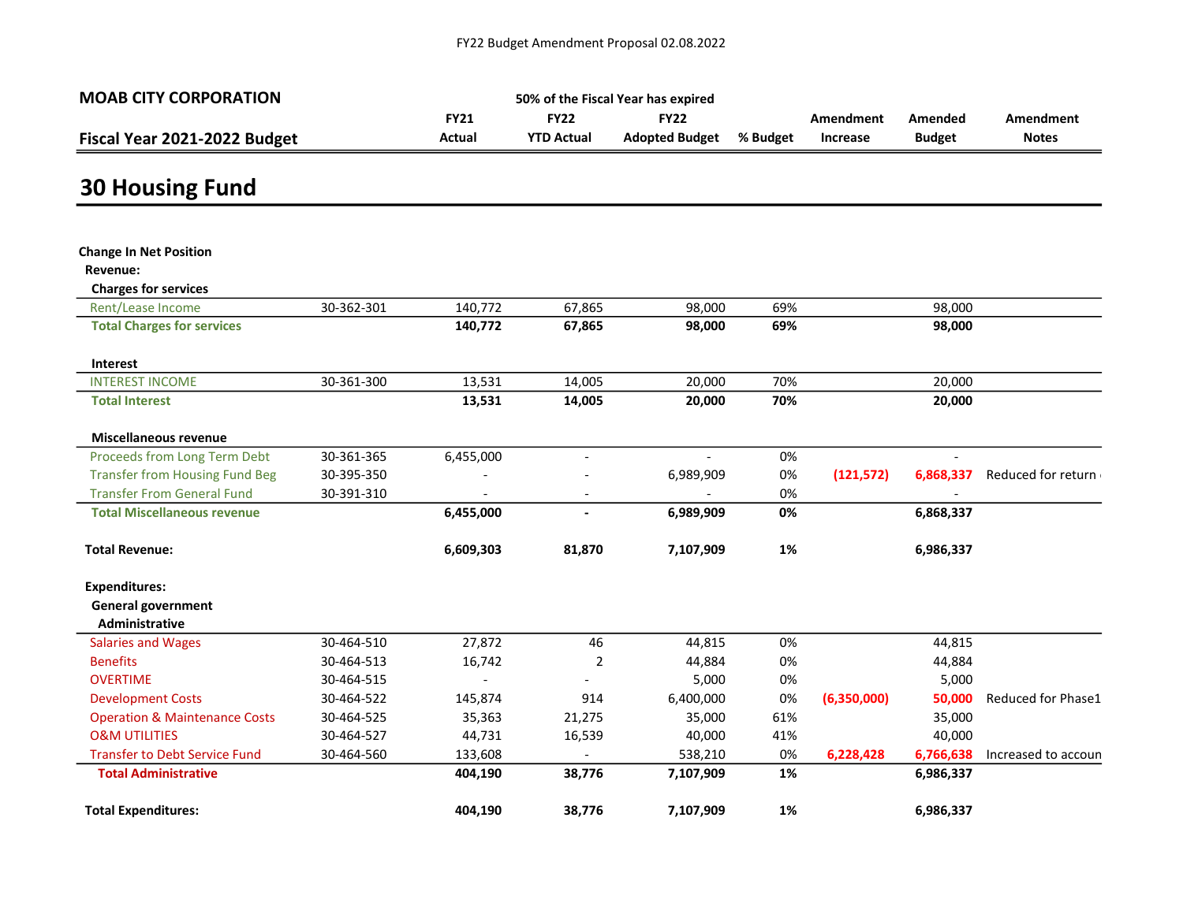FY22 Budget Amendment Proposal 02.08.2022

**MOAB CITY CORPORATION**

**Fiscal Year 2021-2022 Budget**

50% of the Fiscal Year has expired

# 30 Housing Fund

| | | FY21 Actual | FY22 YTD Actual | FY22 Adopted Budget | % Budget | Amendment Increase | Amended Budget | Amendment Notes |
|---|---|---|---|---|---|---|---|---|
| **Change In Net Position** | | | | | | | | |
| **Revenue:** | | | | | | | | |
| **Charges for services** | | | | | | | | |
| Rent/Lease Income | 30-362-301 | 140,772 | 67,865 | 98,000 | 69% | | 98,000 | |
| **Total Charges for services** | | **140,772** | **67,865** | **98,000** | **69%** | | **98,000** | |
| **Interest** | | | | | | | | |
| INTEREST INCOME | 30-361-300 | 13,531 | 14,005 | 20,000 | 70% | | 20,000 | |
| **Total Interest** | | **13,531** | **14,005** | **20,000** | **70%** | | **20,000** | |
| **Miscellaneous revenue** | | | | | | | | |
| Proceeds from Long Term Debt | 30-361-365 | 6,455,000 | - | - | 0% | | - | |
| Transfer from Housing Fund Beg | 30-395-350 | - | - | 6,989,909 | 0% | (121,572) | 6,868,337 | Reduced for return |
| Transfer From General Fund | 30-391-310 | - | - | - | 0% | | - | |
| **Total Miscellaneous revenue** | | **6,455,000** | **-** | **6,989,909** | **0%** | | **6,868,337** | |
| **Total Revenue:** | | **6,609,303** | **81,870** | **7,107,909** | **1%** | | **6,986,337** | |
| **Expenditures:** | | | | | | | | |
| **General government** | | | | | | | | |
| **Administrative** | | | | | | | | |
| Salaries and Wages | 30-464-510 | 27,872 | 46 | 44,815 | 0% | | 44,815 | |
| Benefits | 30-464-513 | 16,742 | 2 | 44,884 | 0% | | 44,884 | |
| OVERTIME | 30-464-515 | - | - | 5,000 | 0% | | 5,000 | |
| Development Costs | 30-464-522 | 145,874 | 914 | 6,400,000 | 0% | (6,350,000) | 50,000 | Reduced for Phase1 |
| Operation & Maintenance Costs | 30-464-525 | 35,363 | 21,275 | 35,000 | 61% | | 35,000 | |
| O&M UTILITIES | 30-464-527 | 44,731 | 16,539 | 40,000 | 41% | | 40,000 | |
| Transfer to Debt Service Fund | 30-464-560 | 133,608 | - | 538,210 | 0% | 6,228,428 | 6,766,638 | Increased to accoun |
| **Total Administrative** | | **404,190** | **38,776** | **7,107,909** | **1%** | | **6,986,337** | |
| **Total Expenditures:** | | **404,190** | **38,776** | **7,107,909** | **1%** | | **6,986,337** | |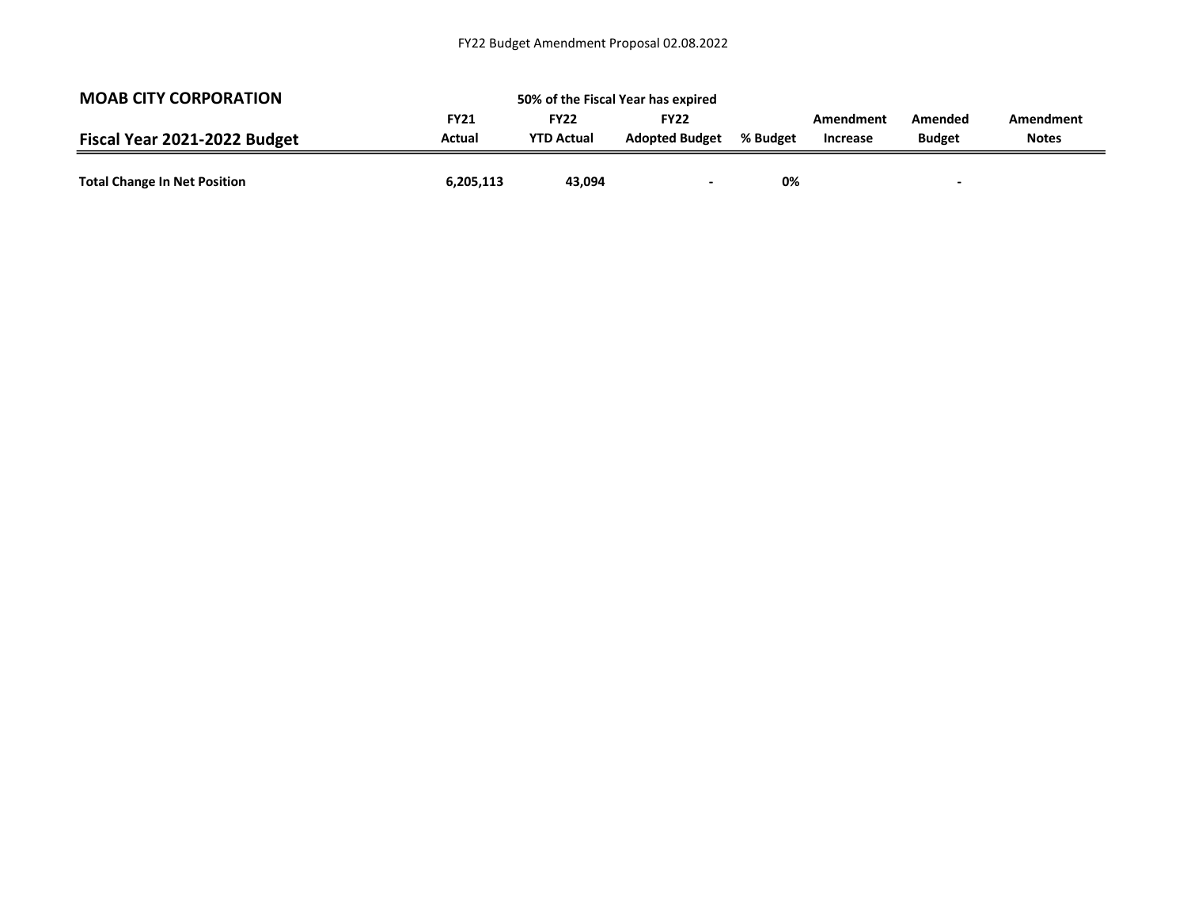FY22 Budget Amendment Proposal 02.08.2022

| MOAB CITY CORPORATION<br>Fiscal Year 2021-2022 Budget | FY21<br>Actual | 50% of the Fiscal Year has expired<br>FY22<br>YTD Actual | FY22<br>Adopted Budget | % Budget | Amendment<br>Increase | Amended<br>Budget | Amendment<br>Notes |
|---|---|---|---|---|---|---|---|
| **Total Change In Net Position** | **6,205,113** | **43,094** | **-** | **0%** | | **-** | |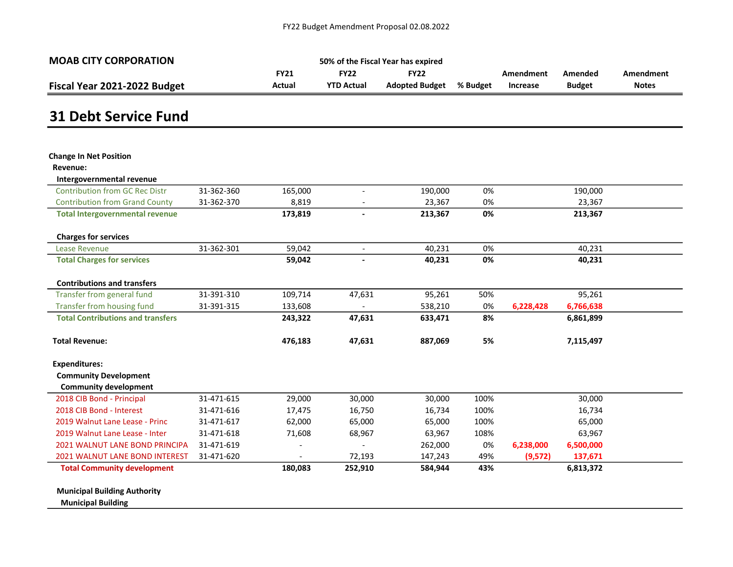FY22 Budget Amendment Proposal 02.08.2022

**MOAB CITY CORPORATION**

**Fiscal Year 2021-2022 Budget**

**50% of the Fiscal Year has expired**

# 31 Debt Service Fund

| | | FY21 Actual | FY22 YTD Actual | FY22 Adopted Budget | % Budget | Amendment Increase | Amended Budget | Amendment Notes |
|---|---|---|---|---|---|---|---|---|
| **Change In Net Position** | | | | | | | | |
| **Revenue:** | | | | | | | | |
| **Intergovernmental revenue** | | | | | | | | |
| Contribution from GC Rec Distr | 31-362-360 | 165,000 | - | 190,000 | 0% | | 190,000 | |
| Contribution from Grand County | 31-362-370 | 8,819 | - | 23,367 | 0% | | 23,367 | |
| **Total Intergovernmental revenue** | | **173,819** | **-** | **213,367** | **0%** | | **213,367** | |
| **Charges for services** | | | | | | | | |
| Lease Revenue | 31-362-301 | 59,042 | - | 40,231 | 0% | | 40,231 | |
| **Total Charges for services** | | **59,042** | **-** | **40,231** | **0%** | | **40,231** | |
| **Contributions and transfers** | | | | | | | | |
| Transfer from general fund | 31-391-310 | 109,714 | 47,631 | 95,261 | 50% | | 95,261 | |
| Transfer from housing fund | 31-391-315 | 133,608 | - | 538,210 | 0% | **6,228,428** | **6,766,638** | |
| **Total Contributions and transfers** | | **243,322** | **47,631** | **633,471** | **8%** | | **6,861,899** | |
| **Total Revenue:** | | **476,183** | **47,631** | **887,069** | **5%** | | **7,115,497** | |
| **Expenditures:** | | | | | | | | |
| **Community Development** | | | | | | | | |
| **Community development** | | | | | | | | |
| 2018 CIB Bond - Principal | 31-471-615 | 29,000 | 30,000 | 30,000 | 100% | | 30,000 | |
| 2018 CIB Bond - Interest | 31-471-616 | 17,475 | 16,750 | 16,734 | 100% | | 16,734 | |
| 2019 Walnut Lane Lease - Princ | 31-471-617 | 62,000 | 65,000 | 65,000 | 100% | | 65,000 | |
| 2019 Walnut Lane Lease - Inter | 31-471-618 | 71,608 | 68,967 | 63,967 | 108% | | 63,967 | |
| 2021 WALNUT LANE BOND PRINCIPA | 31-471-619 | - | - | 262,000 | 0% | **6,238,000** | **6,500,000** | |
| 2021 WALNUT LANE BOND INTEREST | 31-471-620 | - | 72,193 | 147,243 | 49% | **(9,572)** | **137,671** | |
| **Total Community development** | | **180,083** | **252,910** | **584,944** | **43%** | | **6,813,372** | |
| **Municipal Building Authority** | | | | | | | | |
| **Municipal Building** | | | | | | | | |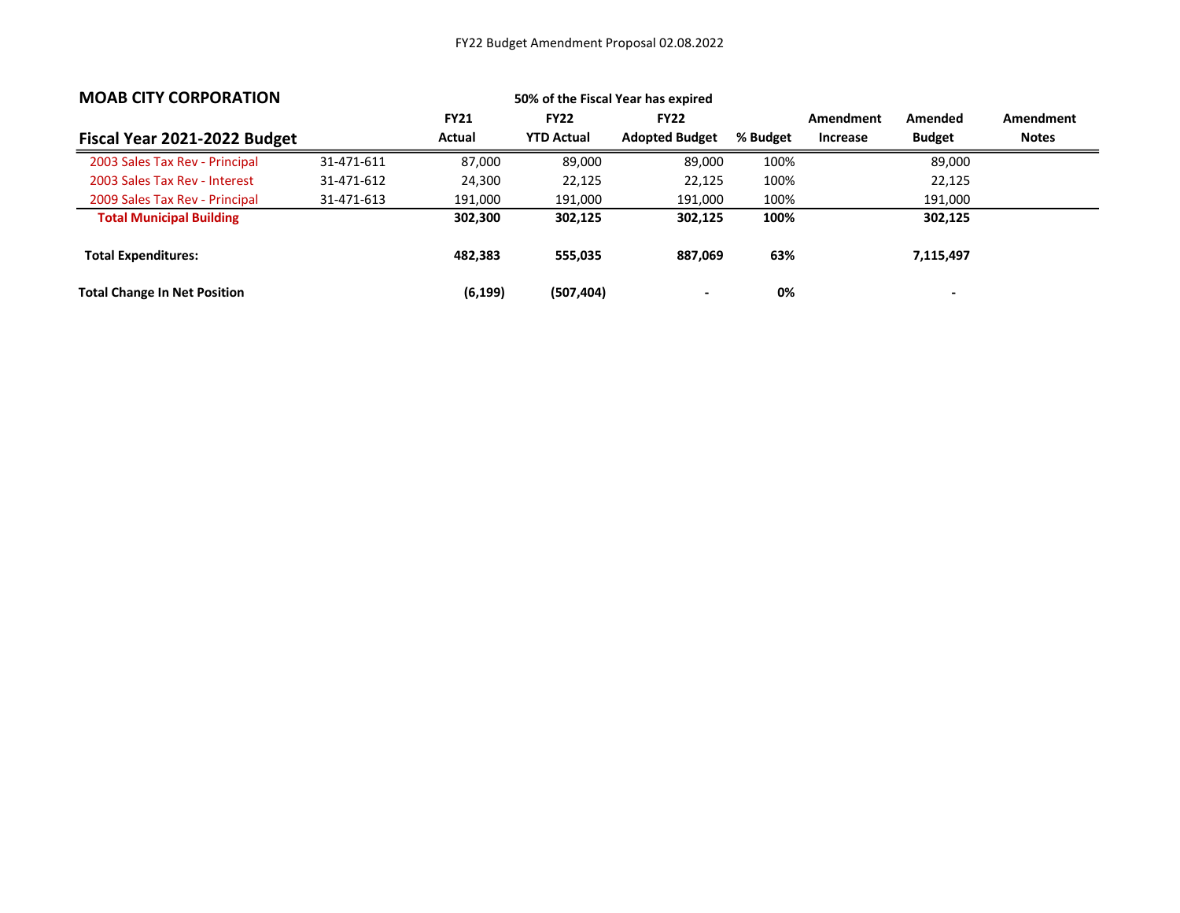## MOAB CITY CORPORATION

## Fiscal Year 2021-2022 Budget

50% of the Fiscal Year has expired

| | | FY21 Actual | FY22 YTD Actual | FY22 Adopted Budget | % Budget | Amendment Increase | Amended Budget | Amendment Notes |
|---|---|---|---|---|---|---|---|---|
| 2003 Sales Tax Rev - Principal | 31-471-611 | 87,000 | 89,000 | 89,000 | 100% | | 89,000 | |
| 2003 Sales Tax Rev - Interest | 31-471-612 | 24,300 | 22,125 | 22,125 | 100% | | 22,125 | |
| 2009 Sales Tax Rev - Principal | 31-471-613 | 191,000 | 191,000 | 191,000 | 100% | | 191,000 | |
| **Total Municipal Building** | | **302,300** | **302,125** | **302,125** | **100%** | | **302,125** | |
| **Total Expenditures:** | | **482,383** | **555,035** | **887,069** | **63%** | | **7,115,497** | |
| **Total Change In Net Position** | | **(6,199)** | **(507,404)** | **-** | **0%** | | **-** | |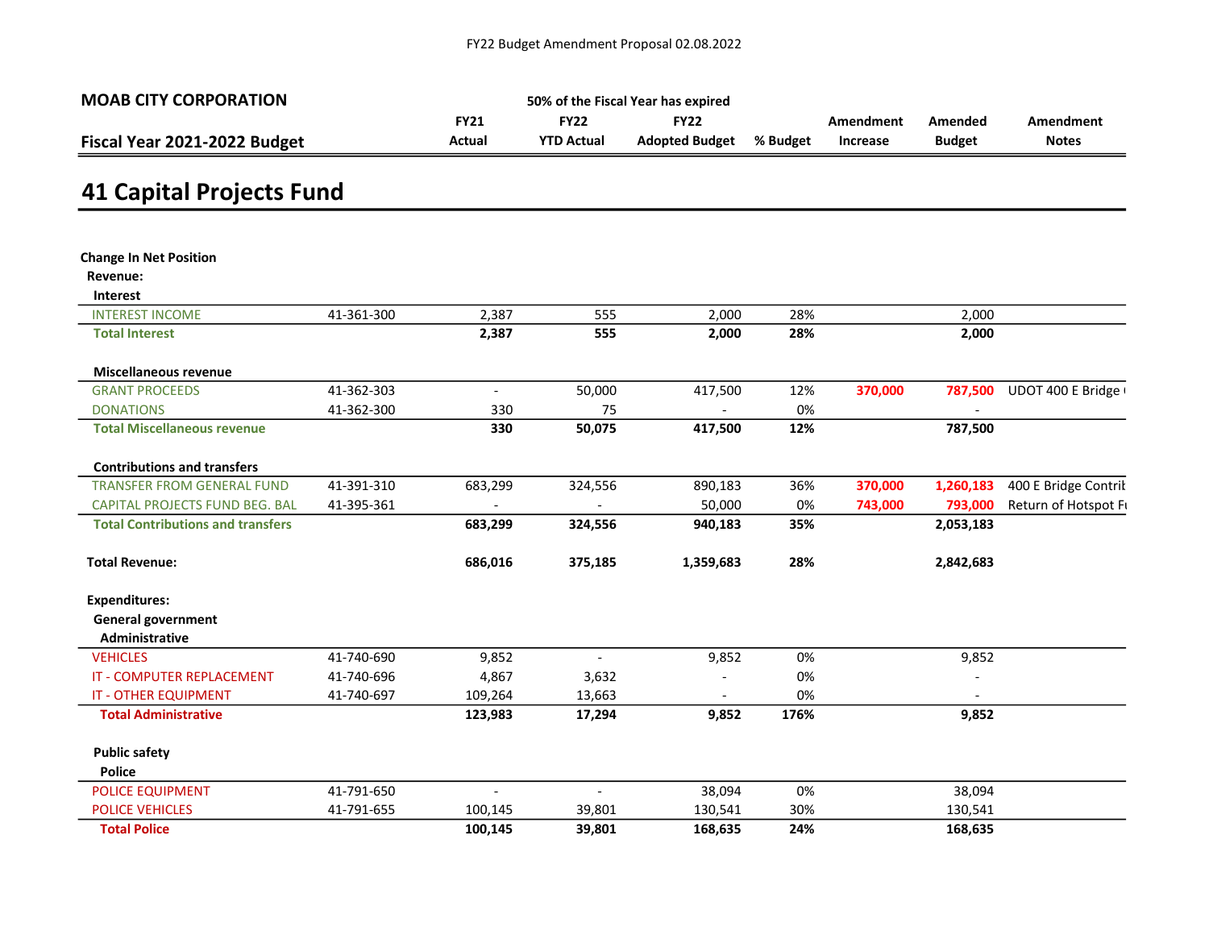FY22 Budget Amendment Proposal 02.08.2022

**MOAB CITY CORPORATION**

**Fiscal Year 2021-2022 Budget**

50% of the Fiscal Year has expired

# 41 Capital Projects Fund

| | | FY21 Actual | FY22 YTD Actual | FY22 Adopted Budget | % Budget | Amendment Increase | Amended Budget | Amendment Notes |
|---|---|---|---|---|---|---|---|---|
| **Change In Net Position** | | | | | | | | |
| **Revenue:** | | | | | | | | |
| **Interest** | | | | | | | | |
| INTEREST INCOME | 41-361-300 | 2,387 | 555 | 2,000 | 28% | | 2,000 | |
| **Total Interest** | | **2,387** | **555** | **2,000** | **28%** | | **2,000** | |
| **Miscellaneous revenue** | | | | | | | | |
| GRANT PROCEEDS | 41-362-303 | - | 50,000 | 417,500 | 12% | 370,000 | 787,500 | UDOT 400 E Bridge ( |
| DONATIONS | 41-362-300 | 330 | 75 | - | 0% | | - | |
| **Total Miscellaneous revenue** | | **330** | **50,075** | **417,500** | **12%** | | **787,500** | |
| **Contributions and transfers** | | | | | | | | |
| TRANSFER FROM GENERAL FUND | 41-391-310 | 683,299 | 324,556 | 890,183 | 36% | 370,000 | 1,260,183 | 400 E Bridge Contrib |
| CAPITAL PROJECTS FUND BEG. BAL | 41-395-361 | - | - | 50,000 | 0% | 743,000 | 793,000 | Return of Hotspot Fu |
| **Total Contributions and transfers** | | **683,299** | **324,556** | **940,183** | **35%** | | **2,053,183** | |
| **Total Revenue:** | | **686,016** | **375,185** | **1,359,683** | **28%** | | **2,842,683** | |
| **Expenditures:** | | | | | | | | |
| **General government** | | | | | | | | |
| **Administrative** | | | | | | | | |
| VEHICLES | 41-740-690 | 9,852 | - | 9,852 | 0% | | 9,852 | |
| IT - COMPUTER REPLACEMENT | 41-740-696 | 4,867 | 3,632 | - | 0% | | - | |
| IT - OTHER EQUIPMENT | 41-740-697 | 109,264 | 13,663 | - | 0% | | - | |
| **Total Administrative** | | **123,983** | **17,294** | **9,852** | **176%** | | **9,852** | |
| **Public safety** | | | | | | | | |
| **Police** | | | | | | | | |
| POLICE EQUIPMENT | 41-791-650 | - | - | 38,094 | 0% | | 38,094 | |
| POLICE VEHICLES | 41-791-655 | 100,145 | 39,801 | 130,541 | 30% | | 130,541 | |
| **Total Police** | | **100,145** | **39,801** | **168,635** | **24%** | | **168,635** | |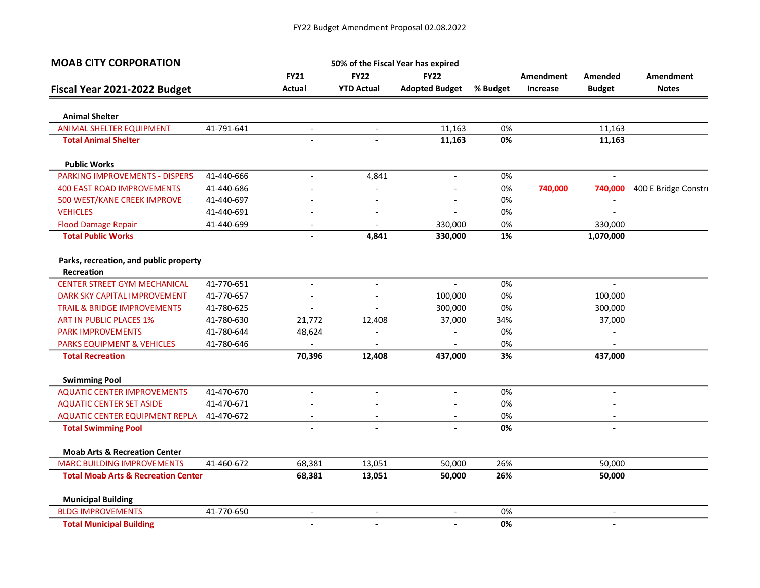FY22 Budget Amendment Proposal 02.08.2022

## MOAB CITY CORPORATION

50% of the Fiscal Year has expired

| Fiscal Year 2021-2022 Budget | | FY21 Actual | FY22 YTD Actual | FY22 Adopted Budget | % Budget | Amendment Increase | Amended Budget | Amendment Notes |
|---|---|---|---|---|---|---|---|---|
| **Animal Shelter** | | | | | | | | |
| ANIMAL SHELTER EQUIPMENT | 41-791-641 | - | - | 11,163 | 0% | | 11,163 | |
| **Total Animal Shelter** | | **-** | **-** | **11,163** | **0%** | | **11,163** | |
| **Public Works** | | | | | | | | |
| PARKING IMPROVEMENTS - DISPERS | 41-440-666 | - | 4,841 | - | 0% | | - | |
| 400 EAST ROAD IMPROVEMENTS | 41-440-686 | - | - | - | 0% | **740,000** | **740,000** | 400 E Bridge Constru |
| 500 WEST/KANE CREEK IMPROVE | 41-440-697 | - | - | - | 0% | | - | |
| VEHICLES | 41-440-691 | - | - | - | 0% | | - | |
| Flood Damage Repair | 41-440-699 | - | - | 330,000 | 0% | | 330,000 | |
| **Total Public Works** | | **-** | **4,841** | **330,000** | **1%** | | **1,070,000** | |
| **Parks, recreation, and public property** | | | | | | | | |
| **Recreation** | | | | | | | | |
| CENTER STREET GYM MECHANICAL | 41-770-651 | - | - | - | 0% | | - | |
| DARK SKY CAPITAL IMPROVEMENT | 41-770-657 | - | - | 100,000 | 0% | | 100,000 | |
| TRAIL & BRIDGE IMPROVEMENTS | 41-780-625 | - | - | 300,000 | 0% | | 300,000 | |
| ART IN PUBLIC PLACES 1% | 41-780-630 | 21,772 | 12,408 | 37,000 | 34% | | 37,000 | |
| PARK IMPROVEMENTS | 41-780-644 | 48,624 | - | - | 0% | | - | |
| PARKS EQUIPMENT & VEHICLES | 41-780-646 | - | - | - | 0% | | - | |
| **Total Recreation** | | **70,396** | **12,408** | **437,000** | **3%** | | **437,000** | |
| **Swimming Pool** | | | | | | | | |
| AQUATIC CENTER IMPROVEMENTS | 41-470-670 | - | - | - | 0% | | - | |
| AQUATIC CENTER SET ASIDE | 41-470-671 | - | - | - | 0% | | - | |
| AQUATIC CENTER EQUIPMENT REPLA | 41-470-672 | - | - | - | 0% | | - | |
| **Total Swimming Pool** | | **-** | **-** | **-** | **0%** | | **-** | |
| **Moab Arts & Recreation Center** | | | | | | | | |
| MARC BUILDING IMPROVEMENTS | 41-460-672 | 68,381 | 13,051 | 50,000 | 26% | | 50,000 | |
| **Total Moab Arts & Recreation Center** | | **68,381** | **13,051** | **50,000** | **26%** | | **50,000** | |
| **Municipal Building** | | | | | | | | |
| BLDG IMPROVEMENTS | 41-770-650 | - | - | - | 0% | | - | |
| **Total Municipal Building** | | **-** | **-** | **-** | **0%** | | **-** | |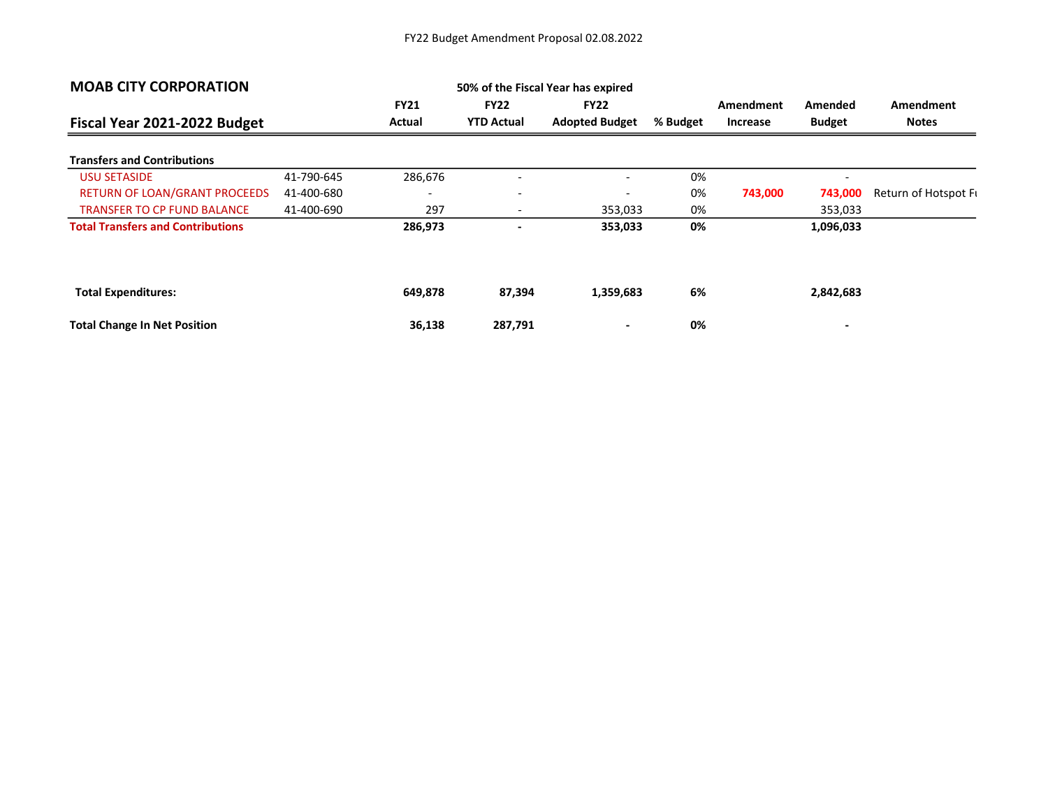FY22 Budget Amendment Proposal 02.08.2022

| MOAB CITY CORPORATION | | | 50% of the Fiscal Year has expired | | | | | |
|---|---|---|---|---|---|---|---|---|
| **Fiscal Year 2021-2022 Budget** | | **FY21 Actual** | **FY22 YTD Actual** | **FY22 Adopted Budget** | **% Budget** | **Amendment Increase** | **Amended Budget** | **Amendment Notes** |
| **Transfers and Contributions** | | | | | | | | |
| USU SETASIDE | 41-790-645 | 286,676 | - | - | 0% | | - | |
| RETURN OF LOAN/GRANT PROCEEDS | 41-400-680 | - | - | - | 0% | **743,000** | **743,000** | Return of Hotspot Fu |
| TRANSFER TO CP FUND BALANCE | 41-400-690 | 297 | - | 353,033 | 0% | | 353,033 | |
| **Total Transfers and Contributions** | | **286,973** | **-** | **353,033** | **0%** | | **1,096,033** | |
| | | | | | | | | |
| **Total Expenditures:** | | **649,878** | **87,394** | **1,359,683** | **6%** | | **2,842,683** | |
| | | | | | | | | |
| **Total Change In Net Position** | | **36,138** | **287,791** | **-** | **0%** | | **-** | |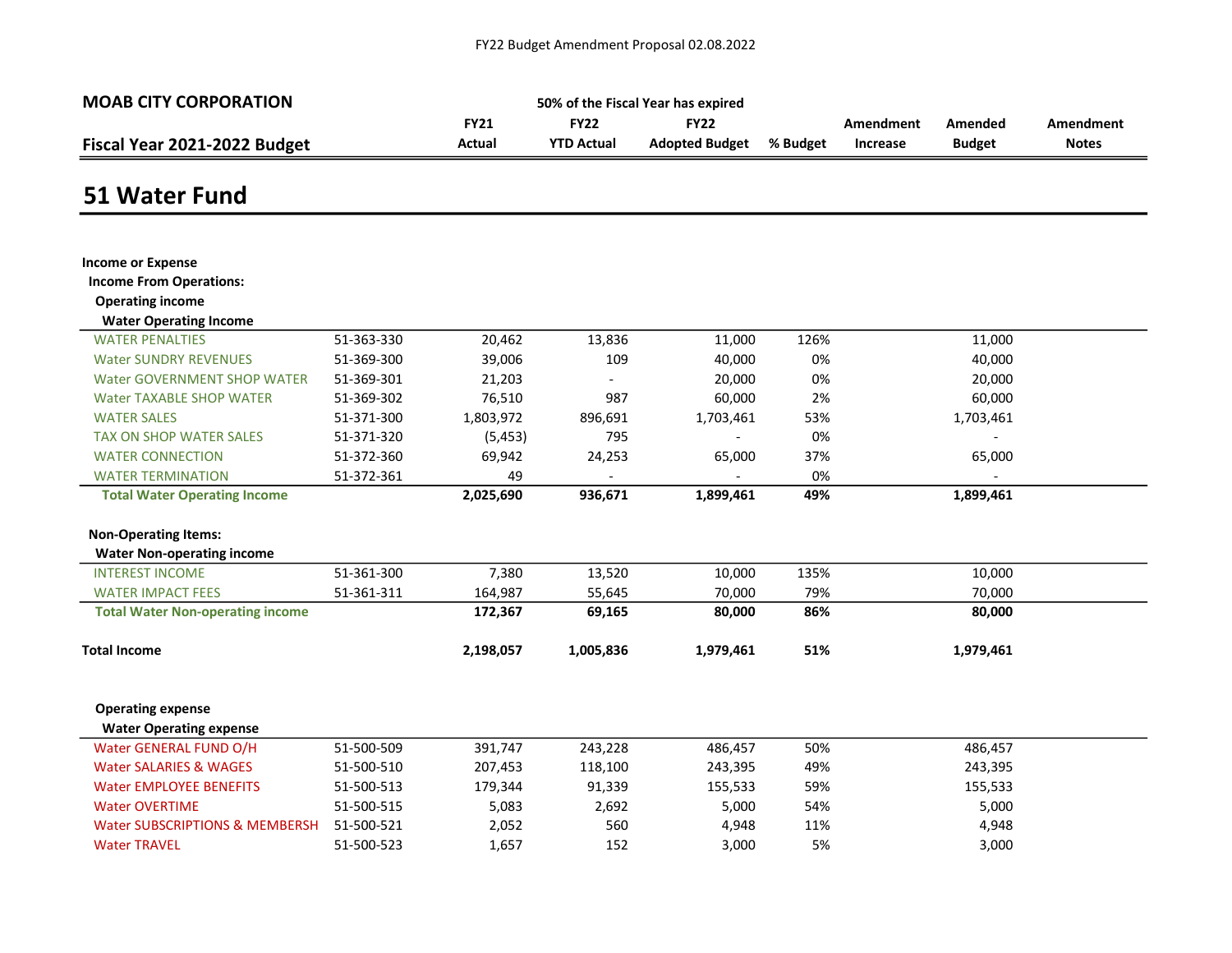FY22 Budget Amendment Proposal 02.08.2022

**MOAB CITY CORPORATION**

**50% of the Fiscal Year has expired**

| **Fiscal Year 2021-2022 Budget** | | **FY21 Actual** | **FY22 YTD Actual** | **FY22 Adopted Budget** | **% Budget** | **Amendment Increase** | **Amended Budget** | **Amendment Notes** |
|---|---|---|---|---|---|---|---|---|

# 51 Water Fund

| | | FY21 Actual | FY22 YTD Actual | FY22 Adopted Budget | % Budget | Amendment Increase | Amended Budget | Amendment Notes |
|---|---|---|---|---|---|---|---|---|
| **Income or Expense** | | | | | | | | |
| **Income From Operations:** | | | | | | | | |
| **Operating income** | | | | | | | | |
| **Water Operating Income** | | | | | | | | |
| WATER PENALTIES | 51-363-330 | 20,462 | 13,836 | 11,000 | 126% | | 11,000 | |
| Water SUNDRY REVENUES | 51-369-300 | 39,006 | 109 | 40,000 | 0% | | 40,000 | |
| Water GOVERNMENT SHOP WATER | 51-369-301 | 21,203 | - | 20,000 | 0% | | 20,000 | |
| Water TAXABLE SHOP WATER | 51-369-302 | 76,510 | 987 | 60,000 | 2% | | 60,000 | |
| WATER SALES | 51-371-300 | 1,803,972 | 896,691 | 1,703,461 | 53% | | 1,703,461 | |
| TAX ON SHOP WATER SALES | 51-371-320 | (5,453) | 795 | - | 0% | | - | |
| WATER CONNECTION | 51-372-360 | 69,942 | 24,253 | 65,000 | 37% | | 65,000 | |
| WATER TERMINATION | 51-372-361 | 49 | - | - | 0% | | - | |
| **Total Water Operating Income** | | **2,025,690** | **936,671** | **1,899,461** | **49%** | | **1,899,461** | |
| **Non-Operating Items:** | | | | | | | | |
| **Water Non-operating income** | | | | | | | | |
| INTEREST INCOME | 51-361-300 | 7,380 | 13,520 | 10,000 | 135% | | 10,000 | |
| WATER IMPACT FEES | 51-361-311 | 164,987 | 55,645 | 70,000 | 79% | | 70,000 | |
| **Total Water Non-operating income** | | **172,367** | **69,165** | **80,000** | **86%** | | **80,000** | |
| **Total Income** | | **2,198,057** | **1,005,836** | **1,979,461** | **51%** | | **1,979,461** | |
| **Operating expense** | | | | | | | | |
| **Water Operating expense** | | | | | | | | |
| Water GENERAL FUND O/H | 51-500-509 | 391,747 | 243,228 | 486,457 | 50% | | 486,457 | |
| Water SALARIES & WAGES | 51-500-510 | 207,453 | 118,100 | 243,395 | 49% | | 243,395 | |
| Water EMPLOYEE BENEFITS | 51-500-513 | 179,344 | 91,339 | 155,533 | 59% | | 155,533 | |
| Water OVERTIME | 51-500-515 | 5,083 | 2,692 | 5,000 | 54% | | 5,000 | |
| Water SUBSCRIPTIONS & MEMBERSH | 51-500-521 | 2,052 | 560 | 4,948 | 11% | | 4,948 | |
| Water TRAVEL | 51-500-523 | 1,657 | 152 | 3,000 | 5% | | 3,000 | |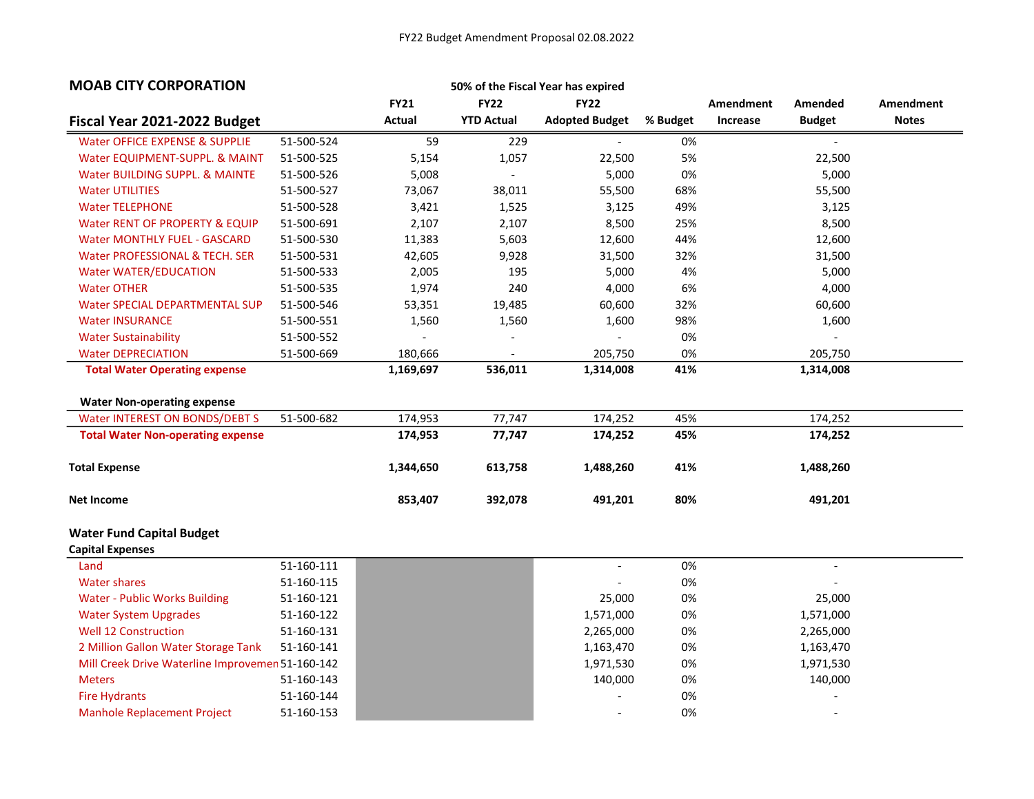FY22 Budget Amendment Proposal 02.08.2022

## MOAB CITY CORPORATION

50% of the Fiscal Year has expired

| Fiscal Year 2021-2022 Budget | | FY21 Actual | FY22 YTD Actual | FY22 Adopted Budget | % Budget | Amendment Increase | Amended Budget | Amendment Notes |
|---|---|---|---|---|---|---|---|---|
| Water OFFICE EXPENSE & SUPPLIE | 51-500-524 | 59 | 229 | - | 0% | | - | |
| Water EQUIPMENT-SUPPL. & MAINT | 51-500-525 | 5,154 | 1,057 | 22,500 | 5% | | 22,500 | |
| Water BUILDING SUPPL. & MAINTE | 51-500-526 | 5,008 | - | 5,000 | 0% | | 5,000 | |
| Water UTILITIES | 51-500-527 | 73,067 | 38,011 | 55,500 | 68% | | 55,500 | |
| Water TELEPHONE | 51-500-528 | 3,421 | 1,525 | 3,125 | 49% | | 3,125 | |
| Water RENT OF PROPERTY & EQUIP | 51-500-691 | 2,107 | 2,107 | 8,500 | 25% | | 8,500 | |
| Water MONTHLY FUEL - GASCARD | 51-500-530 | 11,383 | 5,603 | 12,600 | 44% | | 12,600 | |
| Water PROFESSIONAL & TECH. SER | 51-500-531 | 42,605 | 9,928 | 31,500 | 32% | | 31,500 | |
| Water WATER/EDUCATION | 51-500-533 | 2,005 | 195 | 5,000 | 4% | | 5,000 | |
| Water OTHER | 51-500-535 | 1,974 | 240 | 4,000 | 6% | | 4,000 | |
| Water SPECIAL DEPARTMENTAL SUP | 51-500-546 | 53,351 | 19,485 | 60,600 | 32% | | 60,600 | |
| Water INSURANCE | 51-500-551 | 1,560 | 1,560 | 1,600 | 98% | | 1,600 | |
| Water Sustainability | 51-500-552 | - | - | - | 0% | | - | |
| Water DEPRECIATION | 51-500-669 | 180,666 | - | 205,750 | 0% | | 205,750 | |
| **Total Water Operating expense** | | **1,169,697** | **536,011** | **1,314,008** | **41%** | | **1,314,008** | |
| **Water Non-operating expense** | | | | | | | | |
| Water INTEREST ON BONDS/DEBT S | 51-500-682 | 174,953 | 77,747 | 174,252 | 45% | | 174,252 | |
| **Total Water Non-operating expense** | | **174,953** | **77,747** | **174,252** | **45%** | | **174,252** | |
| **Total Expense** | | **1,344,650** | **613,758** | **1,488,260** | **41%** | | **1,488,260** | |
| **Net Income** | | **853,407** | **392,078** | **491,201** | **80%** | | **491,201** | |
| **Water Fund Capital Budget** | | | | | | | | |
| **Capital Expenses** | | | | | | | | |
| Land | 51-160-111 | | | - | 0% | | - | |
| Water shares | 51-160-115 | | | - | 0% | | - | |
| Water - Public Works Building | 51-160-121 | | | 25,000 | 0% | | 25,000 | |
| Water System Upgrades | 51-160-122 | | | 1,571,000 | 0% | | 1,571,000 | |
| Well 12 Construction | 51-160-131 | | | 2,265,000 | 0% | | 2,265,000 | |
| 2 Million Gallon Water Storage Tank | 51-160-141 | | | 1,163,470 | 0% | | 1,163,470 | |
| Mill Creek Drive Waterline Improvemen | 51-160-142 | | | 1,971,530 | 0% | | 1,971,530 | |
| Meters | 51-160-143 | | | 140,000 | 0% | | 140,000 | |
| Fire Hydrants | 51-160-144 | | | - | 0% | | - | |
| Manhole Replacement Project | 51-160-153 | | | - | 0% | | - | |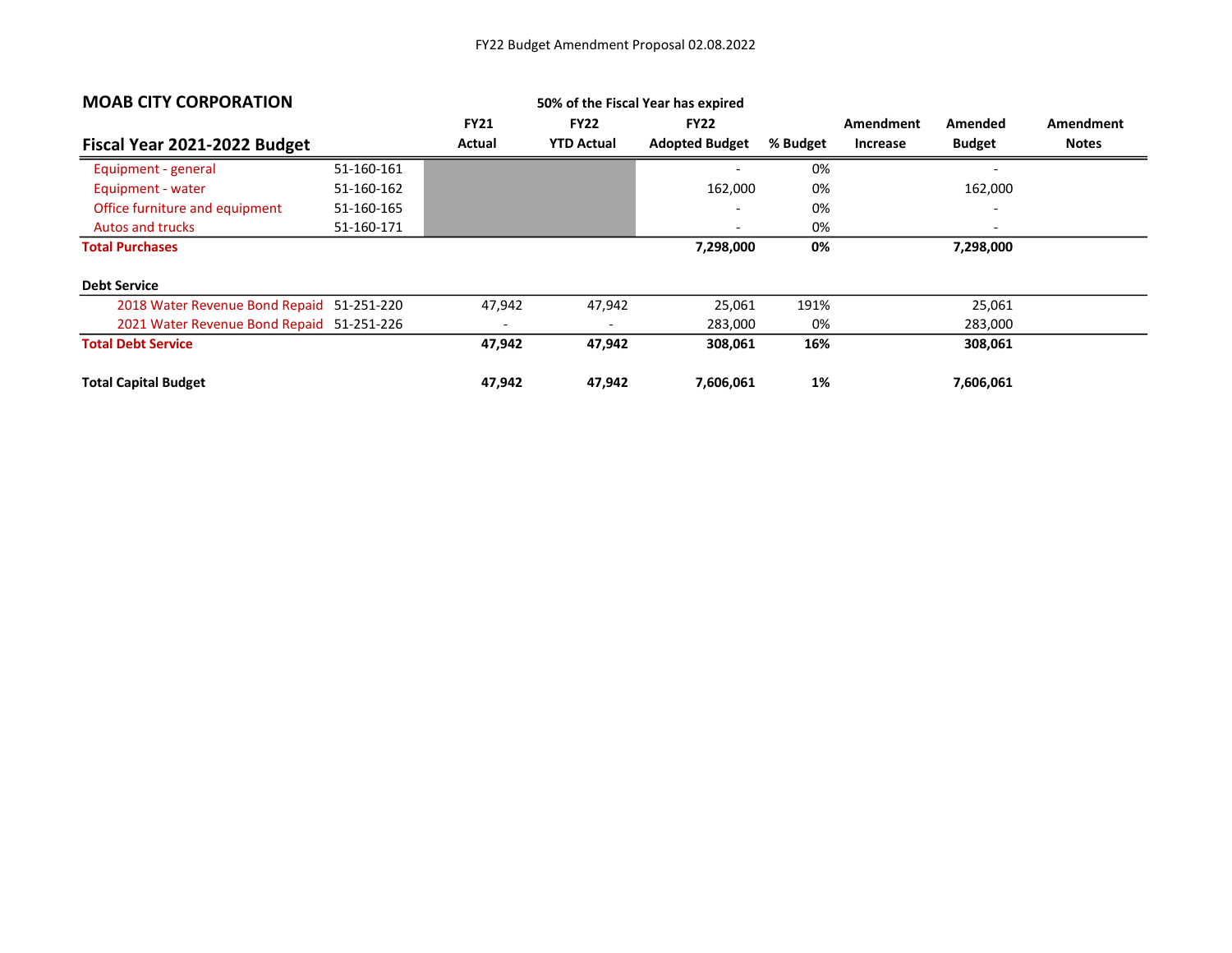FY22 Budget Amendment Proposal 02.08.2022

## MOAB CITY CORPORATION

50% of the Fiscal Year has expired

| Fiscal Year 2021-2022 Budget | | FY21 Actual | FY22 YTD Actual | FY22 Adopted Budget | % Budget | Amendment Increase | Amended Budget | Amendment Notes |
|---|---|---|---|---|---|---|---|---|
| Equipment - general | 51-160-161 | | | - | 0% | | - | |
| Equipment - water | 51-160-162 | | | 162,000 | 0% | | 162,000 | |
| Office furniture and equipment | 51-160-165 | | | - | 0% | | - | |
| Autos and trucks | 51-160-171 | | | - | 0% | | - | |
| **Total Purchases** | | | | **7,298,000** | **0%** | | **7,298,000** | |
| | | | | | | | | |
| **Debt Service** | | | | | | | | |
| 2018 Water Revenue Bond Repaid | 51-251-220 | 47,942 | 47,942 | 25,061 | 191% | | 25,061 | |
| 2021 Water Revenue Bond Repaid | 51-251-226 | - | - | 283,000 | 0% | | 283,000 | |
| **Total Debt Service** | | **47,942** | **47,942** | **308,061** | **16%** | | **308,061** | |
| | | | | | | | | |
| **Total Capital Budget** | | **47,942** | **47,942** | **7,606,061** | **1%** | | **7,606,061** | |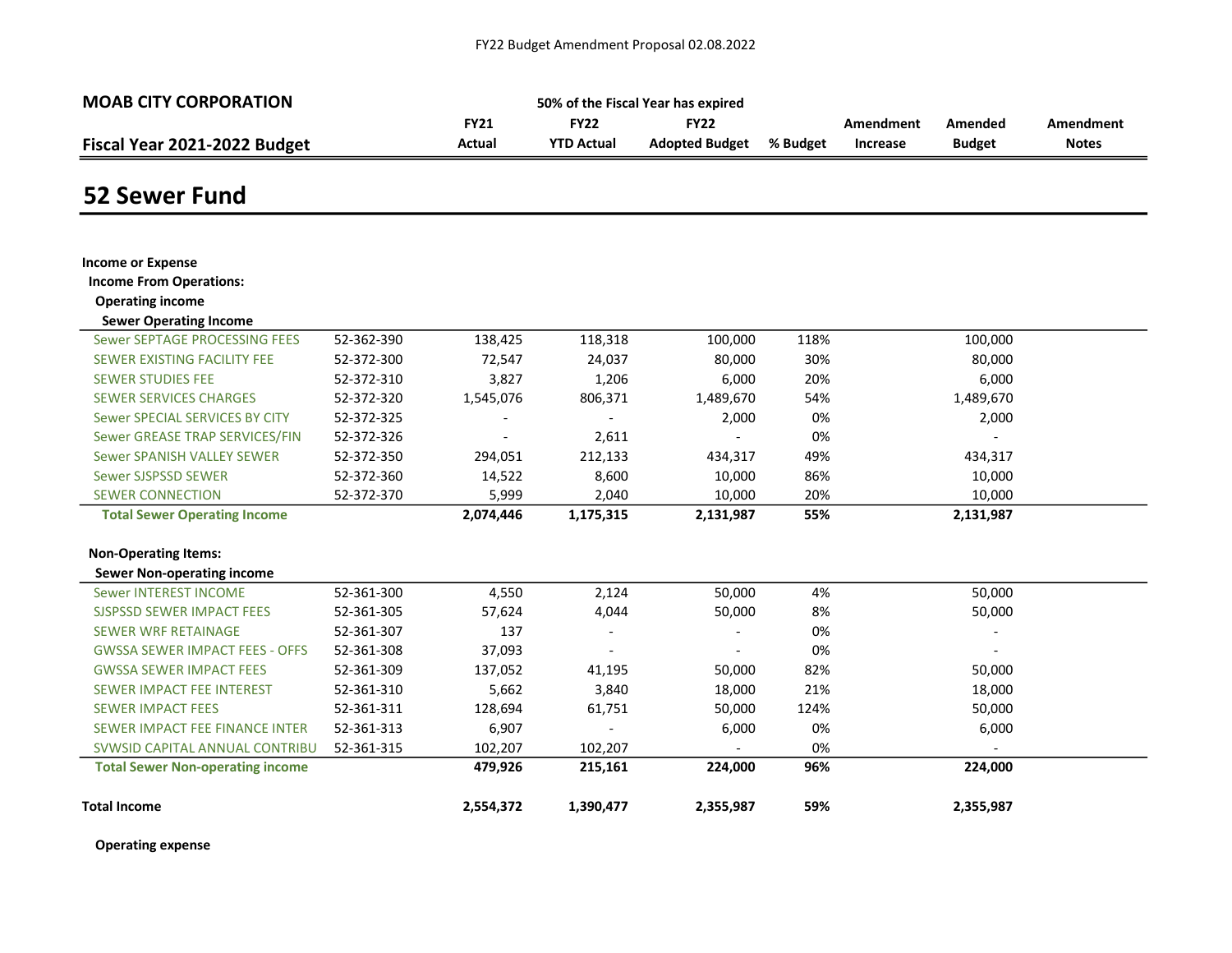FY22 Budget Amendment Proposal 02.08.2022

| **MOAB CITY CORPORATION** | | | | | | | | |
|---|---|---|---|---|---|---|---|---|
| | | | | **50% of the Fiscal Year has expired** | | | | |
| **Fiscal Year 2021-2022 Budget** | | **FY21 Actual** | **FY22 YTD Actual** | **FY22 Adopted Budget** | **% Budget** | **Amendment Increase** | **Amended Budget** | **Amendment Notes** |

# 52 Sewer Fund

| | | FY21 Actual | FY22 YTD Actual | FY22 Adopted Budget | % Budget | Amendment Increase | Amended Budget | Amendment Notes |
|---|---|---|---|---|---|---|---|---|
| **Income or Expense** | | | | | | | | |
| **Income From Operations:** | | | | | | | | |
| **Operating income** | | | | | | | | |
| **Sewer Operating Income** | | | | | | | | |
| Sewer SEPTAGE PROCESSING FEES | 52-362-390 | 138,425 | 118,318 | 100,000 | 118% | | 100,000 | |
| SEWER EXISTING FACILITY FEE | 52-372-300 | 72,547 | 24,037 | 80,000 | 30% | | 80,000 | |
| SEWER STUDIES FEE | 52-372-310 | 3,827 | 1,206 | 6,000 | 20% | | 6,000 | |
| SEWER SERVICES CHARGES | 52-372-320 | 1,545,076 | 806,371 | 1,489,670 | 54% | | 1,489,670 | |
| Sewer SPECIAL SERVICES BY CITY | 52-372-325 | - | - | 2,000 | 0% | | 2,000 | |
| Sewer GREASE TRAP SERVICES/FIN | 52-372-326 | - | 2,611 | - | 0% | | - | |
| Sewer SPANISH VALLEY SEWER | 52-372-350 | 294,051 | 212,133 | 434,317 | 49% | | 434,317 | |
| Sewer SJSPSSD SEWER | 52-372-360 | 14,522 | 8,600 | 10,000 | 86% | | 10,000 | |
| SEWER CONNECTION | 52-372-370 | 5,999 | 2,040 | 10,000 | 20% | | 10,000 | |
| **Total Sewer Operating Income** | | **2,074,446** | **1,175,315** | **2,131,987** | **55%** | | **2,131,987** | |
| **Non-Operating Items:** | | | | | | | | |
| **Sewer Non-operating income** | | | | | | | | |
| Sewer INTEREST INCOME | 52-361-300 | 4,550 | 2,124 | 50,000 | 4% | | 50,000 | |
| SJSPSSD SEWER IMPACT FEES | 52-361-305 | 57,624 | 4,044 | 50,000 | 8% | | 50,000 | |
| SEWER WRF RETAINAGE | 52-361-307 | 137 | - | - | 0% | | - | |
| GWSSA SEWER IMPACT FEES - OFFS | 52-361-308 | 37,093 | - | - | 0% | | - | |
| GWSSA SEWER IMPACT FEES | 52-361-309 | 137,052 | 41,195 | 50,000 | 82% | | 50,000 | |
| SEWER IMPACT FEE INTEREST | 52-361-310 | 5,662 | 3,840 | 18,000 | 21% | | 18,000 | |
| SEWER IMPACT FEES | 52-361-311 | 128,694 | 61,751 | 50,000 | 124% | | 50,000 | |
| SEWER IMPACT FEE FINANCE INTER | 52-361-313 | 6,907 | - | 6,000 | 0% | | 6,000 | |
| SVWSID CAPITAL ANNUAL CONTRIBU | 52-361-315 | 102,207 | 102,207 | - | 0% | | - | |
| **Total Sewer Non-operating income** | | **479,926** | **215,161** | **224,000** | **96%** | | **224,000** | |
| **Total Income** | | **2,554,372** | **1,390,477** | **2,355,987** | **59%** | | **2,355,987** | |
| **Operating expense** | | | | | | | | |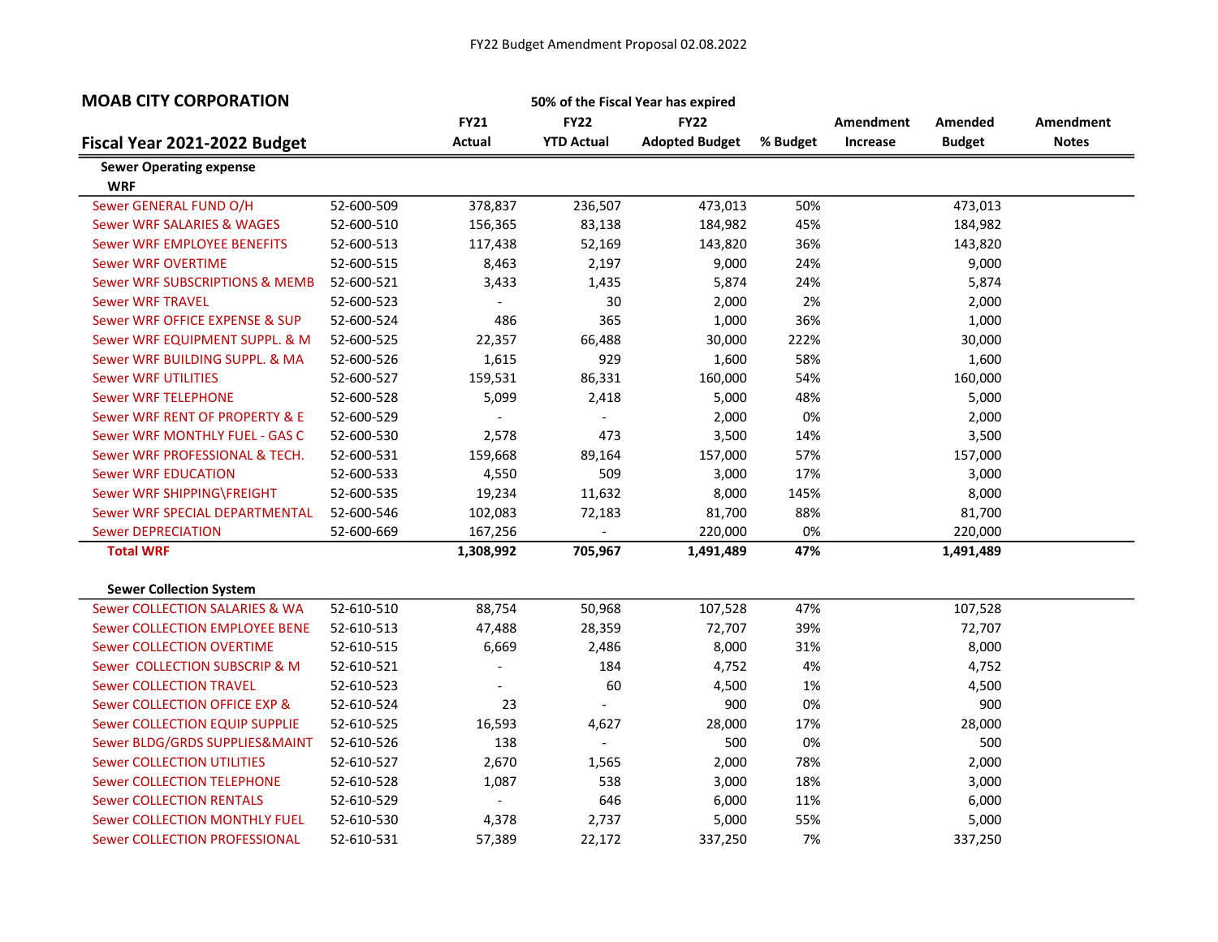FY22 Budget Amendment Proposal 02.08.2022

**MOAB CITY CORPORATION**

50% of the Fiscal Year has expired

**Fiscal Year 2021-2022 Budget**

| | | FY21 Actual | FY22 YTD Actual | FY22 Adopted Budget | % Budget | Amendment Increase | Amended Budget | Amendment Notes |
|---|---|---|---|---|---|---|---|---|
| **Sewer Operating expense** | | | | | | | | |
| **WRF** | | | | | | | | |
| Sewer GENERAL FUND O/H | 52-600-509 | 378,837 | 236,507 | 473,013 | 50% | | 473,013 | |
| Sewer WRF SALARIES & WAGES | 52-600-510 | 156,365 | 83,138 | 184,982 | 45% | | 184,982 | |
| Sewer WRF EMPLOYEE BENEFITS | 52-600-513 | 117,438 | 52,169 | 143,820 | 36% | | 143,820 | |
| Sewer WRF OVERTIME | 52-600-515 | 8,463 | 2,197 | 9,000 | 24% | | 9,000 | |
| Sewer WRF SUBSCRIPTIONS & MEMB | 52-600-521 | 3,433 | 1,435 | 5,874 | 24% | | 5,874 | |
| Sewer WRF TRAVEL | 52-600-523 | - | 30 | 2,000 | 2% | | 2,000 | |
| Sewer WRF OFFICE EXPENSE & SUP | 52-600-524 | 486 | 365 | 1,000 | 36% | | 1,000 | |
| Sewer WRF EQUIPMENT SUPPL. & M | 52-600-525 | 22,357 | 66,488 | 30,000 | 222% | | 30,000 | |
| Sewer WRF BUILDING SUPPL. & MA | 52-600-526 | 1,615 | 929 | 1,600 | 58% | | 1,600 | |
| Sewer WRF UTILITIES | 52-600-527 | 159,531 | 86,331 | 160,000 | 54% | | 160,000 | |
| Sewer WRF TELEPHONE | 52-600-528 | 5,099 | 2,418 | 5,000 | 48% | | 5,000 | |
| Sewer WRF RENT OF PROPERTY & E | 52-600-529 | - | - | 2,000 | 0% | | 2,000 | |
| Sewer WRF MONTHLY FUEL - GAS C | 52-600-530 | 2,578 | 473 | 3,500 | 14% | | 3,500 | |
| Sewer WRF PROFESSIONAL & TECH. | 52-600-531 | 159,668 | 89,164 | 157,000 | 57% | | 157,000 | |
| Sewer WRF EDUCATION | 52-600-533 | 4,550 | 509 | 3,000 | 17% | | 3,000 | |
| Sewer WRF SHIPPING\FREIGHT | 52-600-535 | 19,234 | 11,632 | 8,000 | 145% | | 8,000 | |
| Sewer WRF SPECIAL DEPARTMENTAL | 52-600-546 | 102,083 | 72,183 | 81,700 | 88% | | 81,700 | |
| Sewer DEPRECIATION | 52-600-669 | 167,256 | - | 220,000 | 0% | | 220,000 | |
| **Total WRF** | | **1,308,992** | **705,967** | **1,491,489** | **47%** | | **1,491,489** | |
| | | | | | | | | |
| **Sewer Collection System** | | | | | | | | |
| Sewer COLLECTION SALARIES & WA | 52-610-510 | 88,754 | 50,968 | 107,528 | 47% | | 107,528 | |
| Sewer COLLECTION EMPLOYEE BENE | 52-610-513 | 47,488 | 28,359 | 72,707 | 39% | | 72,707 | |
| Sewer COLLECTION OVERTIME | 52-610-515 | 6,669 | 2,486 | 8,000 | 31% | | 8,000 | |
| Sewer COLLECTION SUBSCRIP & M | 52-610-521 | - | 184 | 4,752 | 4% | | 4,752 | |
| Sewer COLLECTION TRAVEL | 52-610-523 | - | 60 | 4,500 | 1% | | 4,500 | |
| Sewer COLLECTION OFFICE EXP & | 52-610-524 | 23 | - | 900 | 0% | | 900 | |
| Sewer COLLECTION EQUIP SUPPLIE | 52-610-525 | 16,593 | 4,627 | 28,000 | 17% | | 28,000 | |
| Sewer BLDG/GRDS SUPPLIES&MAINT | 52-610-526 | 138 | - | 500 | 0% | | 500 | |
| Sewer COLLECTION UTILITIES | 52-610-527 | 2,670 | 1,565 | 2,000 | 78% | | 2,000 | |
| Sewer COLLECTION TELEPHONE | 52-610-528 | 1,087 | 538 | 3,000 | 18% | | 3,000 | |
| Sewer COLLECTION RENTALS | 52-610-529 | - | 646 | 6,000 | 11% | | 6,000 | |
| Sewer COLLECTION MONTHLY FUEL | 52-610-530 | 4,378 | 2,737 | 5,000 | 55% | | 5,000 | |
| Sewer COLLECTION PROFESSIONAL | 52-610-531 | 57,389 | 22,172 | 337,250 | 7% | | 337,250 | |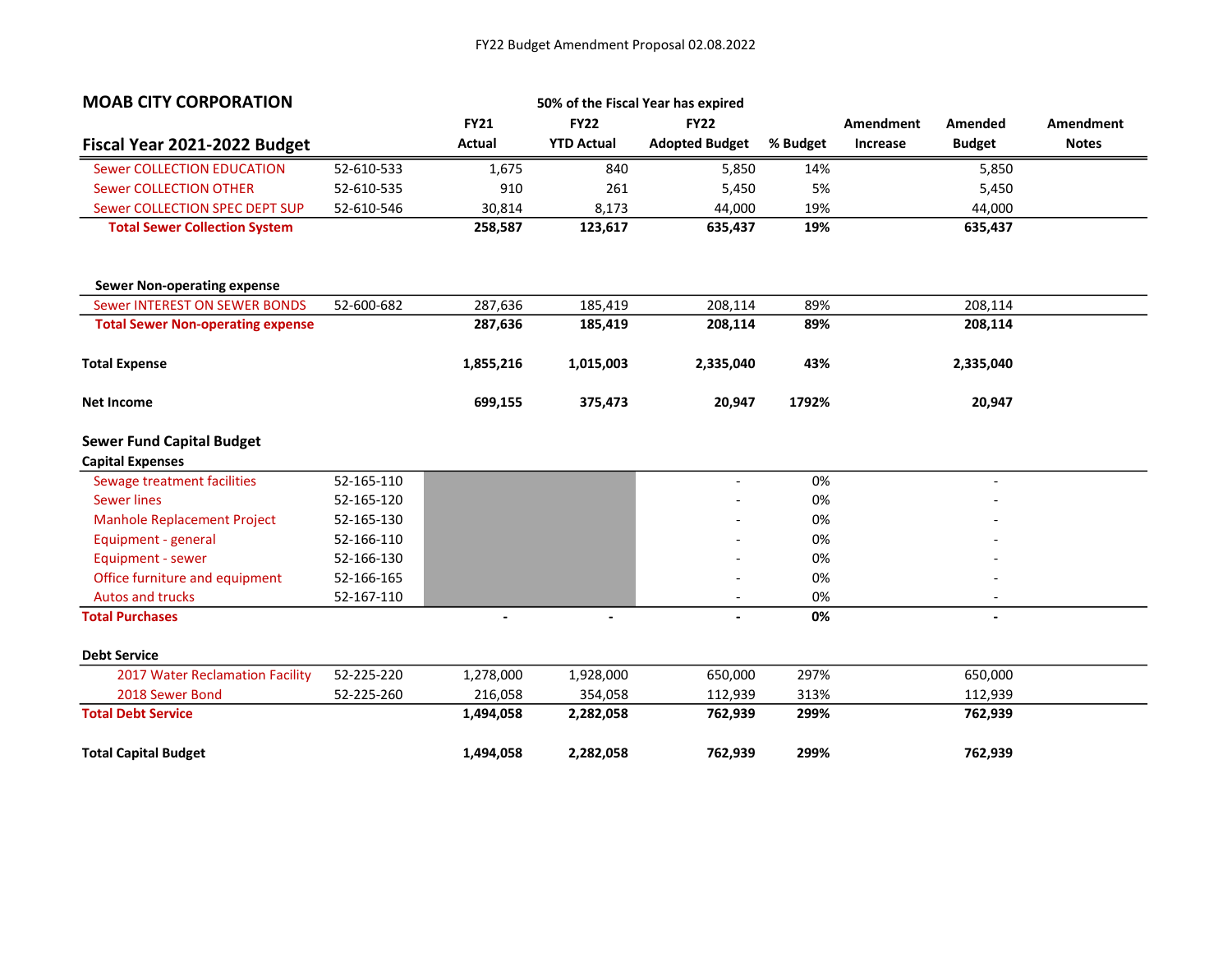FY22 Budget Amendment Proposal 02.08.2022

## MOAB CITY CORPORATION

50% of the Fiscal Year has expired

| Fiscal Year 2021-2022 Budget | | FY21 Actual | FY22 YTD Actual | FY22 Adopted Budget | % Budget | Amendment Increase | Amended Budget | Amendment Notes |
|---|---|---|---|---|---|---|---|---|
| Sewer COLLECTION EDUCATION | 52-610-533 | 1,675 | 840 | 5,850 | 14% | | 5,850 | |
| Sewer COLLECTION OTHER | 52-610-535 | 910 | 261 | 5,450 | 5% | | 5,450 | |
| Sewer COLLECTION SPEC DEPT SUP | 52-610-546 | 30,814 | 8,173 | 44,000 | 19% | | 44,000 | |
| **Total Sewer Collection System** | | **258,587** | **123,617** | **635,437** | **19%** | | **635,437** | |
| | | | | | | | | |
| **Sewer Non-operating expense** | | | | | | | | |
| Sewer INTEREST ON SEWER BONDS | 52-600-682 | 287,636 | 185,419 | 208,114 | 89% | | 208,114 | |
| **Total Sewer Non-operating expense** | | **287,636** | **185,419** | **208,114** | **89%** | | **208,114** | |
| | | | | | | | | |
| **Total Expense** | | **1,855,216** | **1,015,003** | **2,335,040** | **43%** | | **2,335,040** | |
| | | | | | | | | |
| **Net Income** | | **699,155** | **375,473** | **20,947** | **1792%** | | **20,947** | |
| | | | | | | | | |
| **Sewer Fund Capital Budget** | | | | | | | | |
| **Capital Expenses** | | | | | | | | |
| Sewage treatment facilities | 52-165-110 | | | - | 0% | | - | |
| Sewer lines | 52-165-120 | | | - | 0% | | - | |
| Manhole Replacement Project | 52-165-130 | | | - | 0% | | - | |
| Equipment - general | 52-166-110 | | | - | 0% | | - | |
| Equipment - sewer | 52-166-130 | | | - | 0% | | - | |
| Office furniture and equipment | 52-166-165 | | | - | 0% | | - | |
| Autos and trucks | 52-167-110 | | | - | 0% | | - | |
| **Total Purchases** | | **-** | **-** | **-** | **0%** | | **-** | |
| | | | | | | | | |
| **Debt Service** | | | | | | | | |
| 2017 Water Reclamation Facility | 52-225-220 | 1,278,000 | 1,928,000 | 650,000 | 297% | | 650,000 | |
| 2018 Sewer Bond | 52-225-260 | 216,058 | 354,058 | 112,939 | 313% | | 112,939 | |
| **Total Debt Service** | | **1,494,058** | **2,282,058** | **762,939** | **299%** | | **762,939** | |
| | | | | | | | | |
| **Total Capital Budget** | | **1,494,058** | **2,282,058** | **762,939** | **299%** | | **762,939** | |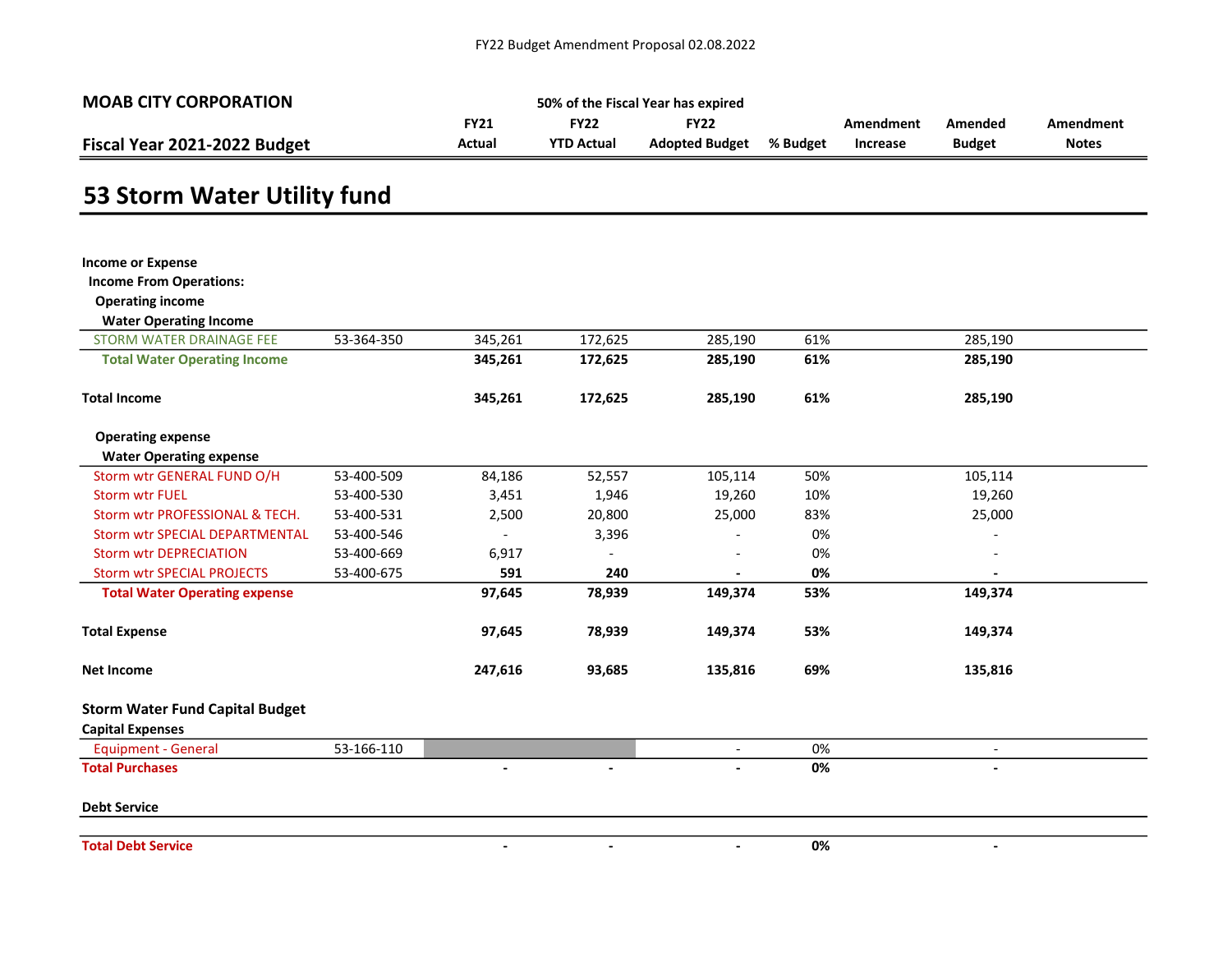FY22 Budget Amendment Proposal 02.08.2022

**MOAB CITY CORPORATION**

**Fiscal Year 2021-2022 Budget**

**50% of the Fiscal Year has expired**

# 53 Storm Water Utility fund

| | | FY21 Actual | FY22 YTD Actual | FY22 Adopted Budget | % Budget | Amendment Increase | Amended Budget | Amendment Notes |
|---|---|---|---|---|---|---|---|---|
| **Income or Expense** | | | | | | | | |
| **Income From Operations:** | | | | | | | | |
| **Operating income** | | | | | | | | |
| **Water Operating Income** | | | | | | | | |
| STORM WATER DRAINAGE FEE | 53-364-350 | 345,261 | 172,625 | 285,190 | 61% | | 285,190 | |
| **Total Water Operating Income** | | **345,261** | **172,625** | **285,190** | **61%** | | **285,190** | |
| **Total Income** | | **345,261** | **172,625** | **285,190** | **61%** | | **285,190** | |
| **Operating expense** | | | | | | | | |
| **Water Operating expense** | | | | | | | | |
| Storm wtr GENERAL FUND O/H | 53-400-509 | 84,186 | 52,557 | 105,114 | 50% | | 105,114 | |
| Storm wtr FUEL | 53-400-530 | 3,451 | 1,946 | 19,260 | 10% | | 19,260 | |
| Storm wtr PROFESSIONAL & TECH. | 53-400-531 | 2,500 | 20,800 | 25,000 | 83% | | 25,000 | |
| Storm wtr SPECIAL DEPARTMENTAL | 53-400-546 | - | 3,396 | - | 0% | | - | |
| Storm wtr DEPRECIATION | 53-400-669 | 6,917 | - | - | 0% | | - | |
| Storm wtr SPECIAL PROJECTS | 53-400-675 | **591** | **240** | **-** | **0%** | | **-** | |
| **Total Water Operating expense** | | **97,645** | **78,939** | **149,374** | **53%** | | **149,374** | |
| **Total Expense** | | **97,645** | **78,939** | **149,374** | **53%** | | **149,374** | |
| **Net Income** | | **247,616** | **93,685** | **135,816** | **69%** | | **135,816** | |
| **Storm Water Fund Capital Budget** | | | | | | | | |
| **Capital Expenses** | | | | | | | | |
| Equipment - General | 53-166-110 | | | - | 0% | | - | |
| **Total Purchases** | | **-** | **-** | **-** | **0%** | | **-** | |
| **Debt Service** | | | | | | | | |
| **Total Debt Service** | | **-** | **-** | **-** | **0%** | | **-** | |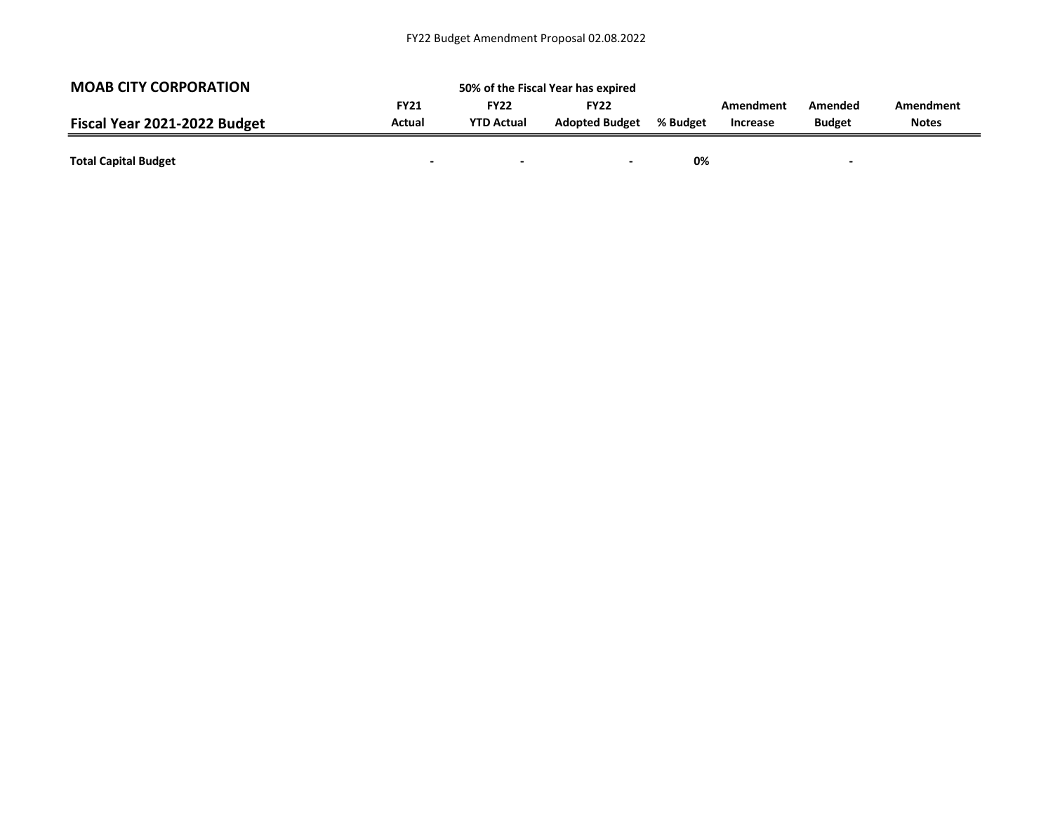| **MOAB CITY CORPORATION** | | **50% of the Fiscal Year has expired** | | | | | |
|---|---|---|---|---|---|---|---|
| **Fiscal Year 2021-2022 Budget** | **FY21 Actual** | **FY22 YTD Actual** | **FY22 Adopted Budget** | **% Budget** | **Amendment Increase** | **Amended Budget** | **Amendment Notes** |
| **Total Capital Budget** | **-** | **-** | **-** | **0%** | | **-** | |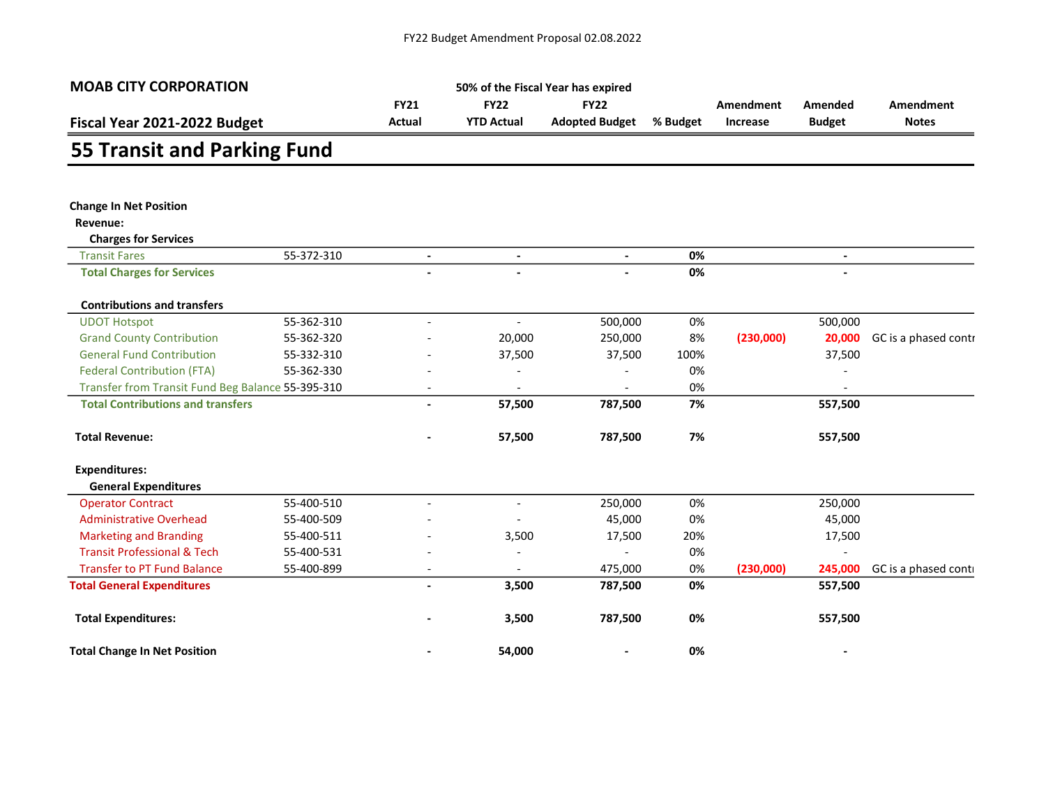FY22 Budget Amendment Proposal 02.08.2022

**MOAB CITY CORPORATION**

**Fiscal Year 2021-2022 Budget**

**50% of the Fiscal Year has expired**

# 55 Transit and Parking Fund

| | Account | FY21 Actual | FY22 YTD Actual | FY22 Adopted Budget | % Budget | Amendment Increase | Amended Budget | Amendment Notes |
|---|---|---|---|---|---|---|---|---|
| **Change In Net Position** | | | | | | | | |
| **Revenue:** | | | | | | | | |
| **Charges for Services** | | | | | | | | |
| Transit Fares | 55-372-310 | - | - | - | 0% | | - | |
| **Total Charges for Services** | | **-** | **-** | **-** | **0%** | | **-** | |
| **Contributions and transfers** | | | | | | | | |
| UDOT Hotspot | 55-362-310 | - | - | 500,000 | 0% | | 500,000 | |
| Grand County Contribution | 55-362-320 | - | 20,000 | 250,000 | 8% | (230,000) | 20,000 | GC is a phased contr |
| General Fund Contribution | 55-332-310 | - | 37,500 | 37,500 | 100% | | 37,500 | |
| Federal Contribution (FTA) | 55-362-330 | - | - | - | 0% | | - | |
| Transfer from Transit Fund Beg Balance | 55-395-310 | - | - | - | 0% | | - | |
| **Total Contributions and transfers** | | **-** | **57,500** | **787,500** | **7%** | | **557,500** | |
| **Total Revenue:** | | **-** | **57,500** | **787,500** | **7%** | | **557,500** | |
| **Expenditures:** | | | | | | | | |
| **General Expenditures** | | | | | | | | |
| Operator Contract | 55-400-510 | - | - | 250,000 | 0% | | 250,000 | |
| Administrative Overhead | 55-400-509 | - | - | 45,000 | 0% | | 45,000 | |
| Marketing and Branding | 55-400-511 | - | 3,500 | 17,500 | 20% | | 17,500 | |
| Transit Professional & Tech | 55-400-531 | - | - | - | 0% | | - | |
| Transfer to PT Fund Balance | 55-400-899 | - | - | 475,000 | 0% | (230,000) | 245,000 | GC is a phased cont |
| **Total General Expenditures** | | **-** | **3,500** | **787,500** | **0%** | | **557,500** | |
| **Total Expenditures:** | | **-** | **3,500** | **787,500** | **0%** | | **557,500** | |
| **Total Change In Net Position** | | **-** | **54,000** | **-** | **0%** | | **-** | |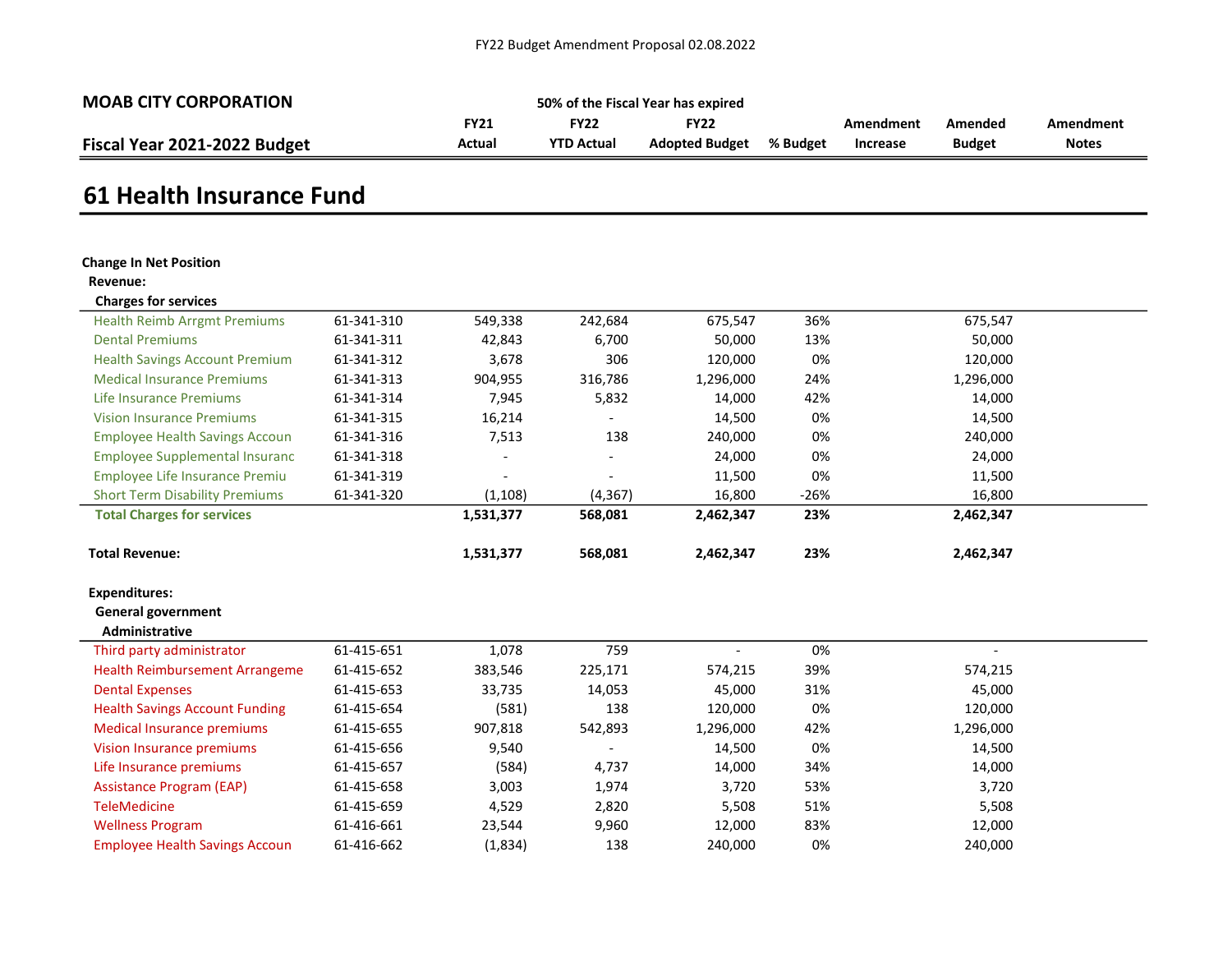FY22 Budget Amendment Proposal 02.08.2022

**MOAB CITY CORPORATION**

**Fiscal Year 2021-2022 Budget**

50% of the Fiscal Year has expired

# 61 Health Insurance Fund

| | | FY21 Actual | FY22 YTD Actual | FY22 Adopted Budget | % Budget | Amendment Increase | Amended Budget | Amendment Notes |
|---|---|---|---|---|---|---|---|---|
| **Change In Net Position** | | | | | | | | |
| **Revenue:** | | | | | | | | |
| **Charges for services** | | | | | | | | |
| Health Reimb Arrgmt Premiums | 61-341-310 | 549,338 | 242,684 | 675,547 | 36% | | 675,547 | |
| Dental Premiums | 61-341-311 | 42,843 | 6,700 | 50,000 | 13% | | 50,000 | |
| Health Savings Account Premium | 61-341-312 | 3,678 | 306 | 120,000 | 0% | | 120,000 | |
| Medical Insurance Premiums | 61-341-313 | 904,955 | 316,786 | 1,296,000 | 24% | | 1,296,000 | |
| Life Insurance Premiums | 61-341-314 | 7,945 | 5,832 | 14,000 | 42% | | 14,000 | |
| Vision Insurance Premiums | 61-341-315 | 16,214 | - | 14,500 | 0% | | 14,500 | |
| Employee Health Savings Accoun | 61-341-316 | 7,513 | 138 | 240,000 | 0% | | 240,000 | |
| Employee Supplemental Insuranc | 61-341-318 | - | - | 24,000 | 0% | | 24,000 | |
| Employee Life Insurance Premiu | 61-341-319 | - | - | 11,500 | 0% | | 11,500 | |
| Short Term Disability Premiums | 61-341-320 | (1,108) | (4,367) | 16,800 | -26% | | 16,800 | |
| **Total Charges for services** | | **1,531,377** | **568,081** | **2,462,347** | **23%** | | **2,462,347** | |
| **Total Revenue:** | | **1,531,377** | **568,081** | **2,462,347** | **23%** | | **2,462,347** | |
| **Expenditures:** | | | | | | | | |
| **General government** | | | | | | | | |
| **Administrative** | | | | | | | | |
| Third party administrator | 61-415-651 | 1,078 | 759 | - | 0% | | - | |
| Health Reimbursement Arrangeme | 61-415-652 | 383,546 | 225,171 | 574,215 | 39% | | 574,215 | |
| Dental Expenses | 61-415-653 | 33,735 | 14,053 | 45,000 | 31% | | 45,000 | |
| Health Savings Account Funding | 61-415-654 | (581) | 138 | 120,000 | 0% | | 120,000 | |
| Medical Insurance premiums | 61-415-655 | 907,818 | 542,893 | 1,296,000 | 42% | | 1,296,000 | |
| Vision Insurance premiums | 61-415-656 | 9,540 | - | 14,500 | 0% | | 14,500 | |
| Life Insurance premiums | 61-415-657 | (584) | 4,737 | 14,000 | 34% | | 14,000 | |
| Assistance Program (EAP) | 61-415-658 | 3,003 | 1,974 | 3,720 | 53% | | 3,720 | |
| TeleMedicine | 61-415-659 | 4,529 | 2,820 | 5,508 | 51% | | 5,508 | |
| Wellness Program | 61-416-661 | 23,544 | 9,960 | 12,000 | 83% | | 12,000 | |
| Employee Health Savings Accoun | 61-416-662 | (1,834) | 138 | 240,000 | 0% | | 240,000 | |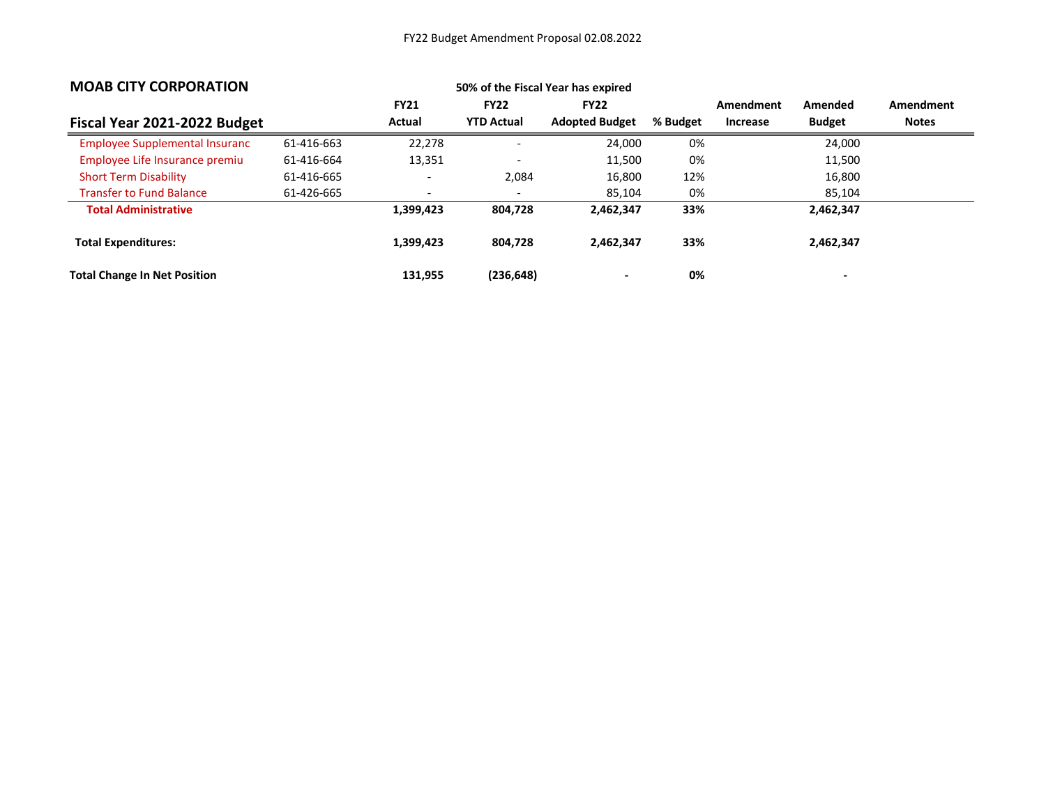FY22 Budget Amendment Proposal 02.08.2022

| MOAB CITY CORPORATION | | 50% of the Fiscal Year has expired | | | | | | |
|---|---|---|---|---|---|---|---|---|
| **Fiscal Year 2021-2022 Budget** | | **FY21 Actual** | **FY22 YTD Actual** | **FY22 Adopted Budget** | **% Budget** | **Amendment Increase** | **Amended Budget** | **Amendment Notes** |
| Employee Supplemental Insuranc | 61-416-663 | 22,278 | - | 24,000 | 0% | | 24,000 | |
| Employee Life Insurance premiu | 61-416-664 | 13,351 | - | 11,500 | 0% | | 11,500 | |
| Short Term Disability | 61-416-665 | - | 2,084 | 16,800 | 12% | | 16,800 | |
| Transfer to Fund Balance | 61-426-665 | - | - | 85,104 | 0% | | 85,104 | |
| **Total Administrative** | | **1,399,423** | **804,728** | **2,462,347** | **33%** | | **2,462,347** | |
| **Total Expenditures:** | | **1,399,423** | **804,728** | **2,462,347** | **33%** | | **2,462,347** | |
| **Total Change In Net Position** | | **131,955** | **(236,648)** | **-** | **0%** | | **-** | |